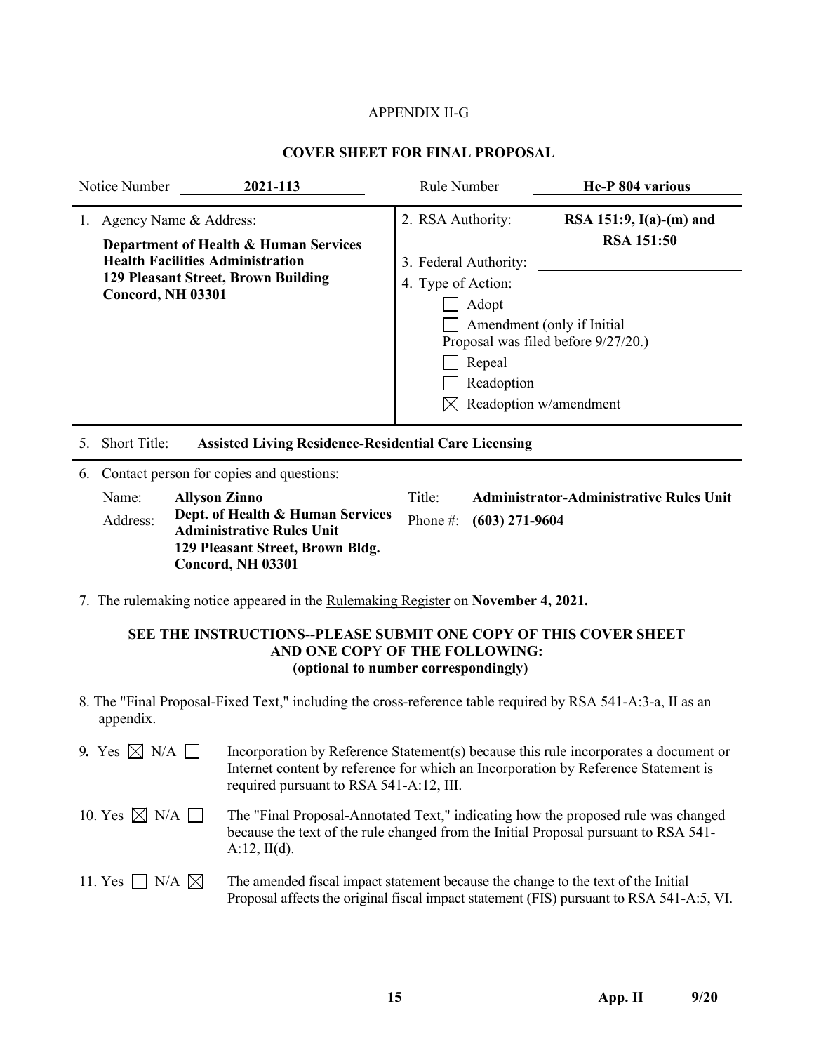APPENDIX II-G

## COVER SHEET FOR FINAL PROPOSAL

Notice Number **2021-113** Rule Number **He-P 804 various**

1. Agency Name & Address:

   **Department of Health & Human Services**
   **Health Facilities Administration**
   **129 Pleasant Street, Brown Building**
   **Concord, NH 03301**

2. RSA Authority: **RSA 151:9, I(a)-(m) and RSA 151:50**

3. Federal Authority:

4. Type of Action:
   - ☐ Adopt
   - ☐ Amendment (only if Initial Proposal was filed before 9/27/20.)
   - ☐ Repeal
   - ☐ Readoption
   - ☒ Readoption w/amendment

5. Short Title: **Assisted Living Residence-Residential Care Licensing**

6. Contact person for copies and questions:

   Name: **Allyson Zinno**
   Title: **Administrator-Administrative Rules Unit**
   Address: **Dept. of Health & Human Services**
   **Administrative Rules Unit**
   **129 Pleasant Street, Brown Bldg.**
   **Concord, NH 03301**
   Phone #: **(603) 271-9604**

7. The rulemaking notice appeared in the Rulemaking Register on **November 4, 2021.**

**SEE THE INSTRUCTIONS--PLEASE SUBMIT ONE COPY OF THIS COVER SHEET AND ONE COPY OF THE FOLLOWING: (optional to number correspondingly)**

8. The "Final Proposal-Fixed Text," including the cross-reference table required by RSA 541-A:3-a, II as an appendix.

9. Yes ☒ N/A ☐ Incorporation by Reference Statement(s) because this rule incorporates a document or Internet content by reference for which an Incorporation by Reference Statement is required pursuant to RSA 541-A:12, III.

10. Yes ☒ N/A ☐ The "Final Proposal-Annotated Text," indicating how the proposed rule was changed because the text of the rule changed from the Initial Proposal pursuant to RSA 541-A:12, II(d).

11. Yes ☐ N/A ☒ The amended fiscal impact statement because the change to the text of the Initial Proposal affects the original fiscal impact statement (FIS) pursuant to RSA 541-A:5, VI.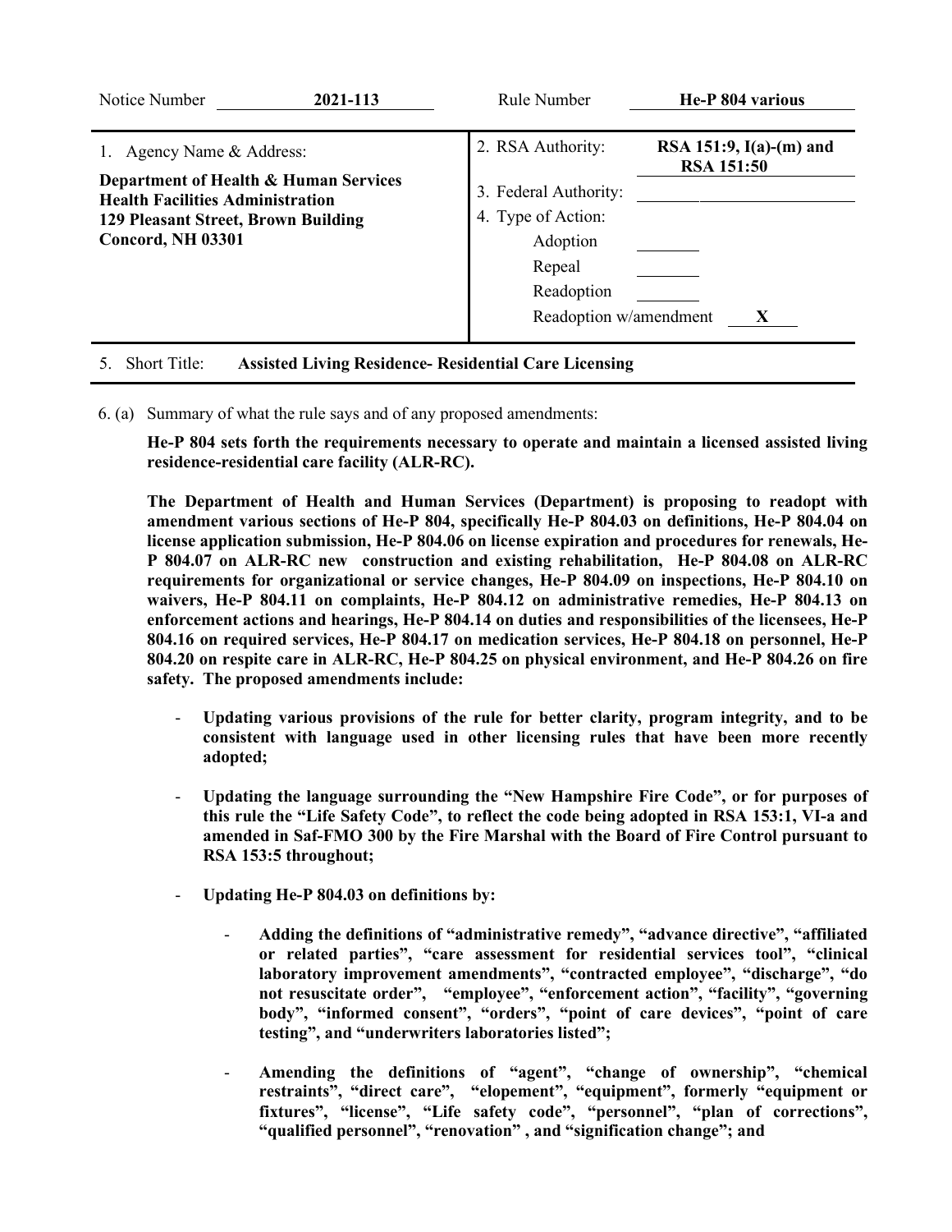| Notice Number | **2021-113** | Rule Number | **He-P 804 various** |
|---|---|---|---|

| 1. Agency Name & Address: | 2. RSA Authority: | **RSA 151:9, I(a)-(m) and RSA 151:50** |
|---|---|---|
| **Department of Health & Human Services** | 3. Federal Authority: | |
| **Health Facilities Administration** | 4. Type of Action: | |
| **129 Pleasant Street, Brown Building** | Adoption | |
| **Concord, NH 03301** | Repeal | |
| | Readoption | |
| | Readoption w/amendment | **X** |

5. Short Title: **Assisted Living Residence- Residential Care Licensing**

6. (a) Summary of what the rule says and of any proposed amendments:

**He-P 804 sets forth the requirements necessary to operate and maintain a licensed assisted living residence-residential care facility (ALR-RC).**

**The Department of Health and Human Services (Department) is proposing to readopt with amendment various sections of He-P 804, specifically He-P 804.03 on definitions, He-P 804.04 on license application submission, He-P 804.06 on license expiration and procedures for renewals, He-P 804.07 on ALR-RC new construction and existing rehabilitation, He-P 804.08 on ALR-RC requirements for organizational or service changes, He-P 804.09 on inspections, He-P 804.10 on waivers, He-P 804.11 on complaints, He-P 804.12 on administrative remedies, He-P 804.13 on enforcement actions and hearings, He-P 804.14 on duties and responsibilities of the licensees, He-P 804.16 on required services, He-P 804.17 on medication services, He-P 804.18 on personnel, He-P 804.20 on respite care in ALR-RC, He-P 804.25 on physical environment, and He-P 804.26 on fire safety. The proposed amendments include:**

- **Updating various provisions of the rule for better clarity, program integrity, and to be consistent with language used in other licensing rules that have been more recently adopted;**

- **Updating the language surrounding the "New Hampshire Fire Code", or for purposes of this rule the "Life Safety Code", to reflect the code being adopted in RSA 153:1, VI-a and amended in Saf-FMO 300 by the Fire Marshal with the Board of Fire Control pursuant to RSA 153:5 throughout;**

- **Updating He-P 804.03 on definitions by:**

    - **Adding the definitions of "administrative remedy", "advance directive", "affiliated or related parties", "care assessment for residential services tool", "clinical laboratory improvement amendments", "contracted employee", "discharge", "do not resuscitate order", "employee", "enforcement action", "facility", "governing body", "informed consent", "orders", "point of care devices", "point of care testing", and "underwriters laboratories listed";**

    - **Amending the definitions of "agent", "change of ownership", "chemical restraints", "direct care", "elopement", "equipment", formerly "equipment or fixtures", "license", "Life safety code", "personnel", "plan of corrections", "qualified personnel", "renovation" , and "signification change"; and**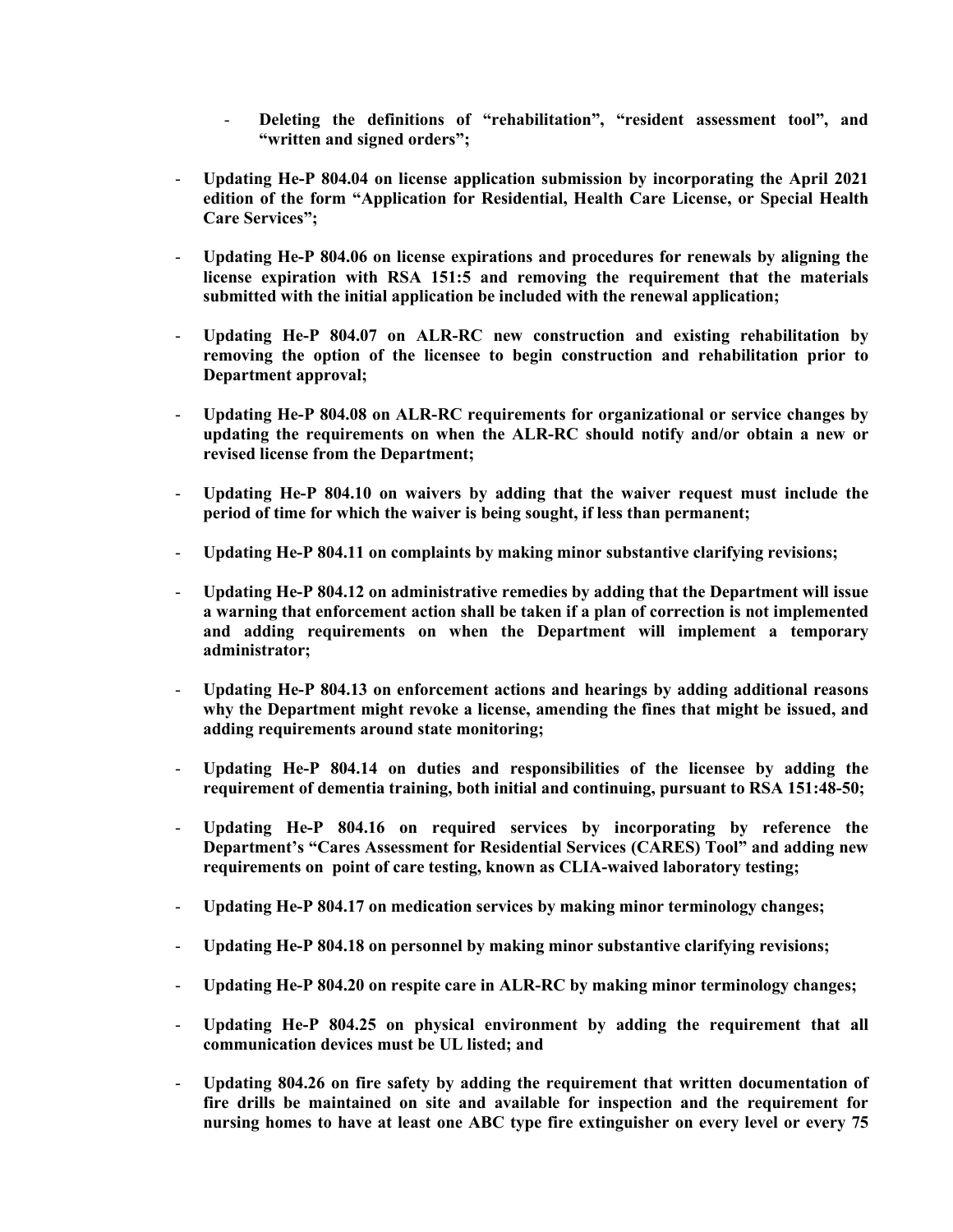- **Deleting the definitions of "rehabilitation", "resident assessment tool", and "written and signed orders";**

- **Updating He-P 804.04 on license application submission by incorporating the April 2021 edition of the form "Application for Residential, Health Care License, or Special Health Care Services";**

- **Updating He-P 804.06 on license expirations and procedures for renewals by aligning the license expiration with RSA 151:5 and removing the requirement that the materials submitted with the initial application be included with the renewal application;**

- **Updating He-P 804.07 on ALR-RC new construction and existing rehabilitation by removing the option of the licensee to begin construction and rehabilitation prior to Department approval;**

- **Updating He-P 804.08 on ALR-RC requirements for organizational or service changes by updating the requirements on when the ALR-RC should notify and/or obtain a new or revised license from the Department;**

- **Updating He-P 804.10 on waivers by adding that the waiver request must include the period of time for which the waiver is being sought, if less than permanent;**

- **Updating He-P 804.11 on complaints by making minor substantive clarifying revisions;**

- **Updating He-P 804.12 on administrative remedies by adding that the Department will issue a warning that enforcement action shall be taken if a plan of correction is not implemented and adding requirements on when the Department will implement a temporary administrator;**

- **Updating He-P 804.13 on enforcement actions and hearings by adding additional reasons why the Department might revoke a license, amending the fines that might be issued, and adding requirements around state monitoring;**

- **Updating He-P 804.14 on duties and responsibilities of the licensee by adding the requirement of dementia training, both initial and continuing, pursuant to RSA 151:48-50;**

- **Updating He-P 804.16 on required services by incorporating by reference the Department's "Cares Assessment for Residential Services (CARES) Tool" and adding new requirements on point of care testing, known as CLIA-waived laboratory testing;**

- **Updating He-P 804.17 on medication services by making minor terminology changes;**

- **Updating He-P 804.18 on personnel by making minor substantive clarifying revisions;**

- **Updating He-P 804.20 on respite care in ALR-RC by making minor terminology changes;**

- **Updating He-P 804.25 on physical environment by adding the requirement that all communication devices must be UL listed; and**

- **Updating 804.26 on fire safety by adding the requirement that written documentation of fire drills be maintained on site and available for inspection and the requirement for nursing homes to have at least one ABC type fire extinguisher on every level or every 75**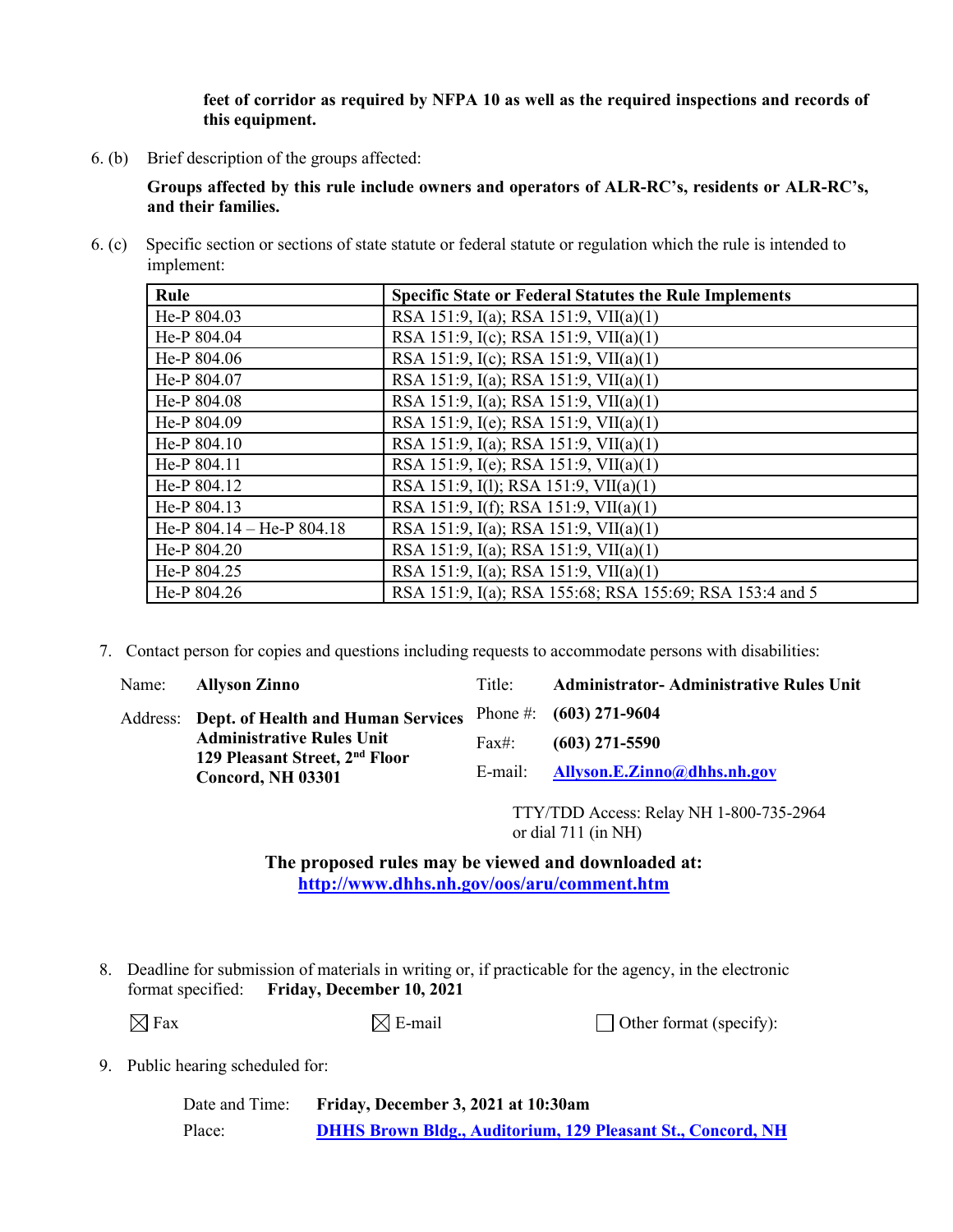**feet of corridor as required by NFPA 10 as well as the required inspections and records of this equipment.**

6. (b) Brief description of the groups affected:

**Groups affected by this rule include owners and operators of ALR-RC's, residents or ALR-RC's, and their families.**

6. (c) Specific section or sections of state statute or federal statute or regulation which the rule is intended to implement:

| Rule | Specific State or Federal Statutes the Rule Implements |
|---|---|
| He-P 804.03 | RSA 151:9, I(a); RSA 151:9, VII(a)(1) |
| He-P 804.04 | RSA 151:9, I(c); RSA 151:9, VII(a)(1) |
| He-P 804.06 | RSA 151:9, I(c); RSA 151:9, VII(a)(1) |
| He-P 804.07 | RSA 151:9, I(a); RSA 151:9, VII(a)(1) |
| He-P 804.08 | RSA 151:9, I(a); RSA 151:9, VII(a)(1) |
| He-P 804.09 | RSA 151:9, I(e); RSA 151:9, VII(a)(1) |
| He-P 804.10 | RSA 151:9, I(a); RSA 151:9, VII(a)(1) |
| He-P 804.11 | RSA 151:9, I(e); RSA 151:9, VII(a)(1) |
| He-P 804.12 | RSA 151:9, I(l); RSA 151:9, VII(a)(1) |
| He-P 804.13 | RSA 151:9, I(f); RSA 151:9, VII(a)(1) |
| He-P 804.14 – He-P 804.18 | RSA 151:9, I(a); RSA 151:9, VII(a)(1) |
| He-P 804.20 | RSA 151:9, I(a); RSA 151:9, VII(a)(1) |
| He-P 804.25 | RSA 151:9, I(a); RSA 151:9, VII(a)(1) |
| He-P 804.26 | RSA 151:9, I(a); RSA 155:68; RSA 155:69; RSA 153:4 and 5 |

7. Contact person for copies and questions including requests to accommodate persons with disabilities:

Name: **Allyson Zinno**
Title: **Administrator- Administrative Rules Unit**

Address: **Dept. of Health and Human Services**
**Administrative Rules Unit**
**129 Pleasant Street, 2nd Floor**
**Concord, NH 03301**

Phone #: **(603) 271-9604**
Fax#: **(603) 271-5590**
E-mail: **Allyson.E.Zinno@dhhs.nh.gov**

TTY/TDD Access: Relay NH 1-800-735-2964 or dial 711 (in NH)

**The proposed rules may be viewed and downloaded at:**
**http://www.dhhs.nh.gov/oos/aru/comment.htm**

8. Deadline for submission of materials in writing or, if practicable for the agency, in the electronic format specified: **Friday, December 10, 2021**

☒ Fax ☒ E-mail ☐ Other format (specify):

9. Public hearing scheduled for:

Date and Time: **Friday, December 3, 2021 at 10:30am**
Place: **DHHS Brown Bldg., Auditorium, 129 Pleasant St., Concord, NH**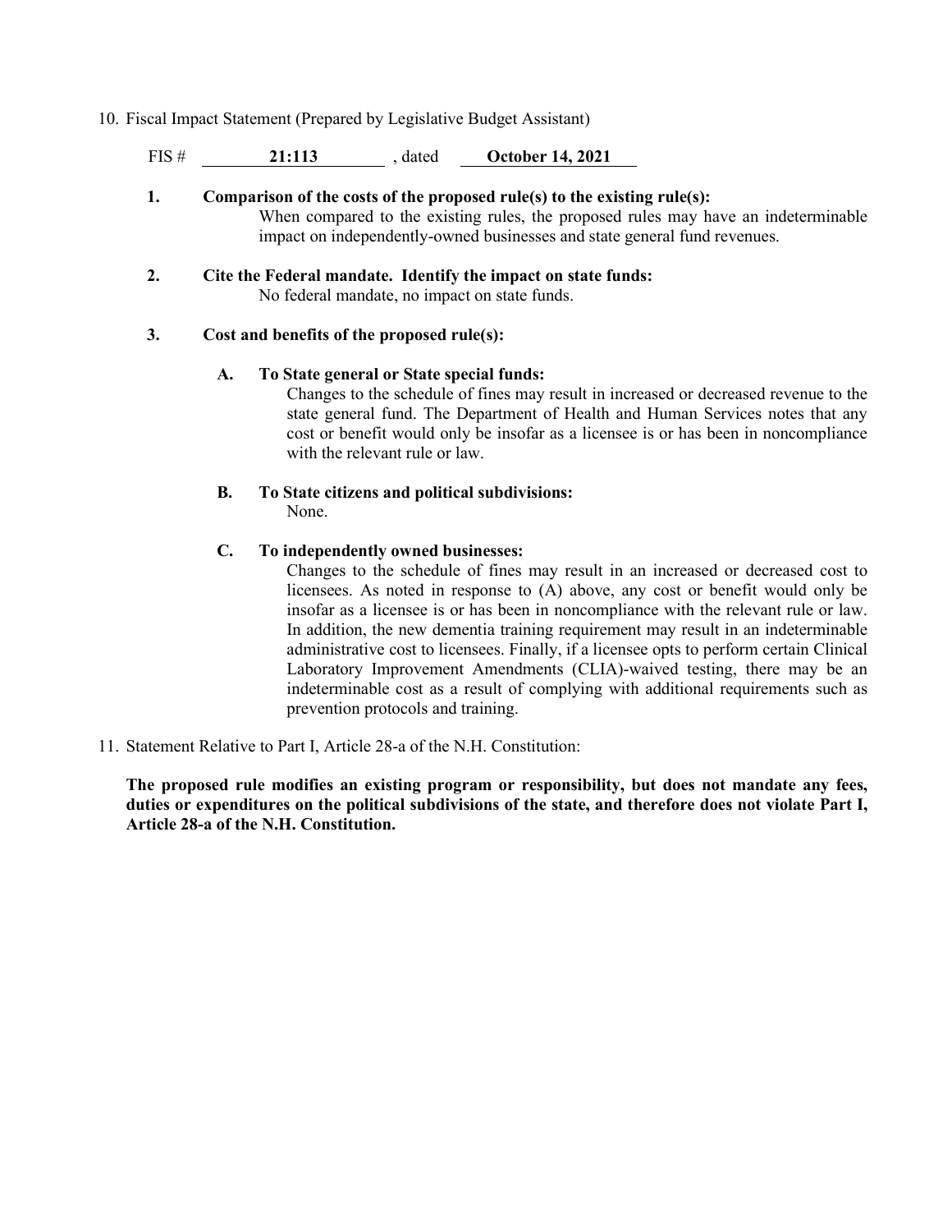10. Fiscal Impact Statement (Prepared by Legislative Budget Assistant)

FIS # **21:113** , dated **October 14, 2021**

**1. Comparison of the costs of the proposed rule(s) to the existing rule(s):**

When compared to the existing rules, the proposed rules may have an indeterminable impact on independently-owned businesses and state general fund revenues.

**2. Cite the Federal mandate. Identify the impact on state funds:**

No federal mandate, no impact on state funds.

**3. Cost and benefits of the proposed rule(s):**

**A. To State general or State special funds:**

Changes to the schedule of fines may result in increased or decreased revenue to the state general fund. The Department of Health and Human Services notes that any cost or benefit would only be insofar as a licensee is or has been in noncompliance with the relevant rule or law.

**B. To State citizens and political subdivisions:**

None.

**C. To independently owned businesses:**

Changes to the schedule of fines may result in an increased or decreased cost to licensees. As noted in response to (A) above, any cost or benefit would only be insofar as a licensee is or has been in noncompliance with the relevant rule or law. In addition, the new dementia training requirement may result in an indeterminable administrative cost to licensees. Finally, if a licensee opts to perform certain Clinical Laboratory Improvement Amendments (CLIA)-waived testing, there may be an indeterminable cost as a result of complying with additional requirements such as prevention protocols and training.

11. Statement Relative to Part I, Article 28-a of the N.H. Constitution:

**The proposed rule modifies an existing program or responsibility, but does not mandate any fees, duties or expenditures on the political subdivisions of the state, and therefore does not violate Part I, Article 28-a of the N.H. Constitution.**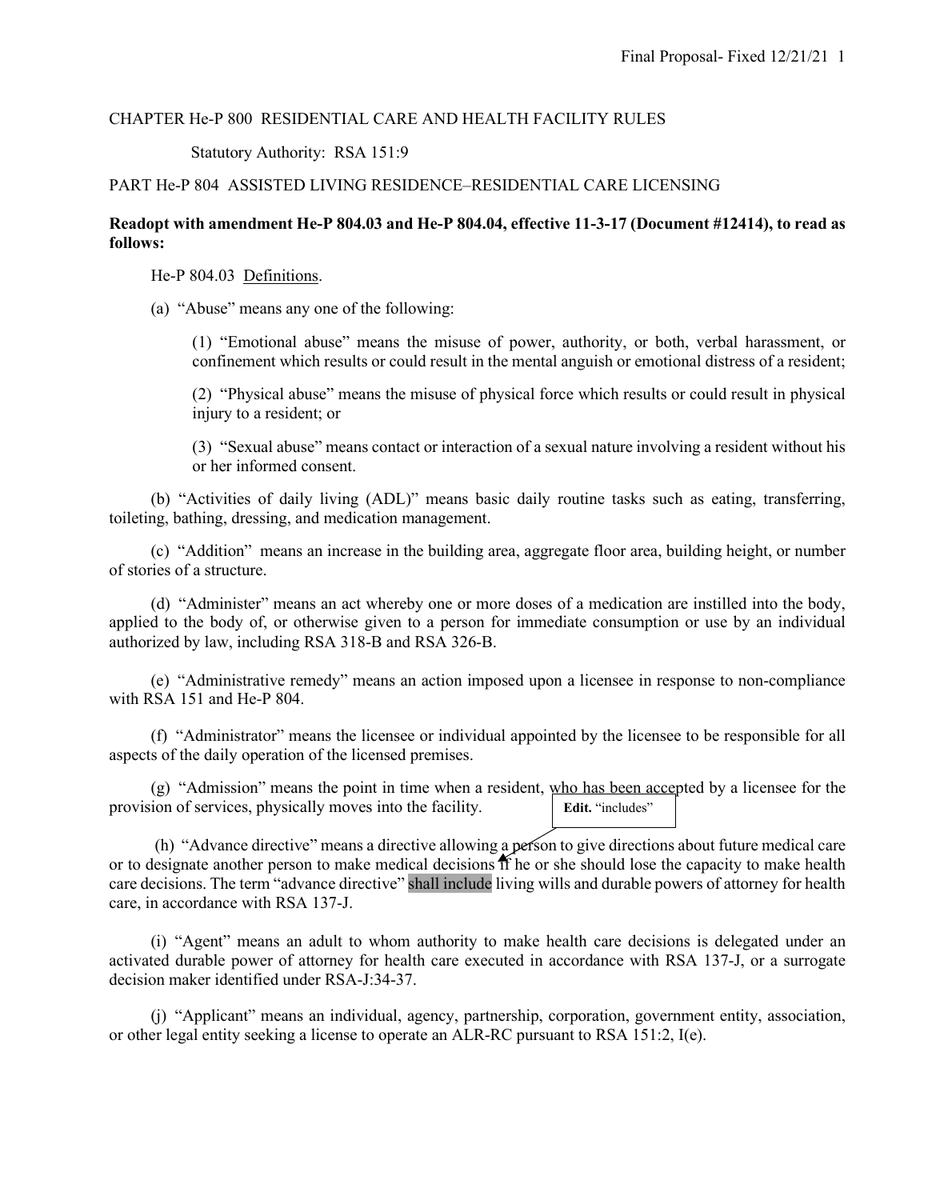CHAPTER He-P 800 RESIDENTIAL CARE AND HEALTH FACILITY RULES

Statutory Authority: RSA 151:9

PART He-P 804 ASSISTED LIVING RESIDENCE–RESIDENTIAL CARE LICENSING

**Readopt with amendment He-P 804.03 and He-P 804.04, effective 11-3-17 (Document #12414), to read as follows:**

He-P 804.03 Definitions.

(a) "Abuse" means any one of the following:

(1) "Emotional abuse" means the misuse of power, authority, or both, verbal harassment, or confinement which results or could result in the mental anguish or emotional distress of a resident;

(2) "Physical abuse" means the misuse of physical force which results or could result in physical injury to a resident; or

(3) "Sexual abuse" means contact or interaction of a sexual nature involving a resident without his or her informed consent.

(b) "Activities of daily living (ADL)" means basic daily routine tasks such as eating, transferring, toileting, bathing, dressing, and medication management.

(c) "Addition" means an increase in the building area, aggregate floor area, building height, or number of stories of a structure.

(d) "Administer" means an act whereby one or more doses of a medication are instilled into the body, applied to the body of, or otherwise given to a person for immediate consumption or use by an individual authorized by law, including RSA 318-B and RSA 326-B.

(e) "Administrative remedy" means an action imposed upon a licensee in response to non-compliance with RSA 151 and He-P 804.

(f) "Administrator" means the licensee or individual appointed by the licensee to be responsible for all aspects of the daily operation of the licensed premises.

(g) "Admission" means the point in time when a resident, who has been accepted by a licensee for the provision of services, physically moves into the facility.

**Edit.** "includes"

(h) "Advance directive" means a directive allowing a person to give directions about future medical care or to designate another person to make medical decisions if he or she should lose the capacity to make health care decisions. The term "advance directive" shall include living wills and durable powers of attorney for health care, in accordance with RSA 137-J.

(i) "Agent" means an adult to whom authority to make health care decisions is delegated under an activated durable power of attorney for health care executed in accordance with RSA 137-J, or a surrogate decision maker identified under RSA-J:34-37.

(j) "Applicant" means an individual, agency, partnership, corporation, government entity, association, or other legal entity seeking a license to operate an ALR-RC pursuant to RSA 151:2, I(e).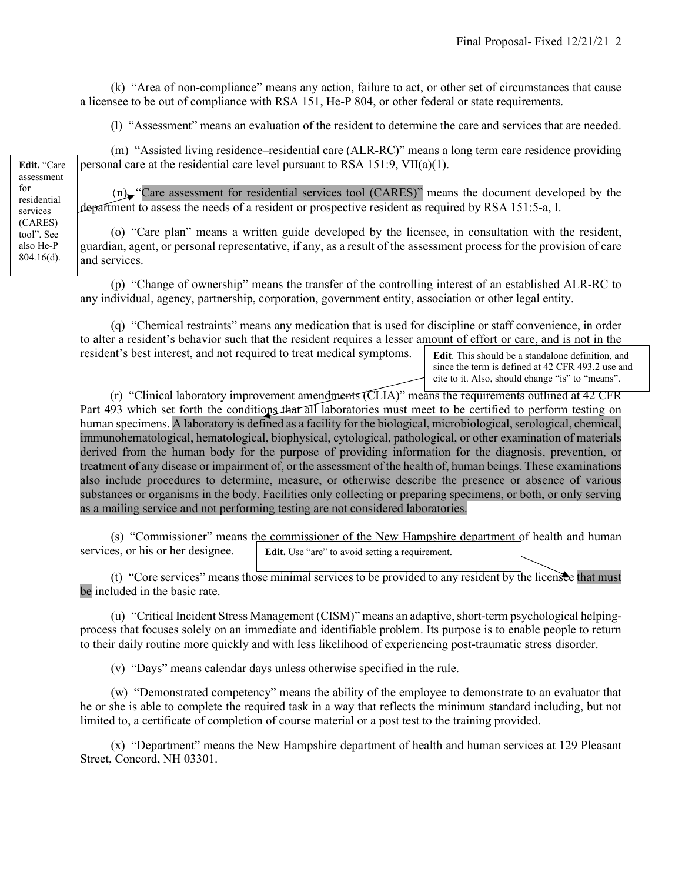(k) "Area of non-compliance" means any action, failure to act, or other set of circumstances that cause a licensee to be out of compliance with RSA 151, He-P 804, or other federal or state requirements.

(l) "Assessment" means an evaluation of the resident to determine the care and services that are needed.

(m) "Assisted living residence–residential care (ALR-RC)" means a long term care residence providing personal care at the residential care level pursuant to RSA 151:9, VII(a)(1).

> **Edit.** "Care assessment for residential services (CARES) tool". See also He-P 804.16(d).

(n) "Care assessment for residential services tool (CARES)" means the document developed by the department to assess the needs of a resident or prospective resident as required by RSA 151:5-a, I.

(o) "Care plan" means a written guide developed by the licensee, in consultation with the resident, guardian, agent, or personal representative, if any, as a result of the assessment process for the provision of care and services.

(p) "Change of ownership" means the transfer of the controlling interest of an established ALR-RC to any individual, agency, partnership, corporation, government entity, association or other legal entity.

(q) "Chemical restraints" means any medication that is used for discipline or staff convenience, in order to alter a resident's behavior such that the resident requires a lesser amount of effort or care, and is not in the resident's best interest, and not required to treat medical symptoms.

> **Edit**. This should be a standalone definition, and since the term is defined at 42 CFR 493.2 use and cite to it. Also, should change "is" to "means".

(r) "Clinical laboratory improvement amendments (CLIA)" means the requirements outlined at 42 CFR Part 493 which set forth the conditions that all laboratories must meet to be certified to perform testing on human specimens. A laboratory is defined as a facility for the biological, microbiological, serological, chemical, immunohematological, hematological, biophysical, cytological, pathological, or other examination of materials derived from the human body for the purpose of providing information for the diagnosis, prevention, or treatment of any disease or impairment of, or the assessment of the health of, human beings. These examinations also include procedures to determine, measure, or otherwise describe the presence or absence of various substances or organisms in the body. Facilities only collecting or preparing specimens, or both, or only serving as a mailing service and not performing testing are not considered laboratories.

(s) "Commissioner" means the commissioner of the New Hampshire department of health and human services, or his or her designee.

> **Edit.** Use "are" to avoid setting a requirement.

(t) "Core services" means those minimal services to be provided to any resident by the licensee that must be included in the basic rate.

(u) "Critical Incident Stress Management (CISM)" means an adaptive, short-term psychological helping-process that focuses solely on an immediate and identifiable problem. Its purpose is to enable people to return to their daily routine more quickly and with less likelihood of experiencing post-traumatic stress disorder.

(v) "Days" means calendar days unless otherwise specified in the rule.

(w) "Demonstrated competency" means the ability of the employee to demonstrate to an evaluator that he or she is able to complete the required task in a way that reflects the minimum standard including, but not limited to, a certificate of completion of course material or a post test to the training provided.

(x) "Department" means the New Hampshire department of health and human services at 129 Pleasant Street, Concord, NH 03301.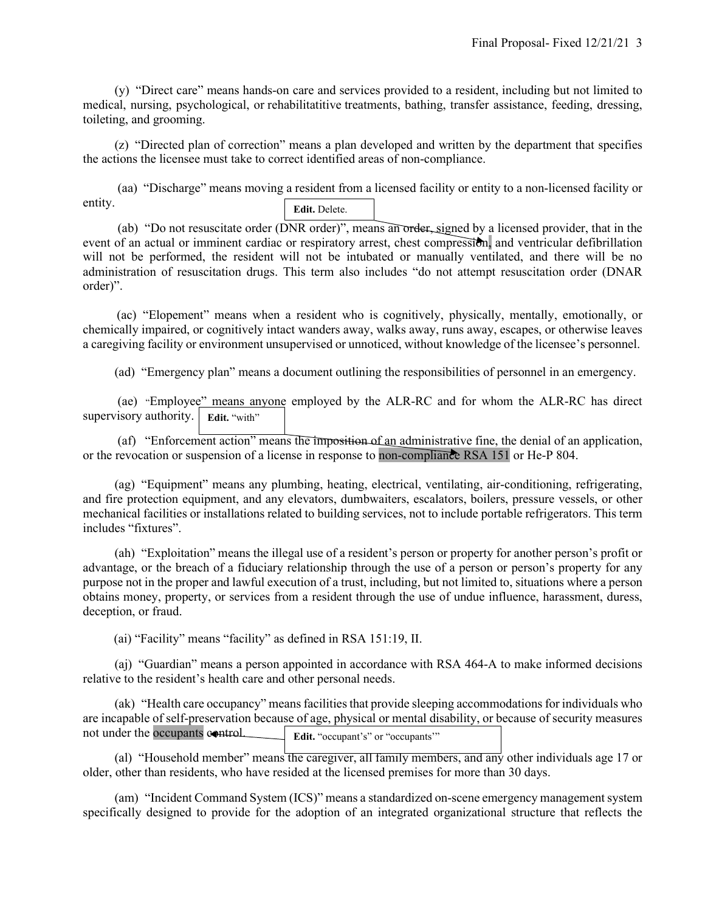(y) "Direct care" means hands-on care and services provided to a resident, including but not limited to medical, nursing, psychological, or rehabilitatitive treatments, bathing, transfer assistance, feeding, dressing, toileting, and grooming.

(z) "Directed plan of correction" means a plan developed and written by the department that specifies the actions the licensee must take to correct identified areas of non-compliance.

(aa) "Discharge" means moving a resident from a licensed facility or entity to a non-licensed facility or entity.

**Edit.** Delete.

(ab) "Do not resuscitate order (DNR order)", means an order, signed by a licensed provider, that in the event of an actual or imminent cardiac or respiratory arrest, chest compression, and ventricular defibrillation will not be performed, the resident will not be intubated or manually ventilated, and there will be no administration of resuscitation drugs. This term also includes "do not attempt resuscitation order (DNAR order)".

(ac) "Elopement" means when a resident who is cognitively, physically, mentally, emotionally, or chemically impaired, or cognitively intact wanders away, walks away, runs away, escapes, or otherwise leaves a caregiving facility or environment unsupervised or unnoticed, without knowledge of the licensee's personnel.

(ad) "Emergency plan" means a document outlining the responsibilities of personnel in an emergency.

(ae) "Employee" means anyone employed by the ALR-RC and for whom the ALR-RC has direct supervisory authority.

**Edit.** "with"

(af) "Enforcement action" means the imposition of an administrative fine, the denial of an application, or the revocation or suspension of a license in response to non-compliance RSA 151 or He-P 804.

(ag) "Equipment" means any plumbing, heating, electrical, ventilating, air-conditioning, refrigerating, and fire protection equipment, and any elevators, dumbwaiters, escalators, boilers, pressure vessels, or other mechanical facilities or installations related to building services, not to include portable refrigerators. This term includes "fixtures".

(ah) "Exploitation" means the illegal use of a resident's person or property for another person's profit or advantage, or the breach of a fiduciary relationship through the use of a person or person's property for any purpose not in the proper and lawful execution of a trust, including, but not limited to, situations where a person obtains money, property, or services from a resident through the use of undue influence, harassment, duress, deception, or fraud.

(ai) "Facility" means "facility" as defined in RSA 151:19, II.

(aj) "Guardian" means a person appointed in accordance with RSA 464-A to make informed decisions relative to the resident's health care and other personal needs.

(ak) "Health care occupancy" means facilities that provide sleeping accommodations for individuals who are incapable of self-preservation because of age, physical or mental disability, or because of security measures not under the occupants control.

**Edit.** "occupant's" or "occupants'"

(al) "Household member" means the caregiver, all family members, and any other individuals age 17 or older, other than residents, who have resided at the licensed premises for more than 30 days.

(am) "Incident Command System (ICS)" means a standardized on-scene emergency management system specifically designed to provide for the adoption of an integrated organizational structure that reflects the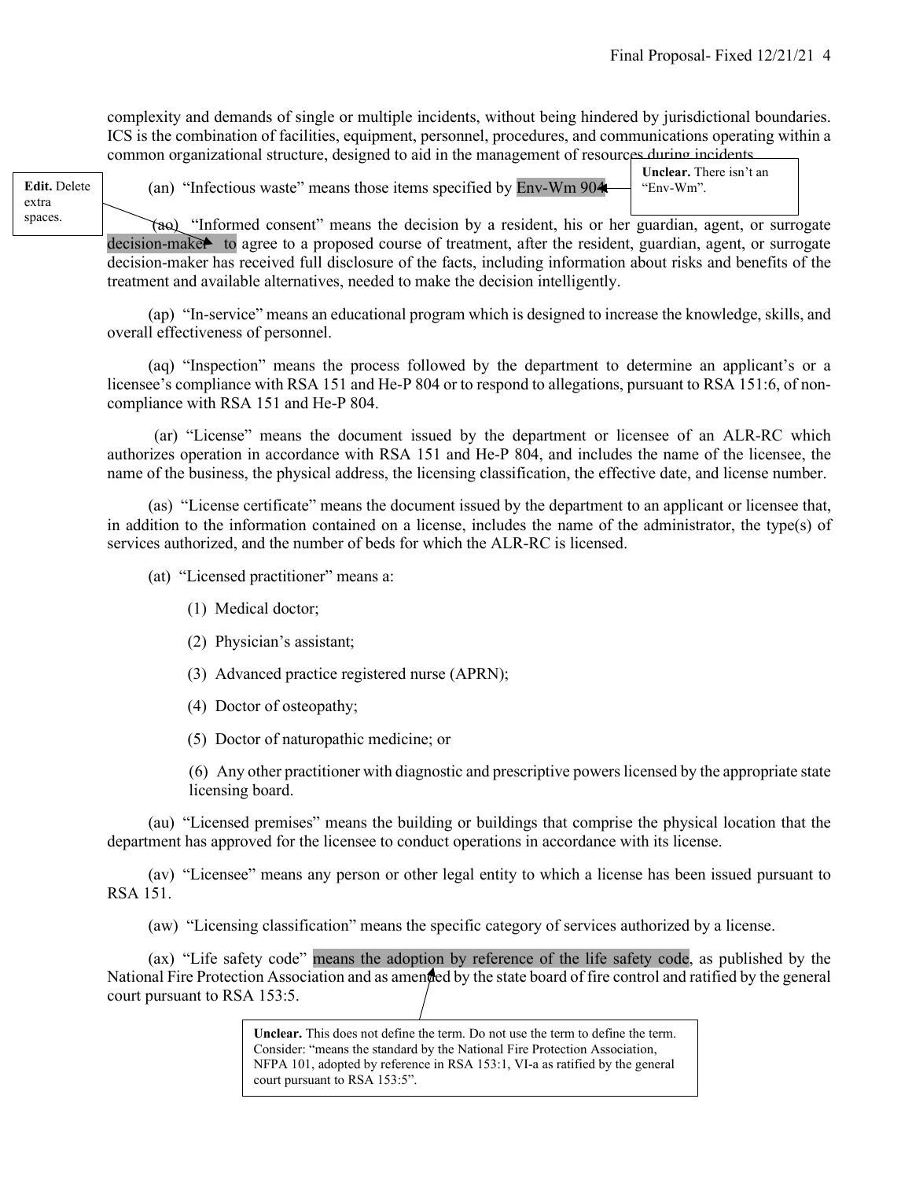complexity and demands of single or multiple incidents, without being hindered by jurisdictional boundaries. ICS is the combination of facilities, equipment, personnel, procedures, and communications operating within a common organizational structure, designed to aid in the management of resources during incidents.

**Edit.** Delete extra spaces.

(an) "Infectious waste" means those items specified by Env-Wm 904.

**Unclear.** There isn't an "Env-Wm".

(ao) "Informed consent" means the decision by a resident, his or her guardian, agent, or surrogate decision-maker  to agree to a proposed course of treatment, after the resident, guardian, agent, or surrogate decision-maker has received full disclosure of the facts, including information about risks and benefits of the treatment and available alternatives, needed to make the decision intelligently.

(ap) "In-service" means an educational program which is designed to increase the knowledge, skills, and overall effectiveness of personnel.

(aq) "Inspection" means the process followed by the department to determine an applicant's or a licensee's compliance with RSA 151 and He-P 804 or to respond to allegations, pursuant to RSA 151:6, of non-compliance with RSA 151 and He-P 804.

(ar) "License" means the document issued by the department or licensee of an ALR-RC which authorizes operation in accordance with RSA 151 and He-P 804, and includes the name of the licensee, the name of the business, the physical address, the licensing classification, the effective date, and license number.

(as) "License certificate" means the document issued by the department to an applicant or licensee that, in addition to the information contained on a license, includes the name of the administrator, the type(s) of services authorized, and the number of beds for which the ALR-RC is licensed.

(at) "Licensed practitioner" means a:

(1) Medical doctor;

(2) Physician's assistant;

(3) Advanced practice registered nurse (APRN);

(4) Doctor of osteopathy;

(5) Doctor of naturopathic medicine; or

(6) Any other practitioner with diagnostic and prescriptive powers licensed by the appropriate state licensing board.

(au) "Licensed premises" means the building or buildings that comprise the physical location that the department has approved for the licensee to conduct operations in accordance with its license.

(av) "Licensee" means any person or other legal entity to which a license has been issued pursuant to RSA 151.

(aw) "Licensing classification" means the specific category of services authorized by a license.

(ax) "Life safety code" means the adoption by reference of the life safety code, as published by the National Fire Protection Association and as amended by the state board of fire control and ratified by the general court pursuant to RSA 153:5.

**Unclear.** This does not define the term. Do not use the term to define the term. Consider: "means the standard by the National Fire Protection Association, NFPA 101, adopted by reference in RSA 153:1, VI-a as ratified by the general court pursuant to RSA 153:5".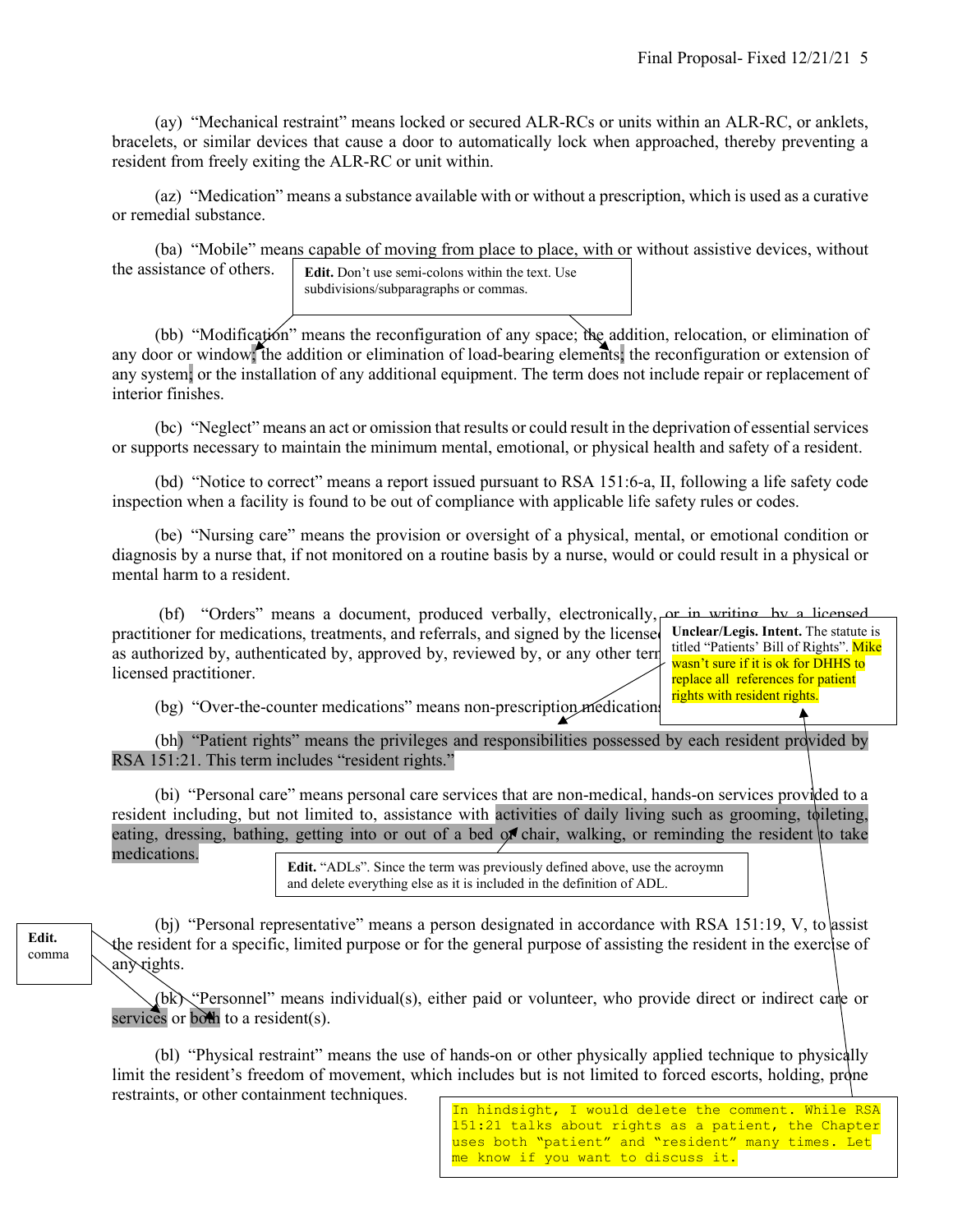(ay) "Mechanical restraint" means locked or secured ALR-RCs or units within an ALR-RC, or anklets, bracelets, or similar devices that cause a door to automatically lock when approached, thereby preventing a resident from freely exiting the ALR-RC or unit within.

(az) "Medication" means a substance available with or without a prescription, which is used as a curative or remedial substance.

(ba) "Mobile" means capable of moving from place to place, with or without assistive devices, without the assistance of others.

> **Edit.** Don't use semi-colons within the text. Use subdivisions/subparagraphs or commas.

(bb) "Modification" means the reconfiguration of any space; the addition, relocation, or elimination of any door or window; the addition or elimination of load-bearing elements; the reconfiguration or extension of any system; or the installation of any additional equipment. The term does not include repair or replacement of interior finishes.

(bc) "Neglect" means an act or omission that results or could result in the deprivation of essential services or supports necessary to maintain the minimum mental, emotional, or physical health and safety of a resident.

(bd) "Notice to correct" means a report issued pursuant to RSA 151:6-a, II, following a life safety code inspection when a facility is found to be out of compliance with applicable life safety rules or codes.

(be) "Nursing care" means the provision or oversight of a physical, mental, or emotional condition or diagnosis by a nurse that, if not monitored on a routine basis by a nurse, would or could result in a physical or mental harm to a resident.

(bf) "Orders" means a document, produced verbally, electronically, or in writing, by a licensed practitioner for medications, treatments, and referrals, and signed by the licensed practitioner as authorized by, authenticated by, approved by, reviewed by, or any other term of the licensed practitioner.

> **Unclear/Legis. Intent.** The statute is titled "Patients' Bill of Rights". Mike wasn't sure if it is ok for DHHS to replace all references for patient rights with resident rights.

(bg) "Over-the-counter medications" means non-prescription medications.

(bh) "Patient rights" means the privileges and responsibilities possessed by each resident provided by RSA 151:21. This term includes "resident rights."

(bi) "Personal care" means personal care services that are non-medical, hands-on services provided to a resident including, but not limited to, assistance with activities of daily living such as grooming, toileting, eating, dressing, bathing, getting into or out of a bed or chair, walking, or reminding the resident to take medications.

> **Edit.** "ADLs". Since the term was previously defined above, use the acroymn and delete everything else as it is included in the definition of ADL.

> **Edit.** comma

(bj) "Personal representative" means a person designated in accordance with RSA 151:19, V, to assist the resident for a specific, limited purpose or for the general purpose of assisting the resident in the exercise of any rights.

(bk) "Personnel" means individual(s), either paid or volunteer, who provide direct or indirect care or services or both to a resident(s).

(bl) "Physical restraint" means the use of hands-on or other physically applied technique to physically limit the resident's freedom of movement, which includes but is not limited to forced escorts, holding, prone restraints, or other containment techniques.

> In hindsight, I would delete the comment. While RSA 151:21 talks about rights as a patient, the Chapter uses both "patient" and "resident" many times. Let me know if you want to discuss it.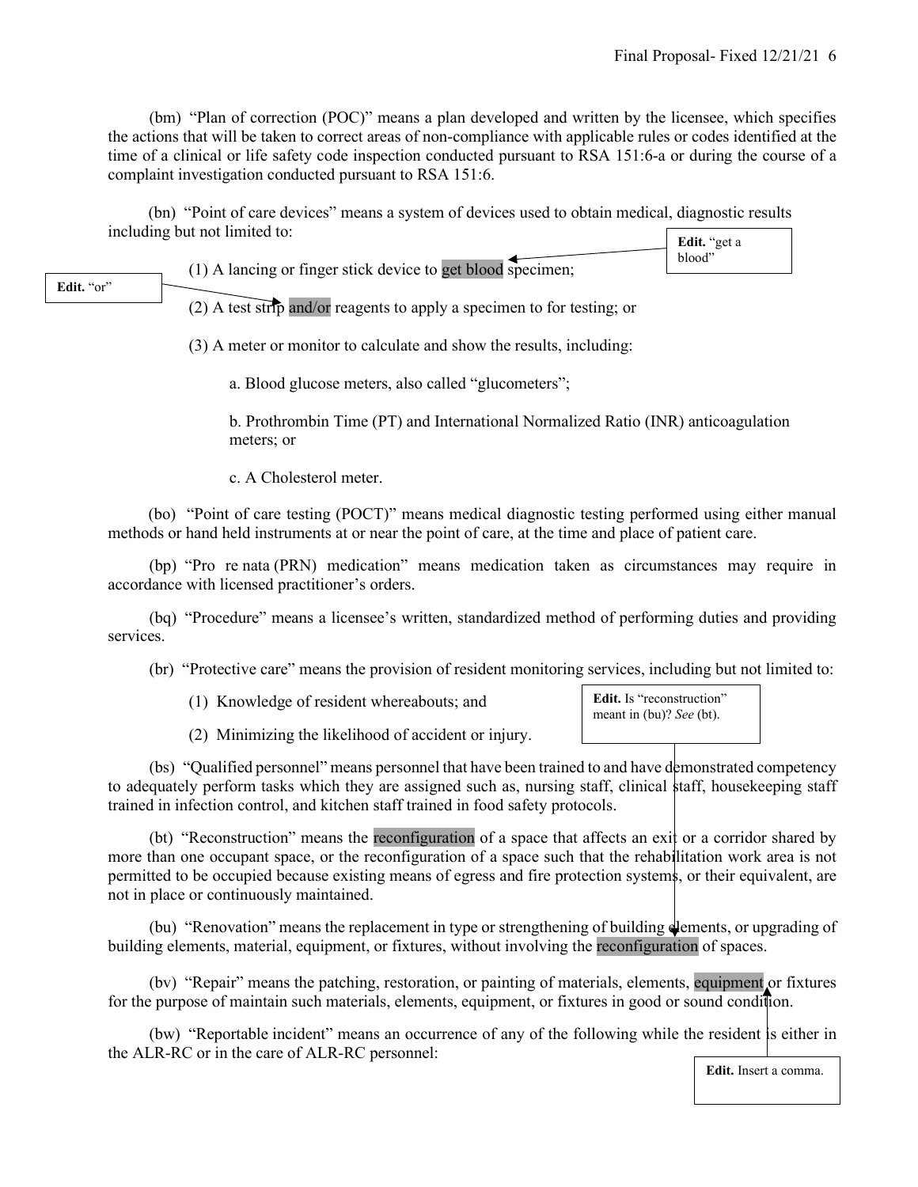(bm) "Plan of correction (POC)" means a plan developed and written by the licensee, which specifies the actions that will be taken to correct areas of non-compliance with applicable rules or codes identified at the time of a clinical or life safety code inspection conducted pursuant to RSA 151:6-a or during the course of a complaint investigation conducted pursuant to RSA 151:6.

(bn) "Point of care devices" means a system of devices used to obtain medical, diagnostic results including but not limited to:

**Edit.** "get a blood"

**Edit.** "or"

(1) A lancing or finger stick device to get blood specimen;

(2) A test strip and/or reagents to apply a specimen to for testing; or

(3) A meter or monitor to calculate and show the results, including:

a. Blood glucose meters, also called "glucometers";

b. Prothrombin Time (PT) and International Normalized Ratio (INR) anticoagulation meters; or

c. A Cholesterol meter.

(bo) "Point of care testing (POCT)" means medical diagnostic testing performed using either manual methods or hand held instruments at or near the point of care, at the time and place of patient care.

(bp) "Pro re nata (PRN) medication" means medication taken as circumstances may require in accordance with licensed practitioner's orders.

(bq) "Procedure" means a licensee's written, standardized method of performing duties and providing services.

(br) "Protective care" means the provision of resident monitoring services, including but not limited to:

(1) Knowledge of resident whereabouts; and

(2) Minimizing the likelihood of accident or injury.

**Edit.** Is "reconstruction" meant in (bu)? *See* (bt).

(bs) "Qualified personnel" means personnel that have been trained to and have demonstrated competency to adequately perform tasks which they are assigned such as, nursing staff, clinical staff, housekeeping staff trained in infection control, and kitchen staff trained in food safety protocols.

(bt) "Reconstruction" means the reconfiguration of a space that affects an exit or a corridor shared by more than one occupant space, or the reconfiguration of a space such that the rehabilitation work area is not permitted to be occupied because existing means of egress and fire protection systems, or their equivalent, are not in place or continuously maintained.

(bu) "Renovation" means the replacement in type or strengthening of building elements, or upgrading of building elements, material, equipment, or fixtures, without involving the reconfiguration of spaces.

(bv) "Repair" means the patching, restoration, or painting of materials, elements, equipment or fixtures for the purpose of maintain such materials, elements, equipment, or fixtures in good or sound condition.

(bw) "Reportable incident" means an occurrence of any of the following while the resident is either in the ALR-RC or in the care of ALR-RC personnel:

**Edit.** Insert a comma.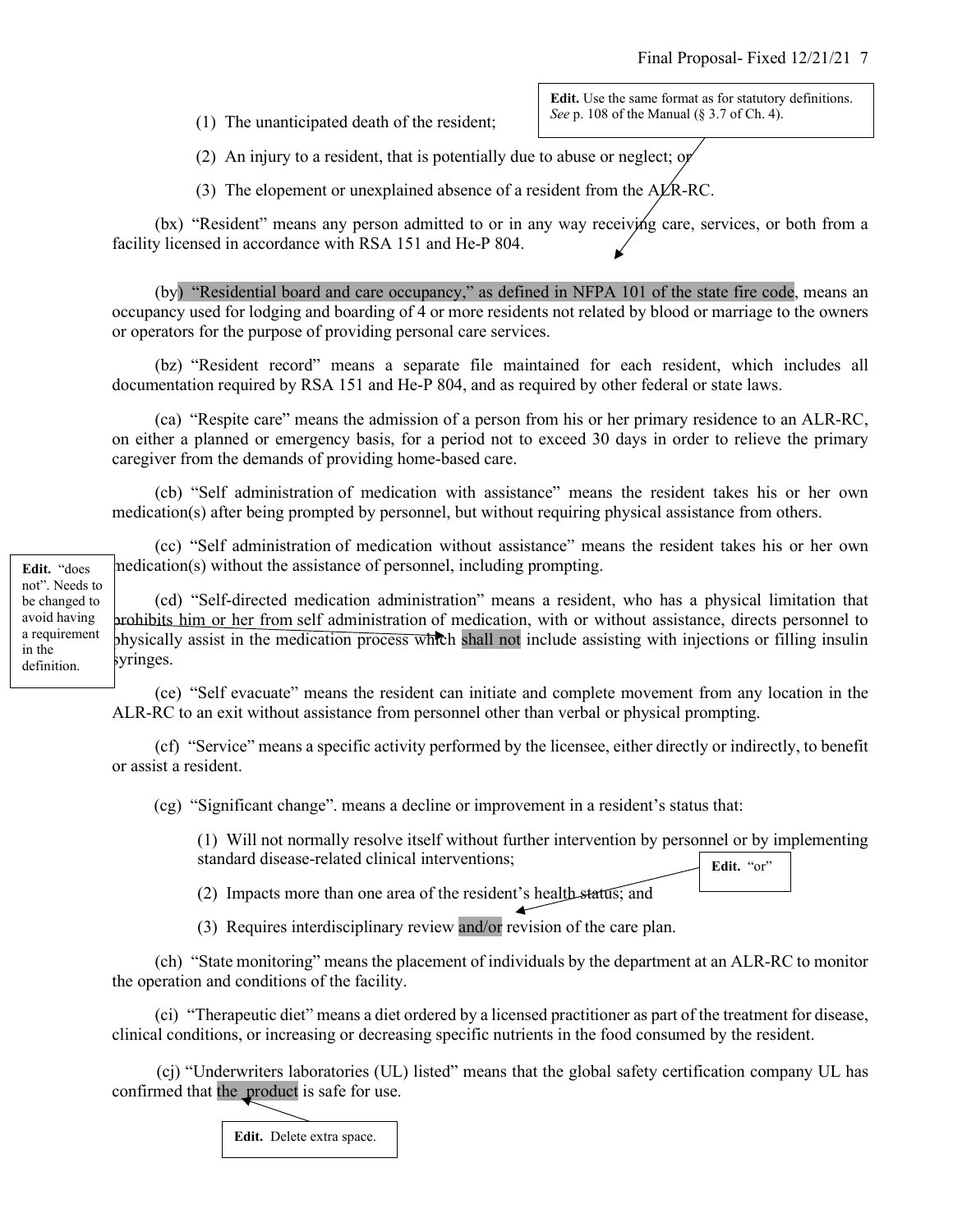(1) The unanticipated death of the resident;

> **Edit.** Use the same format as for statutory definitions. *See* p. 108 of the Manual (§ 3.7 of Ch. 4).

(2) An injury to a resident, that is potentially due to abuse or neglect; or

(3) The elopement or unexplained absence of a resident from the ALR-RC.

(bx) "Resident" means any person admitted to or in any way receiving care, services, or both from a facility licensed in accordance with RSA 151 and He-P 804.

(by) "Residential board and care occupancy," as defined in NFPA 101 of the state fire code, means an occupancy used for lodging and boarding of 4 or more residents not related by blood or marriage to the owners or operators for the purpose of providing personal care services.

(bz) "Resident record" means a separate file maintained for each resident, which includes all documentation required by RSA 151 and He-P 804, and as required by other federal or state laws.

(ca) "Respite care" means the admission of a person from his or her primary residence to an ALR-RC, on either a planned or emergency basis, for a period not to exceed 30 days in order to relieve the primary caregiver from the demands of providing home-based care.

(cb) "Self administration of medication with assistance" means the resident takes his or her own medication(s) after being prompted by personnel, but without requiring physical assistance from others.

(cc) "Self administration of medication without assistance" means the resident takes his or her own medication(s) without the assistance of personnel, including prompting.

> **Edit.** "does not". Needs to be changed to avoid having a requirement in the definition.

(cd) "Self-directed medication administration" means a resident, who has a physical limitation that prohibits him or her from self administration of medication, with or without assistance, directs personnel to physically assist in the medication process which shall not include assisting with injections or filling insulin syringes.

(ce) "Self evacuate" means the resident can initiate and complete movement from any location in the ALR-RC to an exit without assistance from personnel other than verbal or physical prompting.

(cf) "Service" means a specific activity performed by the licensee, either directly or indirectly, to benefit or assist a resident.

(cg) "Significant change". means a decline or improvement in a resident's status that:

(1) Will not normally resolve itself without further intervention by personnel or by implementing standard disease-related clinical interventions;

> **Edit.** "or"

(2) Impacts more than one area of the resident's health status; and

(3) Requires interdisciplinary review and/or revision of the care plan.

(ch) "State monitoring" means the placement of individuals by the department at an ALR-RC to monitor the operation and conditions of the facility.

(ci) "Therapeutic diet" means a diet ordered by a licensed practitioner as part of the treatment for disease, clinical conditions, or increasing or decreasing specific nutrients in the food consumed by the resident.

(cj) "Underwriters laboratories (UL) listed" means that the global safety certification company UL has confirmed that the  product is safe for use.

> **Edit.** Delete extra space.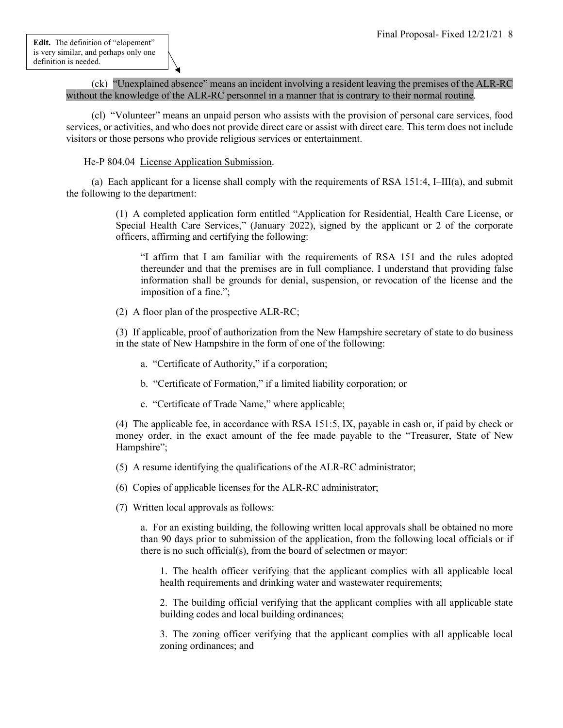**Edit.** The definition of "elopement" is very similar, and perhaps only one definition is needed.

(ck) "Unexplained absence" means an incident involving a resident leaving the premises of the ALR-RC without the knowledge of the ALR-RC personnel in a manner that is contrary to their normal routine.

(cl) "Volunteer" means an unpaid person who assists with the provision of personal care services, food services, or activities, and who does not provide direct care or assist with direct care. This term does not include visitors or those persons who provide religious services or entertainment.

He-P 804.04 License Application Submission.

(a) Each applicant for a license shall comply with the requirements of RSA 151:4, I–III(a), and submit the following to the department:

(1) A completed application form entitled "Application for Residential, Health Care License, or Special Health Care Services," (January 2022), signed by the applicant or 2 of the corporate officers, affirming and certifying the following:

"I affirm that I am familiar with the requirements of RSA 151 and the rules adopted thereunder and that the premises are in full compliance. I understand that providing false information shall be grounds for denial, suspension, or revocation of the license and the imposition of a fine.";

(2) A floor plan of the prospective ALR-RC;

(3) If applicable, proof of authorization from the New Hampshire secretary of state to do business in the state of New Hampshire in the form of one of the following:

a. "Certificate of Authority," if a corporation;

b. "Certificate of Formation," if a limited liability corporation; or

c. "Certificate of Trade Name," where applicable;

(4) The applicable fee, in accordance with RSA 151:5, IX, payable in cash or, if paid by check or money order, in the exact amount of the fee made payable to the "Treasurer, State of New Hampshire";

(5) A resume identifying the qualifications of the ALR-RC administrator;

(6) Copies of applicable licenses for the ALR-RC administrator;

(7) Written local approvals as follows:

a. For an existing building, the following written local approvals shall be obtained no more than 90 days prior to submission of the application, from the following local officials or if there is no such official(s), from the board of selectmen or mayor:

1. The health officer verifying that the applicant complies with all applicable local health requirements and drinking water and wastewater requirements;

2. The building official verifying that the applicant complies with all applicable state building codes and local building ordinances;

3. The zoning officer verifying that the applicant complies with all applicable local zoning ordinances; and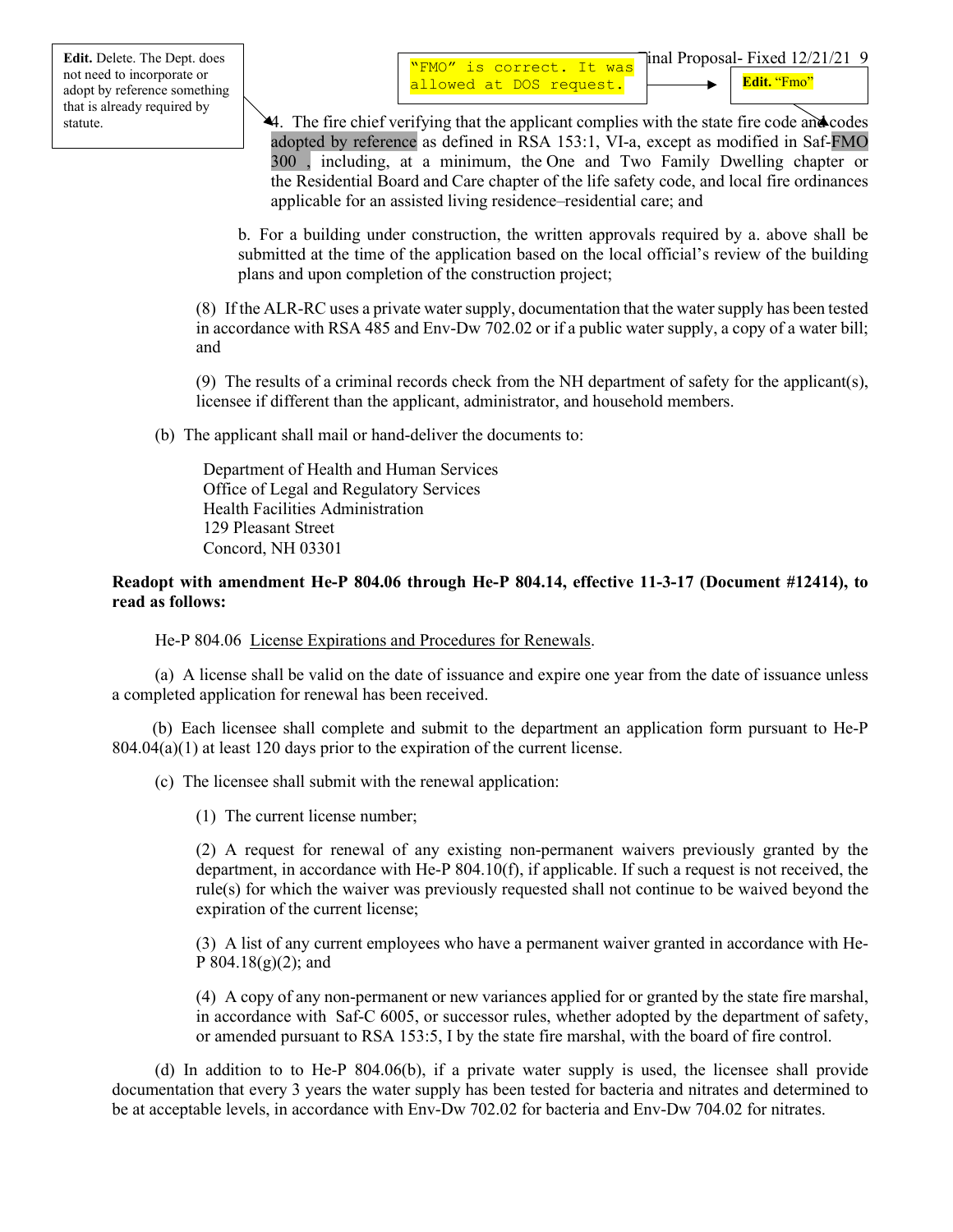**Edit.** Delete. The Dept. does not need to incorporate or adopt by reference something that is already required by statute.

"FMO" is correct. It was allowed at DOS request.

**Edit.** "Fmo"

4. The fire chief verifying that the applicant complies with the state fire code and codes adopted by reference as defined in RSA 153:1, VI-a, except as modified in Saf-FMO 300 , including, at a minimum, the One and Two Family Dwelling chapter or the Residential Board and Care chapter of the life safety code, and local fire ordinances applicable for an assisted living residence–residential care; and

b. For a building under construction, the written approvals required by a. above shall be submitted at the time of the application based on the local official's review of the building plans and upon completion of the construction project;

(8) If the ALR-RC uses a private water supply, documentation that the water supply has been tested in accordance with RSA 485 and Env-Dw 702.02 or if a public water supply, a copy of a water bill; and

(9) The results of a criminal records check from the NH department of safety for the applicant(s), licensee if different than the applicant, administrator, and household members.

(b) The applicant shall mail or hand-deliver the documents to:

Department of Health and Human Services
Office of Legal and Regulatory Services
Health Facilities Administration
129 Pleasant Street
Concord, NH 03301

**Readopt with amendment He-P 804.06 through He-P 804.14, effective 11-3-17 (Document #12414), to read as follows:**

He-P 804.06 License Expirations and Procedures for Renewals.

(a) A license shall be valid on the date of issuance and expire one year from the date of issuance unless a completed application for renewal has been received.

(b) Each licensee shall complete and submit to the department an application form pursuant to He-P 804.04(a)(1) at least 120 days prior to the expiration of the current license.

(c) The licensee shall submit with the renewal application:

(1) The current license number;

(2) A request for renewal of any existing non-permanent waivers previously granted by the department, in accordance with He-P 804.10(f), if applicable. If such a request is not received, the rule(s) for which the waiver was previously requested shall not continue to be waived beyond the expiration of the current license;

(3) A list of any current employees who have a permanent waiver granted in accordance with He-P 804.18(g)(2); and

(4) A copy of any non-permanent or new variances applied for or granted by the state fire marshal, in accordance with Saf-C 6005, or successor rules, whether adopted by the department of safety, or amended pursuant to RSA 153:5, I by the state fire marshal, with the board of fire control.

(d) In addition to to He-P 804.06(b), if a private water supply is used, the licensee shall provide documentation that every 3 years the water supply has been tested for bacteria and nitrates and determined to be at acceptable levels, in accordance with Env-Dw 702.02 for bacteria and Env-Dw 704.02 for nitrates.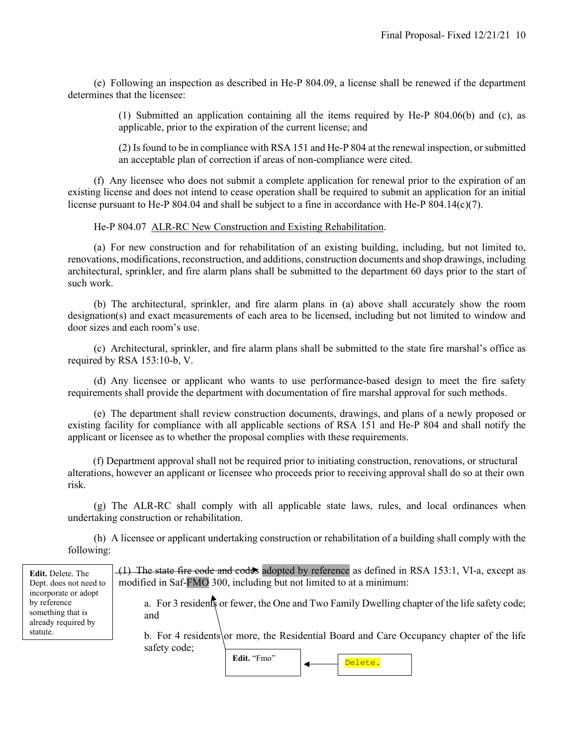(e) Following an inspection as described in He-P 804.09, a license shall be renewed if the department determines that the licensee:

(1) Submitted an application containing all the items required by He-P 804.06(b) and (c), as applicable, prior to the expiration of the current license; and

(2) Is found to be in compliance with RSA 151 and He-P 804 at the renewal inspection, or submitted an acceptable plan of correction if areas of non-compliance were cited.

(f) Any licensee who does not submit a complete application for renewal prior to the expiration of an existing license and does not intend to cease operation shall be required to submit an application for an initial license pursuant to He-P 804.04 and shall be subject to a fine in accordance with He-P 804.14(c)(7).

He-P 804.07 ALR-RC New Construction and Existing Rehabilitation.

(a) For new construction and for rehabilitation of an existing building, including, but not limited to, renovations, modifications, reconstruction, and additions, construction documents and shop drawings, including architectural, sprinkler, and fire alarm plans shall be submitted to the department 60 days prior to the start of such work.

(b) The architectural, sprinkler, and fire alarm plans in (a) above shall accurately show the room designation(s) and exact measurements of each area to be licensed, including but not limited to window and door sizes and each room's use.

(c) Architectural, sprinkler, and fire alarm plans shall be submitted to the state fire marshal's office as required by RSA 153:10-b, V.

(d) Any licensee or applicant who wants to use performance-based design to meet the fire safety requirements shall provide the department with documentation of fire marshal approval for such methods.

(e) The department shall review construction documents, drawings, and plans of a newly proposed or existing facility for compliance with all applicable sections of RSA 151 and He-P 804 and shall notify the applicant or licensee as to whether the proposal complies with these requirements.

(f) Department approval shall not be required prior to initiating construction, renovations, or structural alterations, however an applicant or licensee who proceeds prior to receiving approval shall do so at their own risk.

(g) The ALR-RC shall comply with all applicable state laws, rules, and local ordinances when undertaking construction or rehabilitation.

(h) A licensee or applicant undertaking construction or rehabilitation of a building shall comply with the following:

(1) ~~The state fire code and codes~~ adopted by reference as defined in RSA 153:1, VI-a, except as modified in Saf-FMO 300, including but not limited to at a minimum:

a. For 3 residents or fewer, the One and Two Family Dwelling chapter of the life safety code; and

b. For 4 residents or more, the Residential Board and Care Occupancy chapter of the life safety code;

**Edit.** Delete. The Dept. does not need to incorporate or adopt by reference something that is already required by statute.

**Edit.** "Fmo"

Delete.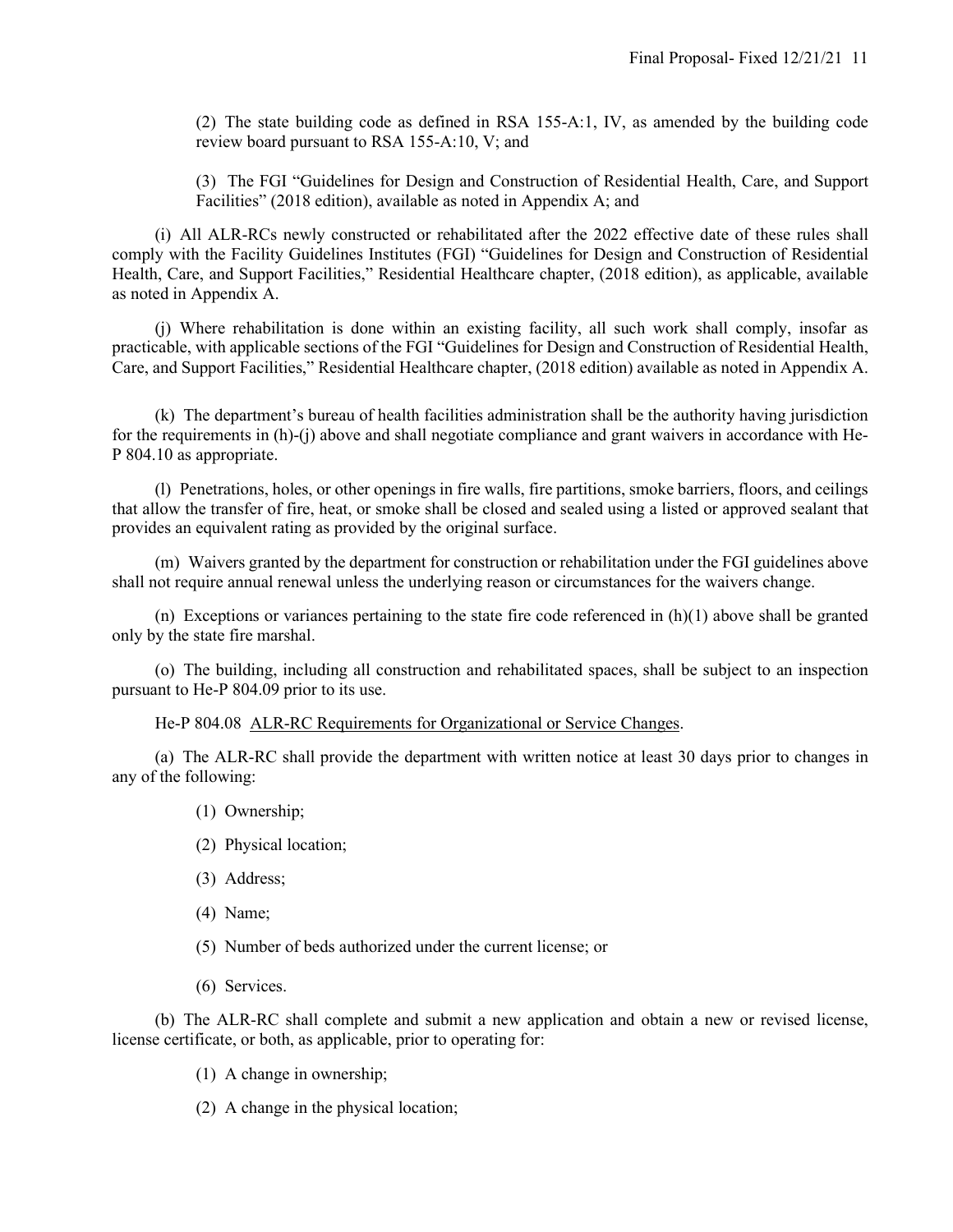(2) The state building code as defined in RSA 155-A:1, IV, as amended by the building code review board pursuant to RSA 155-A:10, V; and

(3) The FGI "Guidelines for Design and Construction of Residential Health, Care, and Support Facilities" (2018 edition), available as noted in Appendix A; and

(i) All ALR-RCs newly constructed or rehabilitated after the 2022 effective date of these rules shall comply with the Facility Guidelines Institutes (FGI) "Guidelines for Design and Construction of Residential Health, Care, and Support Facilities," Residential Healthcare chapter, (2018 edition), as applicable, available as noted in Appendix A.

(j) Where rehabilitation is done within an existing facility, all such work shall comply, insofar as practicable, with applicable sections of the FGI "Guidelines for Design and Construction of Residential Health, Care, and Support Facilities," Residential Healthcare chapter, (2018 edition) available as noted in Appendix A.

(k) The department's bureau of health facilities administration shall be the authority having jurisdiction for the requirements in (h)-(j) above and shall negotiate compliance and grant waivers in accordance with He-P 804.10 as appropriate.

(l) Penetrations, holes, or other openings in fire walls, fire partitions, smoke barriers, floors, and ceilings that allow the transfer of fire, heat, or smoke shall be closed and sealed using a listed or approved sealant that provides an equivalent rating as provided by the original surface.

(m) Waivers granted by the department for construction or rehabilitation under the FGI guidelines above shall not require annual renewal unless the underlying reason or circumstances for the waivers change.

(n) Exceptions or variances pertaining to the state fire code referenced in (h)(1) above shall be granted only by the state fire marshal.

(o) The building, including all construction and rehabilitated spaces, shall be subject to an inspection pursuant to He-P 804.09 prior to its use.

He-P 804.08 <u>ALR-RC Requirements for Organizational or Service Changes</u>.

(a) The ALR-RC shall provide the department with written notice at least 30 days prior to changes in any of the following:

(1) Ownership;

(2) Physical location;

(3) Address;

(4) Name;

(5) Number of beds authorized under the current license; or

(6) Services.

(b) The ALR-RC shall complete and submit a new application and obtain a new or revised license, license certificate, or both, as applicable, prior to operating for:

(1) A change in ownership;

(2) A change in the physical location;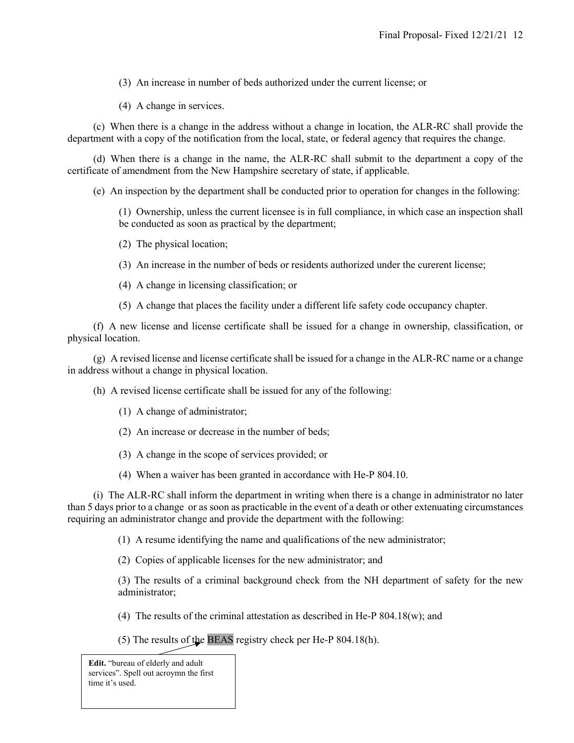(3) An increase in number of beds authorized under the current license; or

(4) A change in services.

(c) When there is a change in the address without a change in location, the ALR-RC shall provide the department with a copy of the notification from the local, state, or federal agency that requires the change.

(d) When there is a change in the name, the ALR-RC shall submit to the department a copy of the certificate of amendment from the New Hampshire secretary of state, if applicable.

(e) An inspection by the department shall be conducted prior to operation for changes in the following:

(1) Ownership, unless the current licensee is in full compliance, in which case an inspection shall be conducted as soon as practical by the department;

(2) The physical location;

(3) An increase in the number of beds or residents authorized under the curerent license;

(4) A change in licensing classification; or

(5) A change that places the facility under a different life safety code occupancy chapter.

(f) A new license and license certificate shall be issued for a change in ownership, classification, or physical location.

(g) A revised license and license certificate shall be issued for a change in the ALR-RC name or a change in address without a change in physical location.

(h) A revised license certificate shall be issued for any of the following:

(1) A change of administrator;

(2) An increase or decrease in the number of beds;

(3) A change in the scope of services provided; or

(4) When a waiver has been granted in accordance with He-P 804.10.

(i) The ALR-RC shall inform the department in writing when there is a change in administrator no later than 5 days prior to a change or as soon as practicable in the event of a death or other extenuating circumstances requiring an administrator change and provide the department with the following:

(1) A resume identifying the name and qualifications of the new administrator;

(2) Copies of applicable licenses for the new administrator; and

(3) The results of a criminal background check from the NH department of safety for the new administrator;

(4) The results of the criminal attestation as described in He-P 804.18(w); and

(5) The results of the BEAS registry check per He-P 804.18(h).

**Edit.** "bureau of elderly and adult services". Spell out acroymn the first time it's used.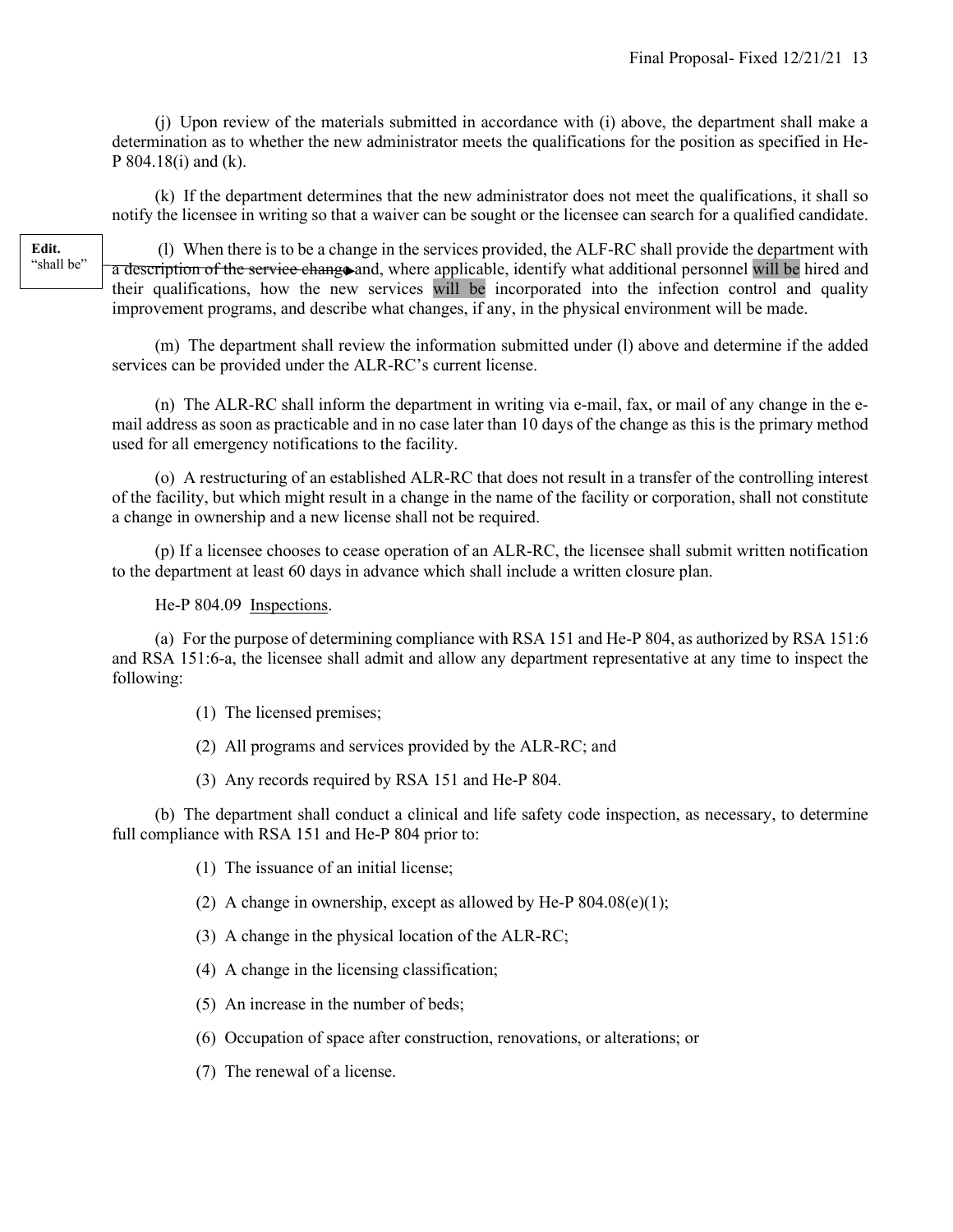(j) Upon review of the materials submitted in accordance with (i) above, the department shall make a determination as to whether the new administrator meets the qualifications for the position as specified in He-P 804.18(i) and (k).

(k) If the department determines that the new administrator does not meet the qualifications, it shall so notify the licensee in writing so that a waiver can be sought or the licensee can search for a qualified candidate.

**Edit.** "shall be"

(l) When there is to be a change in the services provided, the ALF-RC shall provide the department with ~~a description of the service change~~ and, where applicable, identify what additional personnel will be hired and their qualifications, how the new services will be incorporated into the infection control and quality improvement programs, and describe what changes, if any, in the physical environment will be made.

(m) The department shall review the information submitted under (l) above and determine if the added services can be provided under the ALR-RC's current license.

(n) The ALR-RC shall inform the department in writing via e-mail, fax, or mail of any change in the e-mail address as soon as practicable and in no case later than 10 days of the change as this is the primary method used for all emergency notifications to the facility.

(o) A restructuring of an established ALR-RC that does not result in a transfer of the controlling interest of the facility, but which might result in a change in the name of the facility or corporation, shall not constitute a change in ownership and a new license shall not be required.

(p) If a licensee chooses to cease operation of an ALR-RC, the licensee shall submit written notification to the department at least 60 days in advance which shall include a written closure plan.

He-P 804.09 Inspections.

(a) For the purpose of determining compliance with RSA 151 and He-P 804, as authorized by RSA 151:6 and RSA 151:6-a, the licensee shall admit and allow any department representative at any time to inspect the following:

(1) The licensed premises;

(2) All programs and services provided by the ALR-RC; and

(3) Any records required by RSA 151 and He-P 804.

(b) The department shall conduct a clinical and life safety code inspection, as necessary, to determine full compliance with RSA 151 and He-P 804 prior to:

(1) The issuance of an initial license;

(2) A change in ownership, except as allowed by He-P 804.08(e)(1);

(3) A change in the physical location of the ALR-RC;

(4) A change in the licensing classification;

(5) An increase in the number of beds;

(6) Occupation of space after construction, renovations, or alterations; or

(7) The renewal of a license.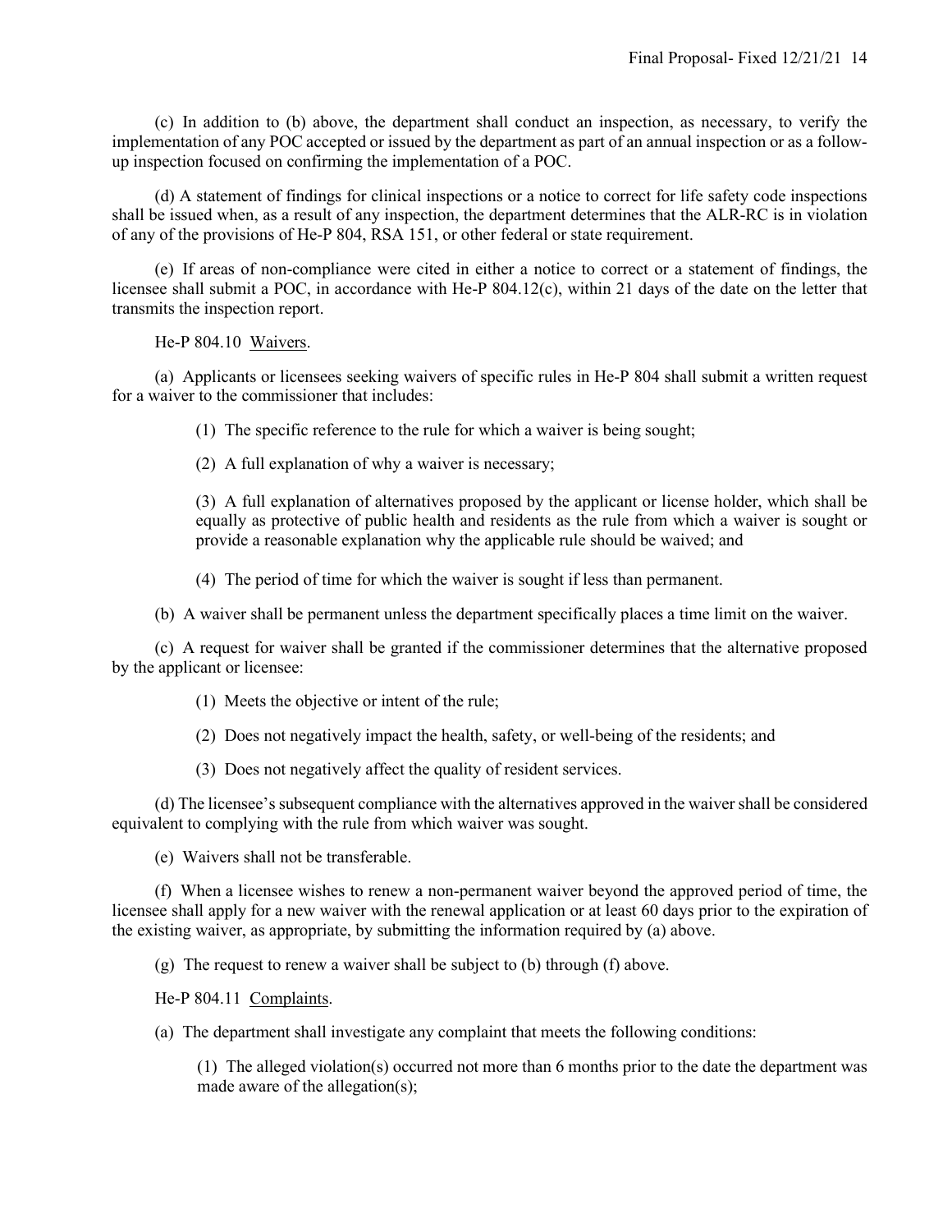(c) In addition to (b) above, the department shall conduct an inspection, as necessary, to verify the implementation of any POC accepted or issued by the department as part of an annual inspection or as a follow-up inspection focused on confirming the implementation of a POC.

(d) A statement of findings for clinical inspections or a notice to correct for life safety code inspections shall be issued when, as a result of any inspection, the department determines that the ALR-RC is in violation of any of the provisions of He-P 804, RSA 151, or other federal or state requirement.

(e) If areas of non-compliance were cited in either a notice to correct or a statement of findings, the licensee shall submit a POC, in accordance with He-P 804.12(c), within 21 days of the date on the letter that transmits the inspection report.

He-P 804.10 Waivers.

(a) Applicants or licensees seeking waivers of specific rules in He-P 804 shall submit a written request for a waiver to the commissioner that includes:

(1) The specific reference to the rule for which a waiver is being sought;

(2) A full explanation of why a waiver is necessary;

(3) A full explanation of alternatives proposed by the applicant or license holder, which shall be equally as protective of public health and residents as the rule from which a waiver is sought or provide a reasonable explanation why the applicable rule should be waived; and

(4) The period of time for which the waiver is sought if less than permanent.

(b) A waiver shall be permanent unless the department specifically places a time limit on the waiver.

(c) A request for waiver shall be granted if the commissioner determines that the alternative proposed by the applicant or licensee:

(1) Meets the objective or intent of the rule;

(2) Does not negatively impact the health, safety, or well-being of the residents; and

(3) Does not negatively affect the quality of resident services.

(d) The licensee's subsequent compliance with the alternatives approved in the waiver shall be considered equivalent to complying with the rule from which waiver was sought.

(e) Waivers shall not be transferable.

(f) When a licensee wishes to renew a non-permanent waiver beyond the approved period of time, the licensee shall apply for a new waiver with the renewal application or at least 60 days prior to the expiration of the existing waiver, as appropriate, by submitting the information required by (a) above.

(g) The request to renew a waiver shall be subject to (b) through (f) above.

He-P 804.11 Complaints.

(a) The department shall investigate any complaint that meets the following conditions:

(1) The alleged violation(s) occurred not more than 6 months prior to the date the department was made aware of the allegation(s);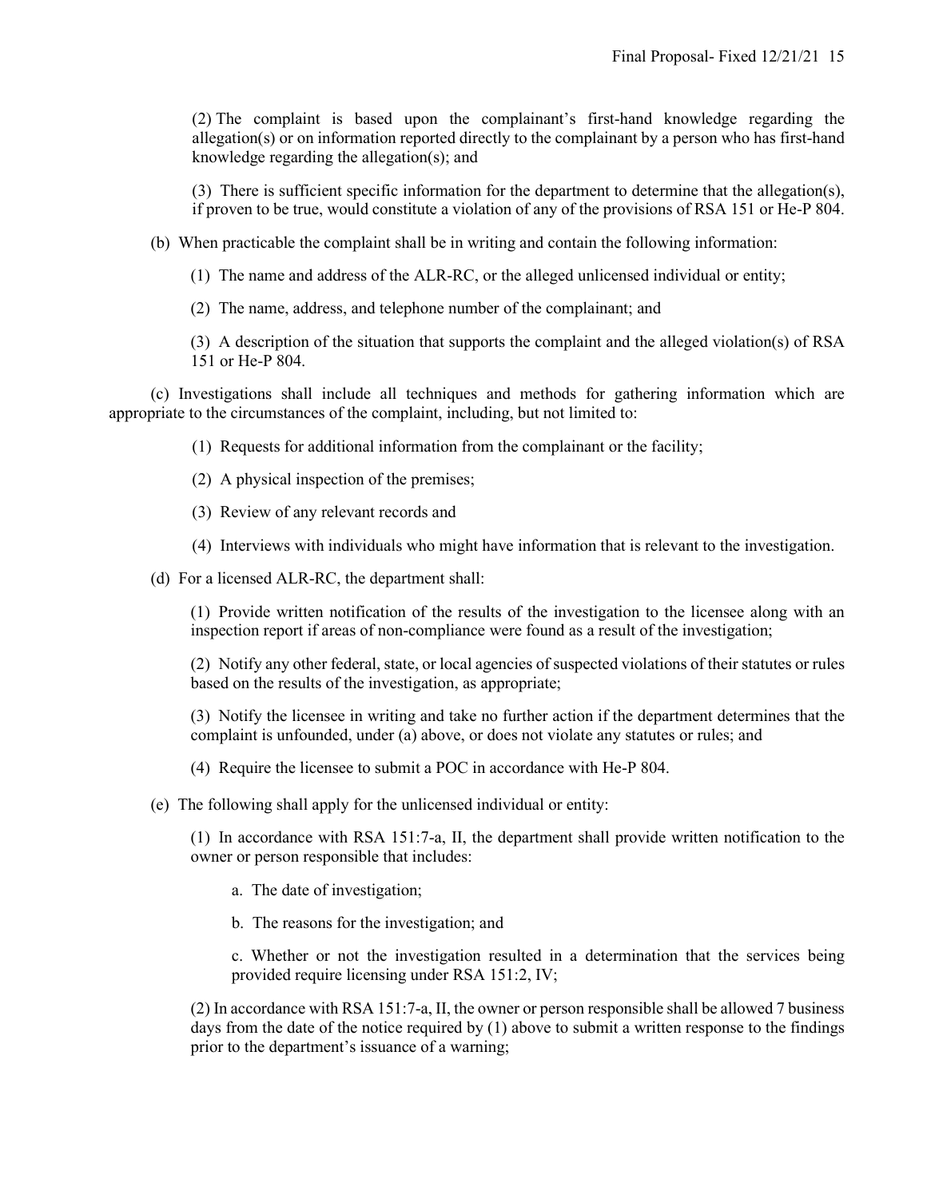(2) The complaint is based upon the complainant's first-hand knowledge regarding the allegation(s) or on information reported directly to the complainant by a person who has first-hand knowledge regarding the allegation(s); and

(3) There is sufficient specific information for the department to determine that the allegation(s), if proven to be true, would constitute a violation of any of the provisions of RSA 151 or He-P 804.

(b) When practicable the complaint shall be in writing and contain the following information:

(1) The name and address of the ALR-RC, or the alleged unlicensed individual or entity;

(2) The name, address, and telephone number of the complainant; and

(3) A description of the situation that supports the complaint and the alleged violation(s) of RSA 151 or He-P 804.

(c) Investigations shall include all techniques and methods for gathering information which are appropriate to the circumstances of the complaint, including, but not limited to:

(1) Requests for additional information from the complainant or the facility;

(2) A physical inspection of the premises;

(3) Review of any relevant records and

(4) Interviews with individuals who might have information that is relevant to the investigation.

(d) For a licensed ALR-RC, the department shall:

(1) Provide written notification of the results of the investigation to the licensee along with an inspection report if areas of non-compliance were found as a result of the investigation;

(2) Notify any other federal, state, or local agencies of suspected violations of their statutes or rules based on the results of the investigation, as appropriate;

(3) Notify the licensee in writing and take no further action if the department determines that the complaint is unfounded, under (a) above, or does not violate any statutes or rules; and

(4) Require the licensee to submit a POC in accordance with He-P 804.

(e) The following shall apply for the unlicensed individual or entity:

(1) In accordance with RSA 151:7-a, II, the department shall provide written notification to the owner or person responsible that includes:

a. The date of investigation;

b. The reasons for the investigation; and

c. Whether or not the investigation resulted in a determination that the services being provided require licensing under RSA 151:2, IV;

(2) In accordance with RSA 151:7-a, II, the owner or person responsible shall be allowed 7 business days from the date of the notice required by (1) above to submit a written response to the findings prior to the department's issuance of a warning;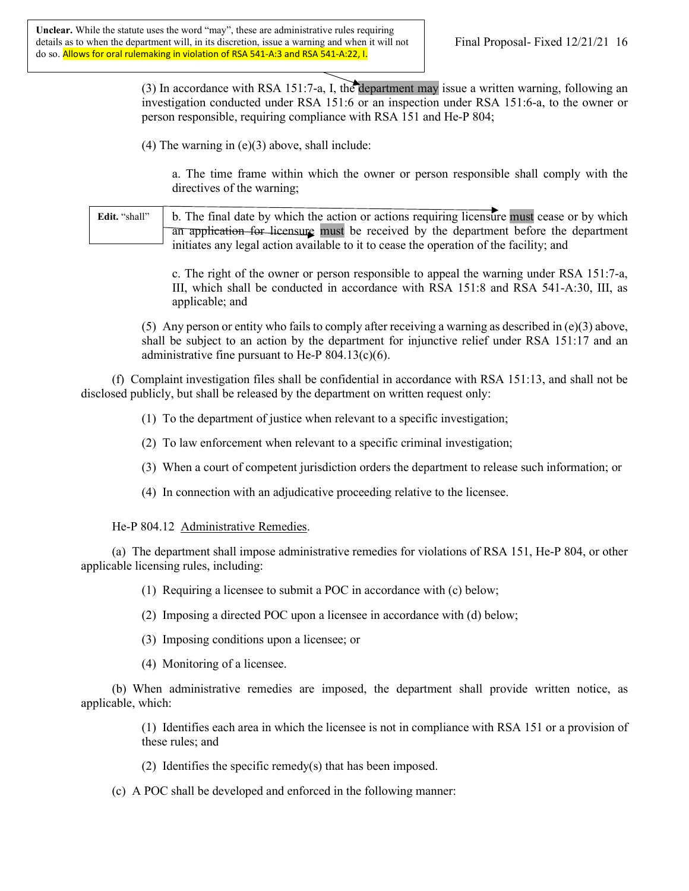**Unclear.** While the statute uses the word "may", these are administrative rules requiring details as to when the department will, in its discretion, issue a warning and when it will not do so. Allows for oral rulemaking in violation of RSA 541-A:3 and RSA 541-A:22, I.

(3) In accordance with RSA 151:7-a, I, the department may issue a written warning, following an investigation conducted under RSA 151:6 or an inspection under RSA 151:6-a, to the owner or person responsible, requiring compliance with RSA 151 and He-P 804;

(4) The warning in (e)(3) above, shall include:

a. The time frame within which the owner or person responsible shall comply with the directives of the warning;

**Edit.** "shall"

b. The final date by which the action or actions requiring licensure must cease or by which an application for licensure must be received by the department before the department initiates any legal action available to it to cease the operation of the facility; and

c. The right of the owner or person responsible to appeal the warning under RSA 151:7-a, III, which shall be conducted in accordance with RSA 151:8 and RSA 541-A:30, III, as applicable; and

(5) Any person or entity who fails to comply after receiving a warning as described in (e)(3) above, shall be subject to an action by the department for injunctive relief under RSA 151:17 and an administrative fine pursuant to He-P 804.13(c)(6).

(f) Complaint investigation files shall be confidential in accordance with RSA 151:13, and shall not be disclosed publicly, but shall be released by the department on written request only:

(1) To the department of justice when relevant to a specific investigation;

(2) To law enforcement when relevant to a specific criminal investigation;

(3) When a court of competent jurisdiction orders the department to release such information; or

(4) In connection with an adjudicative proceeding relative to the licensee.

He-P 804.12 Administrative Remedies.

(a) The department shall impose administrative remedies for violations of RSA 151, He-P 804, or other applicable licensing rules, including:

(1) Requiring a licensee to submit a POC in accordance with (c) below;

(2) Imposing a directed POC upon a licensee in accordance with (d) below;

(3) Imposing conditions upon a licensee; or

(4) Monitoring of a licensee.

(b) When administrative remedies are imposed, the department shall provide written notice, as applicable, which:

(1) Identifies each area in which the licensee is not in compliance with RSA 151 or a provision of these rules; and

(2) Identifies the specific remedy(s) that has been imposed.

(c) A POC shall be developed and enforced in the following manner: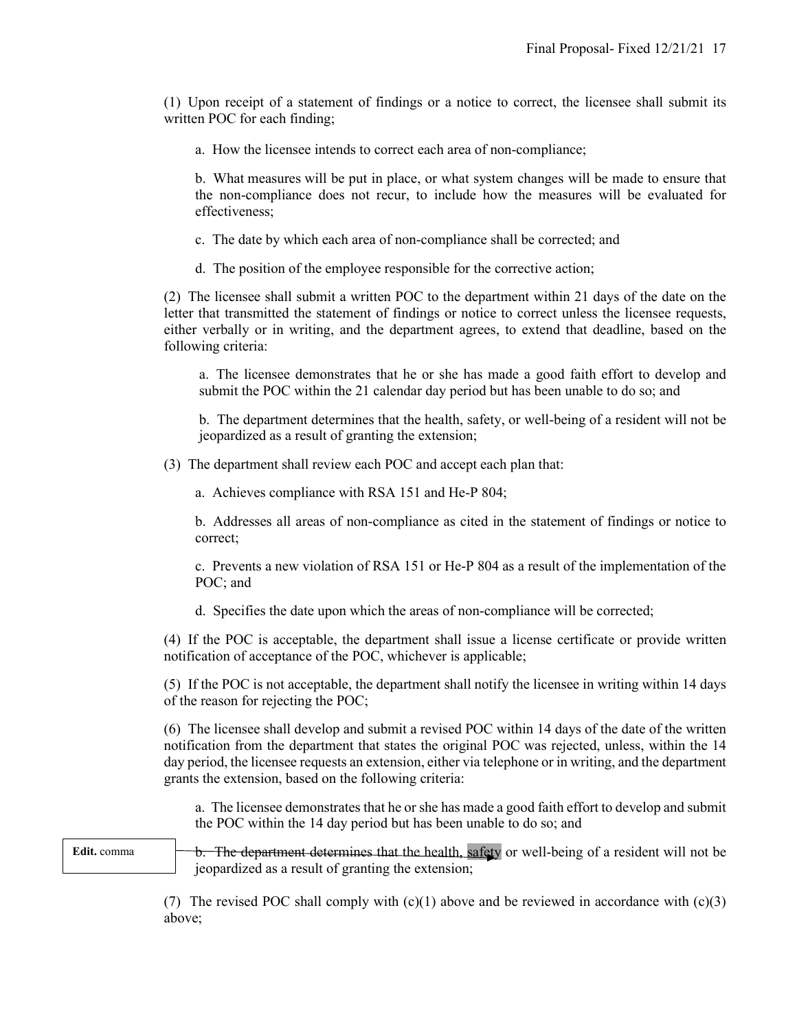(1) Upon receipt of a statement of findings or a notice to correct, the licensee shall submit its written POC for each finding;

a. How the licensee intends to correct each area of non-compliance;

b. What measures will be put in place, or what system changes will be made to ensure that the non-compliance does not recur, to include how the measures will be evaluated for effectiveness;

c. The date by which each area of non-compliance shall be corrected; and

d. The position of the employee responsible for the corrective action;

(2) The licensee shall submit a written POC to the department within 21 days of the date on the letter that transmitted the statement of findings or notice to correct unless the licensee requests, either verbally or in writing, and the department agrees, to extend that deadline, based on the following criteria:

a. The licensee demonstrates that he or she has made a good faith effort to develop and submit the POC within the 21 calendar day period but has been unable to do so; and

b. The department determines that the health, safety, or well-being of a resident will not be jeopardized as a result of granting the extension;

(3) The department shall review each POC and accept each plan that:

a. Achieves compliance with RSA 151 and He-P 804;

b. Addresses all areas of non-compliance as cited in the statement of findings or notice to correct;

c. Prevents a new violation of RSA 151 or He-P 804 as a result of the implementation of the POC; and

d. Specifies the date upon which the areas of non-compliance will be corrected;

(4) If the POC is acceptable, the department shall issue a license certificate or provide written notification of acceptance of the POC, whichever is applicable;

(5) If the POC is not acceptable, the department shall notify the licensee in writing within 14 days of the reason for rejecting the POC;

(6) The licensee shall develop and submit a revised POC within 14 days of the date of the written notification from the department that states the original POC was rejected, unless, within the 14 day period, the licensee requests an extension, either via telephone or in writing, and the department grants the extension, based on the following criteria:

a. The licensee demonstrates that he or she has made a good faith effort to develop and submit the POC within the 14 day period but has been unable to do so; and

**Edit.** comma

b. The department determines that the health, safety or well-being of a resident will not be jeopardized as a result of granting the extension;

(7) The revised POC shall comply with (c)(1) above and be reviewed in accordance with (c)(3) above;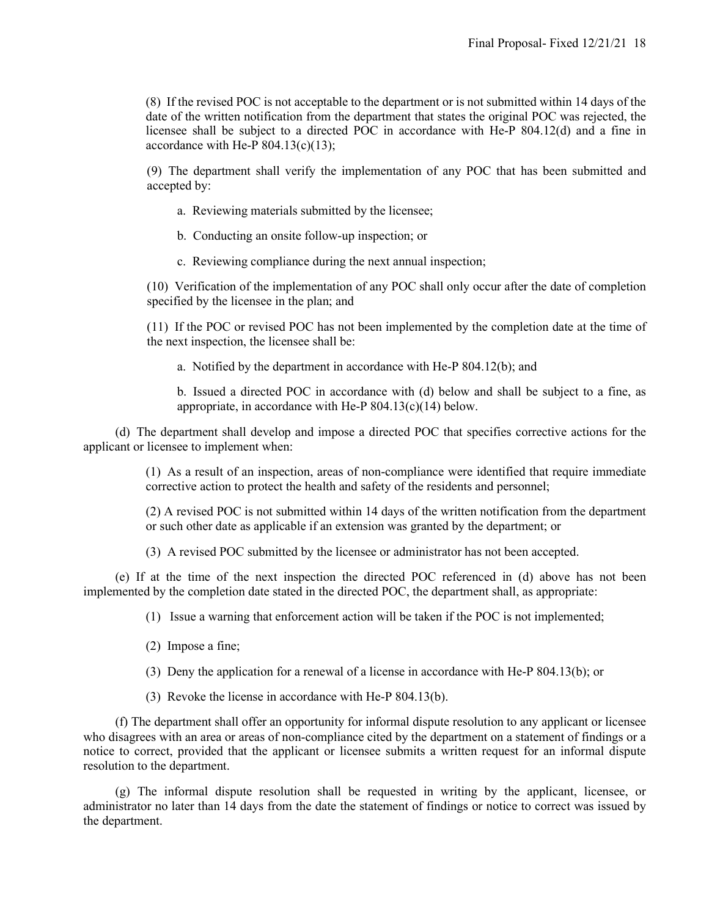(8) If the revised POC is not acceptable to the department or is not submitted within 14 days of the date of the written notification from the department that states the original POC was rejected, the licensee shall be subject to a directed POC in accordance with He-P 804.12(d) and a fine in accordance with He-P 804.13(c)(13);

(9) The department shall verify the implementation of any POC that has been submitted and accepted by:

a. Reviewing materials submitted by the licensee;

b. Conducting an onsite follow-up inspection; or

c. Reviewing compliance during the next annual inspection;

(10) Verification of the implementation of any POC shall only occur after the date of completion specified by the licensee in the plan; and

(11) If the POC or revised POC has not been implemented by the completion date at the time of the next inspection, the licensee shall be:

a. Notified by the department in accordance with He-P 804.12(b); and

b. Issued a directed POC in accordance with (d) below and shall be subject to a fine, as appropriate, in accordance with He-P 804.13(c)(14) below.

(d) The department shall develop and impose a directed POC that specifies corrective actions for the applicant or licensee to implement when:

(1) As a result of an inspection, areas of non-compliance were identified that require immediate corrective action to protect the health and safety of the residents and personnel;

(2) A revised POC is not submitted within 14 days of the written notification from the department or such other date as applicable if an extension was granted by the department; or

(3) A revised POC submitted by the licensee or administrator has not been accepted.

(e) If at the time of the next inspection the directed POC referenced in (d) above has not been implemented by the completion date stated in the directed POC, the department shall, as appropriate:

(1) Issue a warning that enforcement action will be taken if the POC is not implemented;

(2) Impose a fine;

(3) Deny the application for a renewal of a license in accordance with He-P 804.13(b); or

(3) Revoke the license in accordance with He-P 804.13(b).

(f) The department shall offer an opportunity for informal dispute resolution to any applicant or licensee who disagrees with an area or areas of non-compliance cited by the department on a statement of findings or a notice to correct, provided that the applicant or licensee submits a written request for an informal dispute resolution to the department.

(g) The informal dispute resolution shall be requested in writing by the applicant, licensee, or administrator no later than 14 days from the date the statement of findings or notice to correct was issued by the department.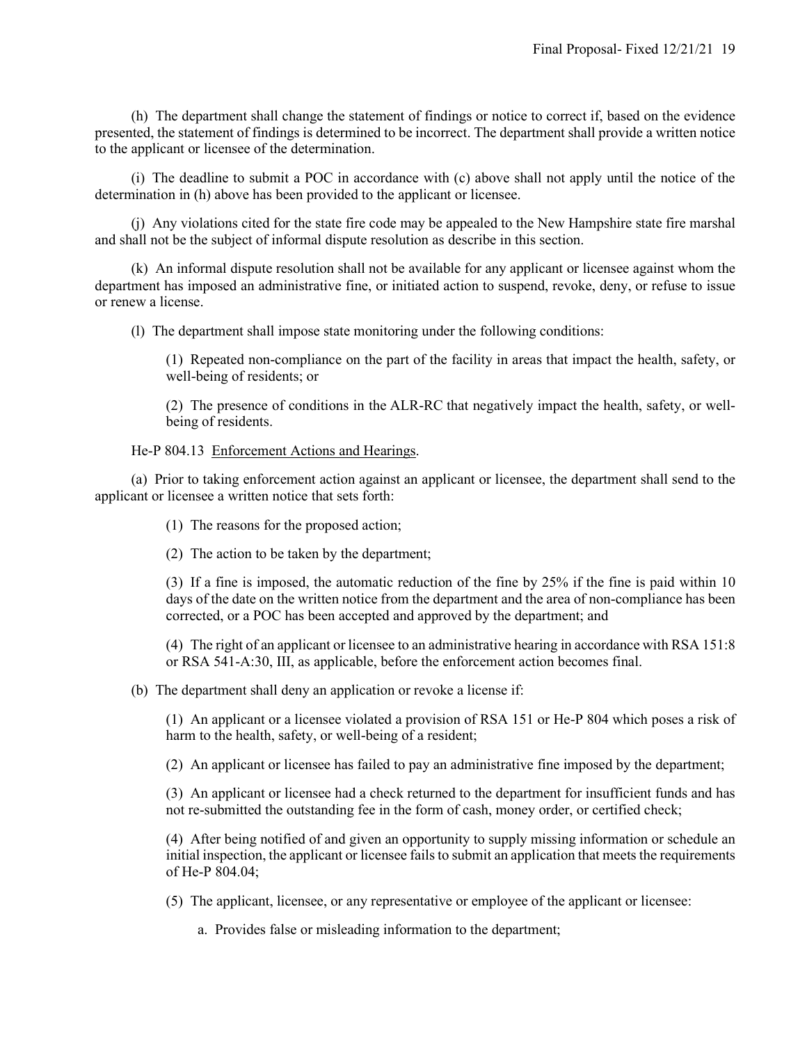(h) The department shall change the statement of findings or notice to correct if, based on the evidence presented, the statement of findings is determined to be incorrect. The department shall provide a written notice to the applicant or licensee of the determination.

(i) The deadline to submit a POC in accordance with (c) above shall not apply until the notice of the determination in (h) above has been provided to the applicant or licensee.

(j) Any violations cited for the state fire code may be appealed to the New Hampshire state fire marshal and shall not be the subject of informal dispute resolution as describe in this section.

(k) An informal dispute resolution shall not be available for any applicant or licensee against whom the department has imposed an administrative fine, or initiated action to suspend, revoke, deny, or refuse to issue or renew a license.

(l) The department shall impose state monitoring under the following conditions:

(1) Repeated non-compliance on the part of the facility in areas that impact the health, safety, or well-being of residents; or

(2) The presence of conditions in the ALR-RC that negatively impact the health, safety, or well-being of residents.

He-P 804.13 Enforcement Actions and Hearings.

(a) Prior to taking enforcement action against an applicant or licensee, the department shall send to the applicant or licensee a written notice that sets forth:

(1) The reasons for the proposed action;

(2) The action to be taken by the department;

(3) If a fine is imposed, the automatic reduction of the fine by 25% if the fine is paid within 10 days of the date on the written notice from the department and the area of non-compliance has been corrected, or a POC has been accepted and approved by the department; and

(4) The right of an applicant or licensee to an administrative hearing in accordance with RSA 151:8 or RSA 541-A:30, III, as applicable, before the enforcement action becomes final.

(b) The department shall deny an application or revoke a license if:

(1) An applicant or a licensee violated a provision of RSA 151 or He-P 804 which poses a risk of harm to the health, safety, or well-being of a resident;

(2) An applicant or licensee has failed to pay an administrative fine imposed by the department;

(3) An applicant or licensee had a check returned to the department for insufficient funds and has not re-submitted the outstanding fee in the form of cash, money order, or certified check;

(4) After being notified of and given an opportunity to supply missing information or schedule an initial inspection, the applicant or licensee fails to submit an application that meets the requirements of He-P 804.04;

(5) The applicant, licensee, or any representative or employee of the applicant or licensee:

a. Provides false or misleading information to the department;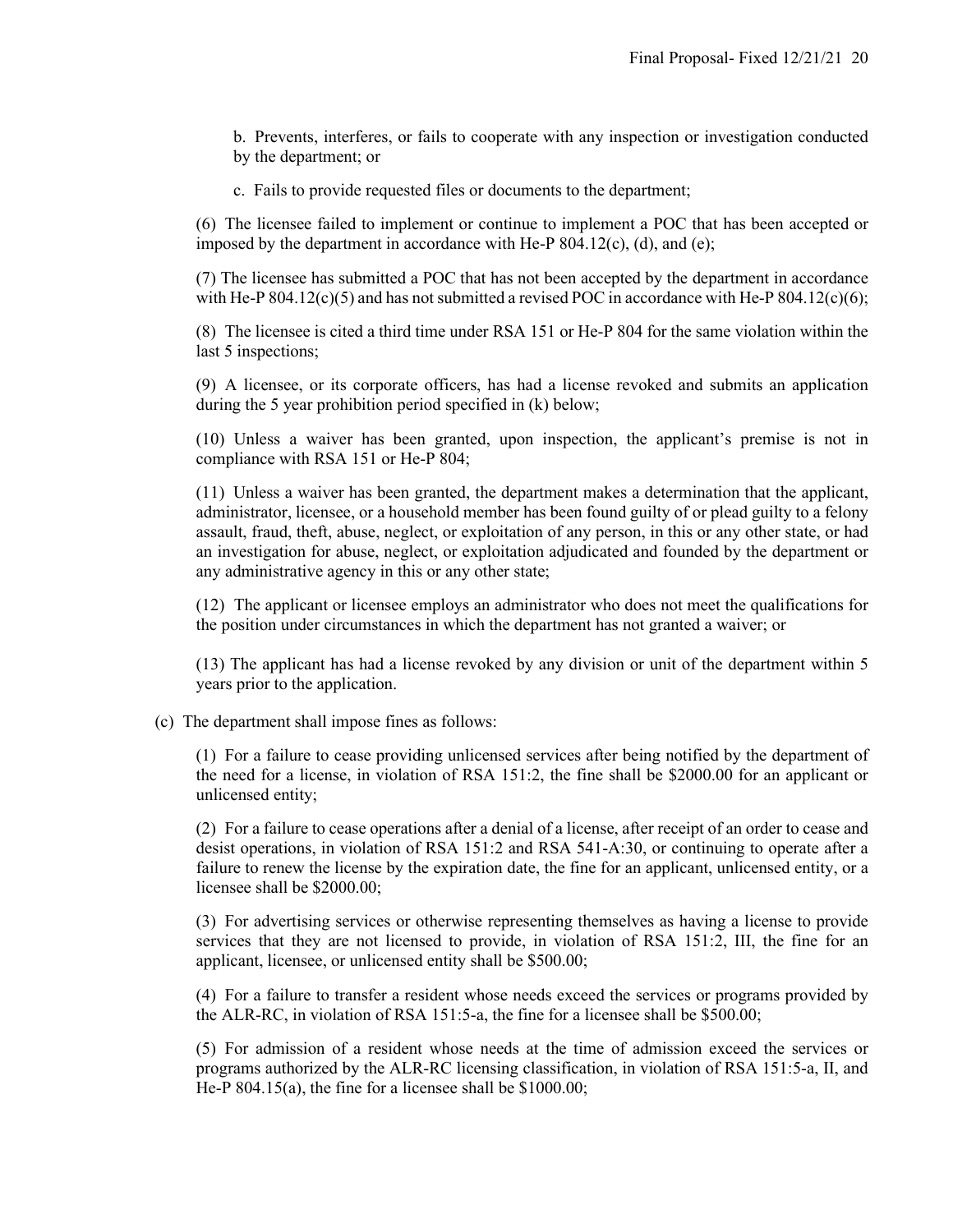b. Prevents, interferes, or fails to cooperate with any inspection or investigation conducted by the department; or

c. Fails to provide requested files or documents to the department;

(6) The licensee failed to implement or continue to implement a POC that has been accepted or imposed by the department in accordance with He-P 804.12(c), (d), and (e);

(7) The licensee has submitted a POC that has not been accepted by the department in accordance with He-P 804.12(c)(5) and has not submitted a revised POC in accordance with He-P 804.12(c)(6);

(8) The licensee is cited a third time under RSA 151 or He-P 804 for the same violation within the last 5 inspections;

(9) A licensee, or its corporate officers, has had a license revoked and submits an application during the 5 year prohibition period specified in (k) below;

(10) Unless a waiver has been granted, upon inspection, the applicant's premise is not in compliance with RSA 151 or He-P 804;

(11) Unless a waiver has been granted, the department makes a determination that the applicant, administrator, licensee, or a household member has been found guilty of or plead guilty to a felony assault, fraud, theft, abuse, neglect, or exploitation of any person, in this or any other state, or had an investigation for abuse, neglect, or exploitation adjudicated and founded by the department or any administrative agency in this or any other state;

(12) The applicant or licensee employs an administrator who does not meet the qualifications for the position under circumstances in which the department has not granted a waiver; or

(13) The applicant has had a license revoked by any division or unit of the department within 5 years prior to the application.

(c) The department shall impose fines as follows:

(1) For a failure to cease providing unlicensed services after being notified by the department of the need for a license, in violation of RSA 151:2, the fine shall be $2000.00 for an applicant or unlicensed entity;

(2) For a failure to cease operations after a denial of a license, after receipt of an order to cease and desist operations, in violation of RSA 151:2 and RSA 541-A:30, or continuing to operate after a failure to renew the license by the expiration date, the fine for an applicant, unlicensed entity, or a licensee shall be $2000.00;

(3) For advertising services or otherwise representing themselves as having a license to provide services that they are not licensed to provide, in violation of RSA 151:2, III, the fine for an applicant, licensee, or unlicensed entity shall be $500.00;

(4) For a failure to transfer a resident whose needs exceed the services or programs provided by the ALR-RC, in violation of RSA 151:5-a, the fine for a licensee shall be $500.00;

(5) For admission of a resident whose needs at the time of admission exceed the services or programs authorized by the ALR-RC licensing classification, in violation of RSA 151:5-a, II, and He-P 804.15(a), the fine for a licensee shall be $1000.00;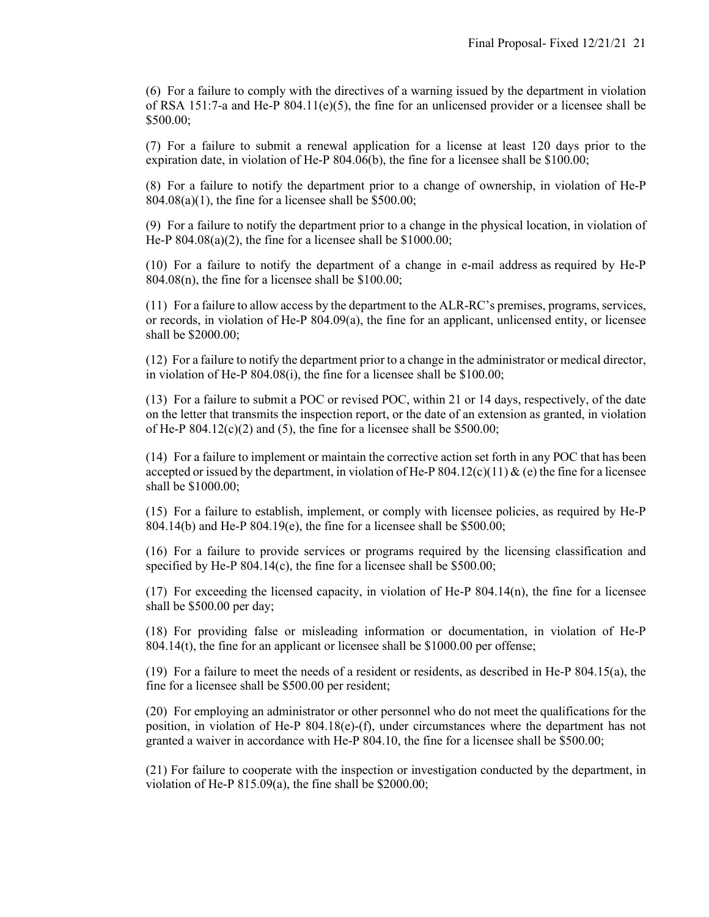(6) For a failure to comply with the directives of a warning issued by the department in violation of RSA 151:7-a and He-P 804.11(e)(5), the fine for an unlicensed provider or a licensee shall be $500.00;

(7) For a failure to submit a renewal application for a license at least 120 days prior to the expiration date, in violation of He-P 804.06(b), the fine for a licensee shall be $100.00;

(8) For a failure to notify the department prior to a change of ownership, in violation of He-P 804.08(a)(1), the fine for a licensee shall be $500.00;

(9) For a failure to notify the department prior to a change in the physical location, in violation of He-P 804.08(a)(2), the fine for a licensee shall be $1000.00;

(10) For a failure to notify the department of a change in e-mail address as required by He-P 804.08(n), the fine for a licensee shall be $100.00;

(11) For a failure to allow access by the department to the ALR-RC's premises, programs, services, or records, in violation of He-P 804.09(a), the fine for an applicant, unlicensed entity, or licensee shall be $2000.00;

(12) For a failure to notify the department prior to a change in the administrator or medical director, in violation of He-P 804.08(i), the fine for a licensee shall be $100.00;

(13) For a failure to submit a POC or revised POC, within 21 or 14 days, respectively, of the date on the letter that transmits the inspection report, or the date of an extension as granted, in violation of He-P 804.12(c)(2) and (5), the fine for a licensee shall be $500.00;

(14) For a failure to implement or maintain the corrective action set forth in any POC that has been accepted or issued by the department, in violation of He-P 804.12(c)(11) & (e) the fine for a licensee shall be $1000.00;

(15) For a failure to establish, implement, or comply with licensee policies, as required by He-P 804.14(b) and He-P 804.19(e), the fine for a licensee shall be $500.00;

(16) For a failure to provide services or programs required by the licensing classification and specified by He-P 804.14(c), the fine for a licensee shall be $500.00;

(17) For exceeding the licensed capacity, in violation of He-P 804.14(n), the fine for a licensee shall be $500.00 per day;

(18) For providing false or misleading information or documentation, in violation of He-P 804.14(t), the fine for an applicant or licensee shall be $1000.00 per offense;

(19) For a failure to meet the needs of a resident or residents, as described in He-P 804.15(a), the fine for a licensee shall be $500.00 per resident;

(20) For employing an administrator or other personnel who do not meet the qualifications for the position, in violation of He-P 804.18(e)-(f), under circumstances where the department has not granted a waiver in accordance with He-P 804.10, the fine for a licensee shall be $500.00;

(21) For failure to cooperate with the inspection or investigation conducted by the department, in violation of He-P 815.09(a), the fine shall be $2000.00;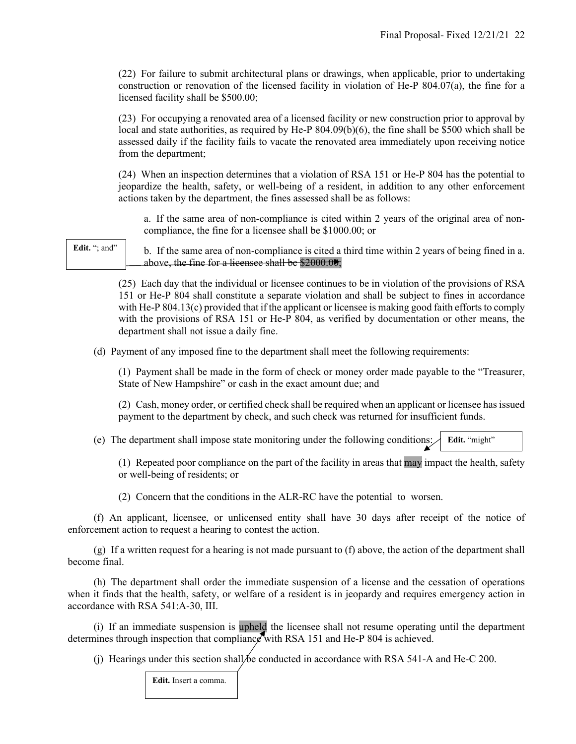(22) For failure to submit architectural plans or drawings, when applicable, prior to undertaking construction or renovation of the licensed facility in violation of He-P 804.07(a), the fine for a licensed facility shall be $500.00;

(23) For occupying a renovated area of a licensed facility or new construction prior to approval by local and state authorities, as required by He-P 804.09(b)(6), the fine shall be $500 which shall be assessed daily if the facility fails to vacate the renovated area immediately upon receiving notice from the department;

(24) When an inspection determines that a violation of RSA 151 or He-P 804 has the potential to jeopardize the health, safety, or well-being of a resident, in addition to any other enforcement actions taken by the department, the fines assessed shall be as follows:

a. If the same area of non-compliance is cited within 2 years of the original area of non-compliance, the fine for a licensee shall be $1000.00; or

**Edit.** "; and"

b. If the same area of non-compliance is cited a third time within 2 years of being fined in a. above, the fine for a licensee shall be $2000.00;

(25) Each day that the individual or licensee continues to be in violation of the provisions of RSA 151 or He-P 804 shall constitute a separate violation and shall be subject to fines in accordance with He-P 804.13(c) provided that if the applicant or licensee is making good faith efforts to comply with the provisions of RSA 151 or He-P 804, as verified by documentation or other means, the department shall not issue a daily fine.

(d) Payment of any imposed fine to the department shall meet the following requirements:

(1) Payment shall be made in the form of check or money order made payable to the "Treasurer, State of New Hampshire" or cash in the exact amount due; and

(2) Cash, money order, or certified check shall be required when an applicant or licensee has issued payment to the department by check, and such check was returned for insufficient funds.

(e) The department shall impose state monitoring under the following conditions:

**Edit.** "might"

(1) Repeated poor compliance on the part of the facility in areas that may impact the health, safety or well-being of residents; or

(2) Concern that the conditions in the ALR-RC have the potential to worsen.

(f) An applicant, licensee, or unlicensed entity shall have 30 days after receipt of the notice of enforcement action to request a hearing to contest the action.

(g) If a written request for a hearing is not made pursuant to (f) above, the action of the department shall become final.

(h) The department shall order the immediate suspension of a license and the cessation of operations when it finds that the health, safety, or welfare of a resident is in jeopardy and requires emergency action in accordance with RSA 541:A-30, III.

(i) If an immediate suspension is upheld the licensee shall not resume operating until the department determines through inspection that compliance with RSA 151 and He-P 804 is achieved.

(j) Hearings under this section shall be conducted in accordance with RSA 541-A and He-C 200.

**Edit.** Insert a comma.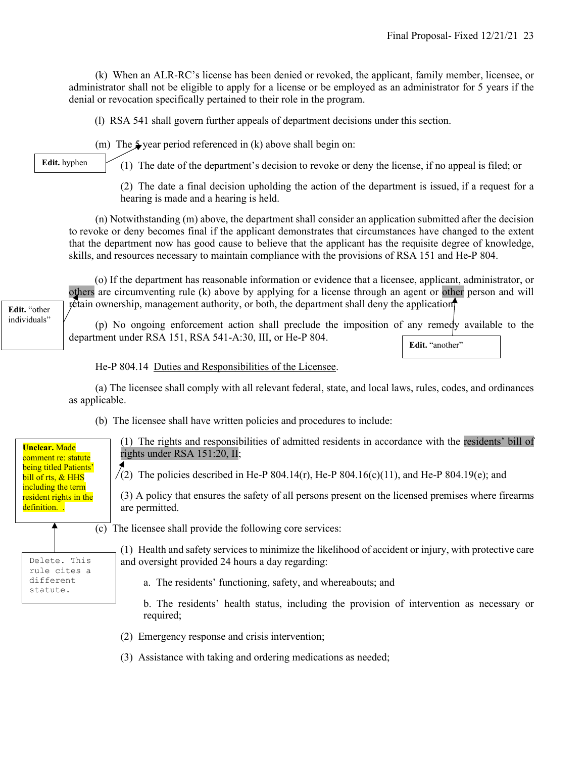(k) When an ALR-RC's license has been denied or revoked, the applicant, family member, licensee, or administrator shall not be eligible to apply for a license or be employed as an administrator for 5 years if the denial or revocation specifically pertained to their role in the program.

(l) RSA 541 shall govern further appeals of department decisions under this section.

(m) The 5 year period referenced in (k) above shall begin on:

**Edit.** hyphen

(1) The date of the department's decision to revoke or deny the license, if no appeal is filed; or

(2) The date a final decision upholding the action of the department is issued, if a request for a hearing is made and a hearing is held.

(n) Notwithstanding (m) above, the department shall consider an application submitted after the decision to revoke or deny becomes final if the applicant demonstrates that circumstances have changed to the extent that the department now has good cause to believe that the applicant has the requisite degree of knowledge, skills, and resources necessary to maintain compliance with the provisions of RSA 151 and He-P 804.

(o) If the department has reasonable information or evidence that a licensee, applicant, administrator, or others are circumventing rule (k) above by applying for a license through an agent or other person and will retain ownership, management authority, or both, the department shall deny the application.

**Edit.** "other individuals"

**Edit.** "another"

(p) No ongoing enforcement action shall preclude the imposition of any remedy available to the department under RSA 151, RSA 541-A:30, III, or He-P 804.

He-P 804.14 Duties and Responsibilities of the Licensee.

(a) The licensee shall comply with all relevant federal, state, and local laws, rules, codes, and ordinances as applicable.

(b) The licensee shall have written policies and procedures to include:

(1) The rights and responsibilities of admitted residents in accordance with the residents' bill of rights under RSA 151:20, II;

**Unclear.** Made comment re: statute being titled Patients' bill of rts, & HHS including the term resident rights in the definition.

Delete. This rule cites a different statute.

(2) The policies described in He-P 804.14(r), He-P 804.16(c)(11), and He-P 804.19(e); and

(3) A policy that ensures the safety of all persons present on the licensed premises where firearms are permitted.

(c) The licensee shall provide the following core services:

(1) Health and safety services to minimize the likelihood of accident or injury, with protective care and oversight provided 24 hours a day regarding:

a. The residents' functioning, safety, and whereabouts; and

b. The residents' health status, including the provision of intervention as necessary or required;

(2) Emergency response and crisis intervention;

(3) Assistance with taking and ordering medications as needed;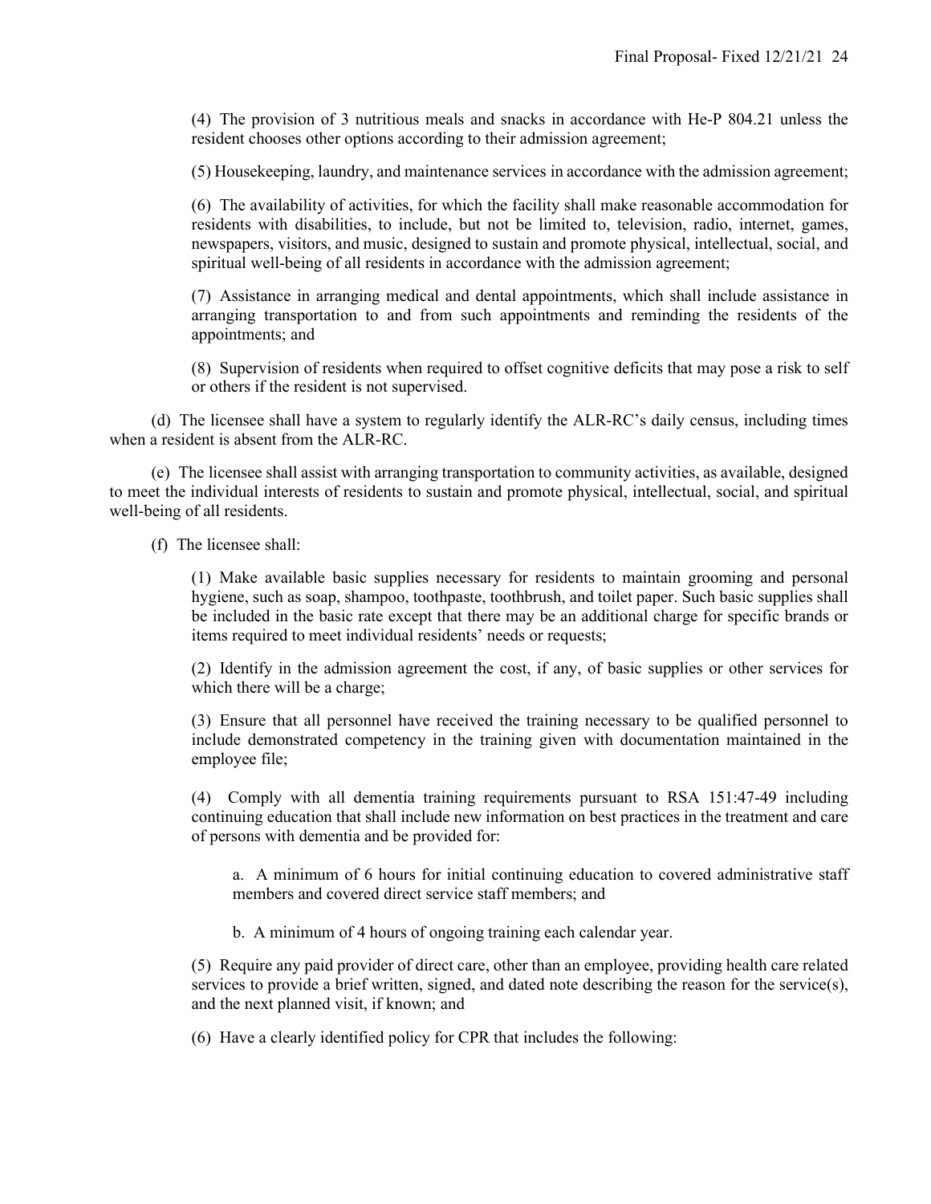(4) The provision of 3 nutritious meals and snacks in accordance with He-P 804.21 unless the resident chooses other options according to their admission agreement;

(5) Housekeeping, laundry, and maintenance services in accordance with the admission agreement;

(6) The availability of activities, for which the facility shall make reasonable accommodation for residents with disabilities, to include, but not be limited to, television, radio, internet, games, newspapers, visitors, and music, designed to sustain and promote physical, intellectual, social, and spiritual well-being of all residents in accordance with the admission agreement;

(7) Assistance in arranging medical and dental appointments, which shall include assistance in arranging transportation to and from such appointments and reminding the residents of the appointments; and

(8) Supervision of residents when required to offset cognitive deficits that may pose a risk to self or others if the resident is not supervised.

(d) The licensee shall have a system to regularly identify the ALR-RC's daily census, including times when a resident is absent from the ALR-RC.

(e) The licensee shall assist with arranging transportation to community activities, as available, designed to meet the individual interests of residents to sustain and promote physical, intellectual, social, and spiritual well-being of all residents.

(f) The licensee shall:

(1) Make available basic supplies necessary for residents to maintain grooming and personal hygiene, such as soap, shampoo, toothpaste, toothbrush, and toilet paper. Such basic supplies shall be included in the basic rate except that there may be an additional charge for specific brands or items required to meet individual residents' needs or requests;

(2) Identify in the admission agreement the cost, if any, of basic supplies or other services for which there will be a charge;

(3) Ensure that all personnel have received the training necessary to be qualified personnel to include demonstrated competency in the training given with documentation maintained in the employee file;

(4) Comply with all dementia training requirements pursuant to RSA 151:47-49 including continuing education that shall include new information on best practices in the treatment and care of persons with dementia and be provided for:

a. A minimum of 6 hours for initial continuing education to covered administrative staff members and covered direct service staff members; and

b. A minimum of 4 hours of ongoing training each calendar year.

(5) Require any paid provider of direct care, other than an employee, providing health care related services to provide a brief written, signed, and dated note describing the reason for the service(s), and the next planned visit, if known; and

(6) Have a clearly identified policy for CPR that includes the following: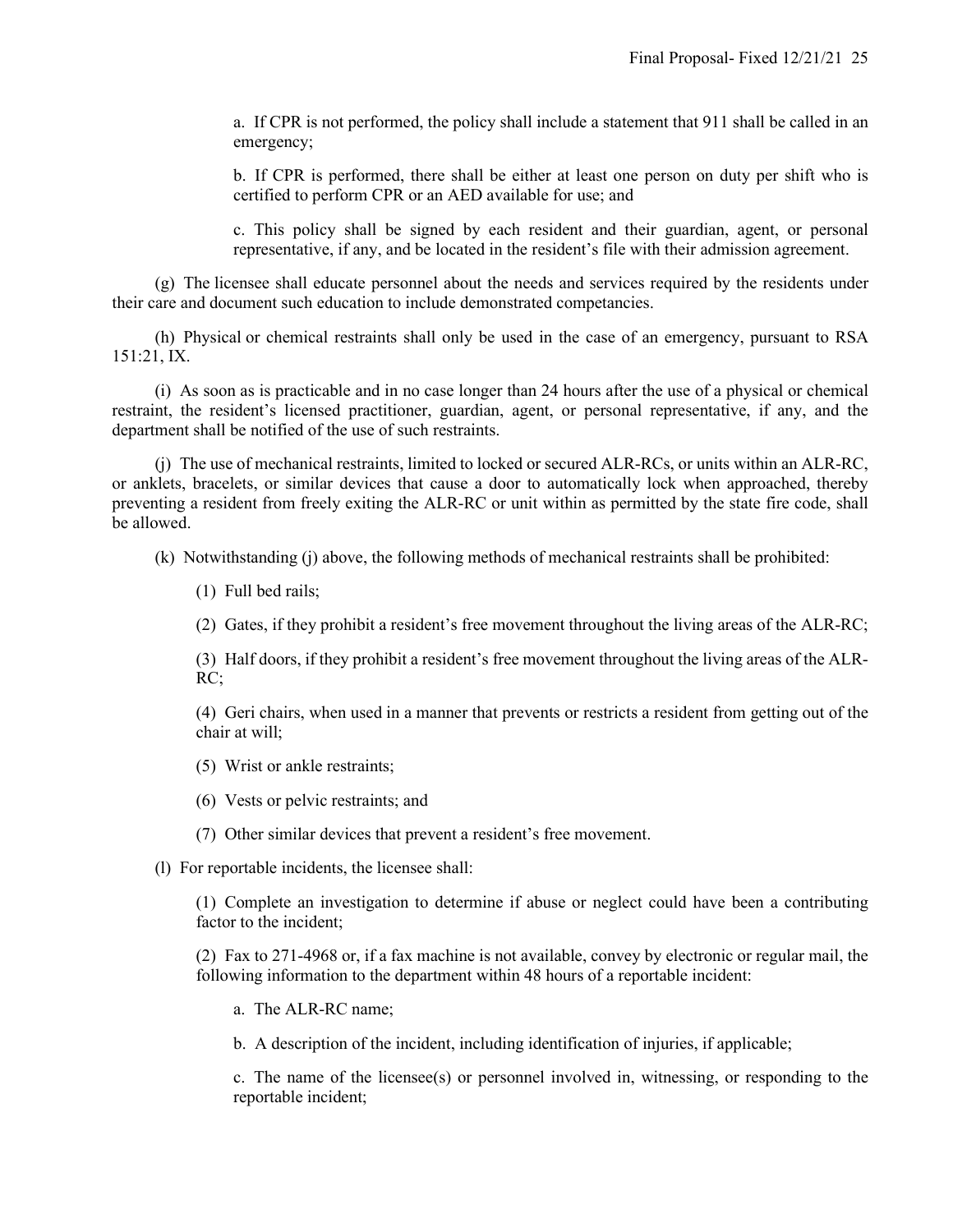a. If CPR is not performed, the policy shall include a statement that 911 shall be called in an emergency;

b. If CPR is performed, there shall be either at least one person on duty per shift who is certified to perform CPR or an AED available for use; and

c. This policy shall be signed by each resident and their guardian, agent, or personal representative, if any, and be located in the resident's file with their admission agreement.

(g) The licensee shall educate personnel about the needs and services required by the residents under their care and document such education to include demonstrated competancies.

(h) Physical or chemical restraints shall only be used in the case of an emergency, pursuant to RSA 151:21, IX.

(i) As soon as is practicable and in no case longer than 24 hours after the use of a physical or chemical restraint, the resident's licensed practitioner, guardian, agent, or personal representative, if any, and the department shall be notified of the use of such restraints.

(j) The use of mechanical restraints, limited to locked or secured ALR-RCs, or units within an ALR-RC, or anklets, bracelets, or similar devices that cause a door to automatically lock when approached, thereby preventing a resident from freely exiting the ALR-RC or unit within as permitted by the state fire code, shall be allowed.

(k) Notwithstanding (j) above, the following methods of mechanical restraints shall be prohibited:

(1) Full bed rails;

(2) Gates, if they prohibit a resident's free movement throughout the living areas of the ALR-RC;

(3) Half doors, if they prohibit a resident's free movement throughout the living areas of the ALR-RC;

(4) Geri chairs, when used in a manner that prevents or restricts a resident from getting out of the chair at will;

(5) Wrist or ankle restraints;

(6) Vests or pelvic restraints; and

(7) Other similar devices that prevent a resident's free movement.

(l) For reportable incidents, the licensee shall:

(1) Complete an investigation to determine if abuse or neglect could have been a contributing factor to the incident;

(2) Fax to 271-4968 or, if a fax machine is not available, convey by electronic or regular mail, the following information to the department within 48 hours of a reportable incident:

a. The ALR-RC name;

b. A description of the incident, including identification of injuries, if applicable;

c. The name of the licensee(s) or personnel involved in, witnessing, or responding to the reportable incident;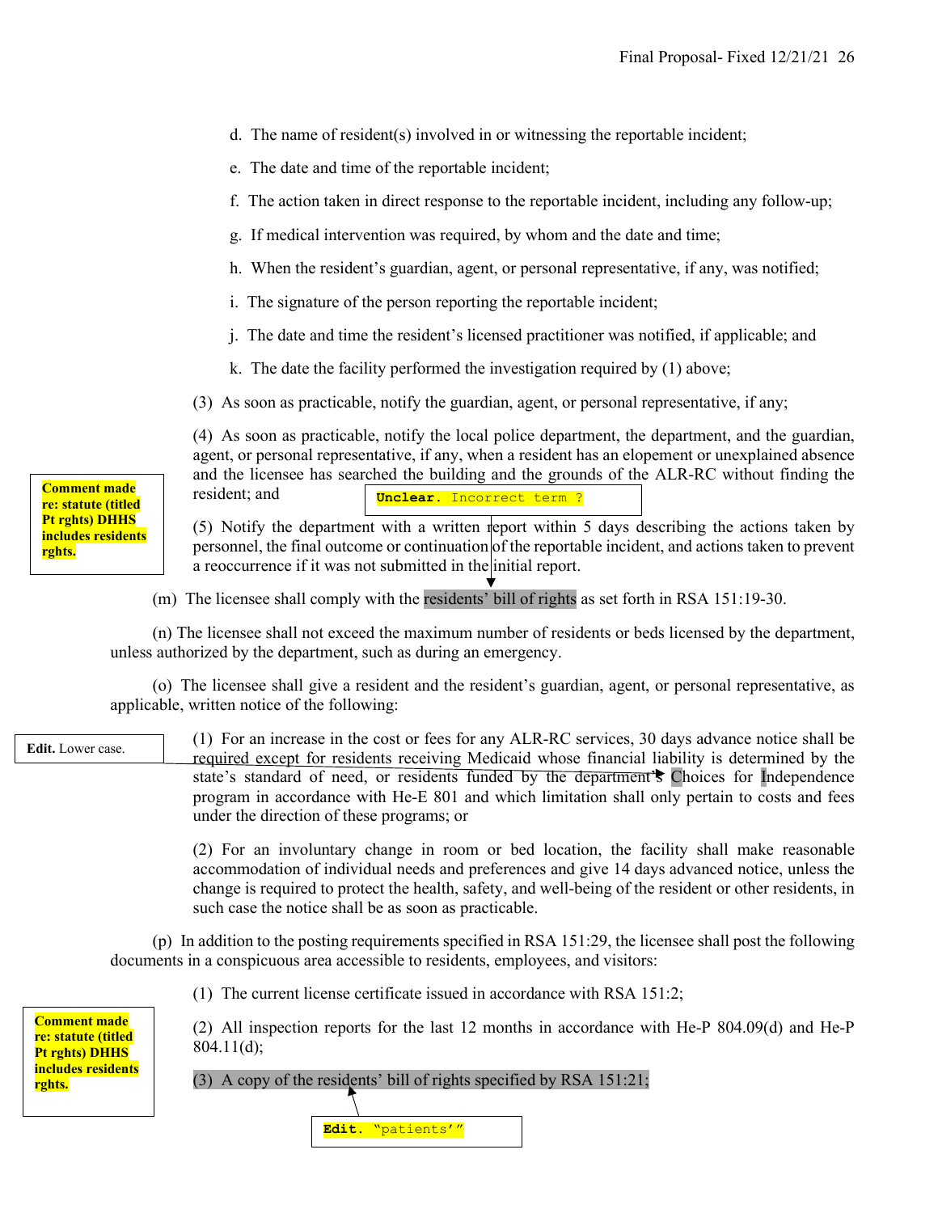d. The name of resident(s) involved in or witnessing the reportable incident;

e. The date and time of the reportable incident;

f. The action taken in direct response to the reportable incident, including any follow-up;

g. If medical intervention was required, by whom and the date and time;

h. When the resident's guardian, agent, or personal representative, if any, was notified;

i. The signature of the person reporting the reportable incident;

j. The date and time the resident's licensed practitioner was notified, if applicable; and

k. The date the facility performed the investigation required by (1) above;

(3) As soon as practicable, notify the guardian, agent, or personal representative, if any;

(4) As soon as practicable, notify the local police department, the department, and the guardian, agent, or personal representative, if any, when a resident has an elopement or unexplained absence and the licensee has searched the building and the grounds of the ALR-RC without finding the resident; and

**Comment made re: statute (titled Pt rghts) DHHS includes residents rghts.**

**Unclear.** Incorrect term ?

(5) Notify the department with a written report within 5 days describing the actions taken by personnel, the final outcome or continuation of the reportable incident, and actions taken to prevent a reoccurrence if it was not submitted in the initial report.

(m) The licensee shall comply with the residents' bill of rights as set forth in RSA 151:19-30.

(n) The licensee shall not exceed the maximum number of residents or beds licensed by the department, unless authorized by the department, such as during an emergency.

(o) The licensee shall give a resident and the resident's guardian, agent, or personal representative, as applicable, written notice of the following:

**Edit.** Lower case.

(1) For an increase in the cost or fees for any ALR-RC services, 30 days advance notice shall be required except for residents receiving Medicaid whose financial liability is determined by the state's standard of need, or residents funded by the department's Choices for Independence program in accordance with He-E 801 and which limitation shall only pertain to costs and fees under the direction of these programs; or

(2) For an involuntary change in room or bed location, the facility shall make reasonable accommodation of individual needs and preferences and give 14 days advanced notice, unless the change is required to protect the health, safety, and well-being of the resident or other residents, in such case the notice shall be as soon as practicable.

(p) In addition to the posting requirements specified in RSA 151:29, the licensee shall post the following documents in a conspicuous area accessible to residents, employees, and visitors:

(1) The current license certificate issued in accordance with RSA 151:2;

**Comment made re: statute (titled Pt rghts) DHHS includes residents rghts.**

(2) All inspection reports for the last 12 months in accordance with He-P 804.09(d) and He-P 804.11(d);

(3) A copy of the residents' bill of rights specified by RSA 151:21;

**Edit.** "patients'"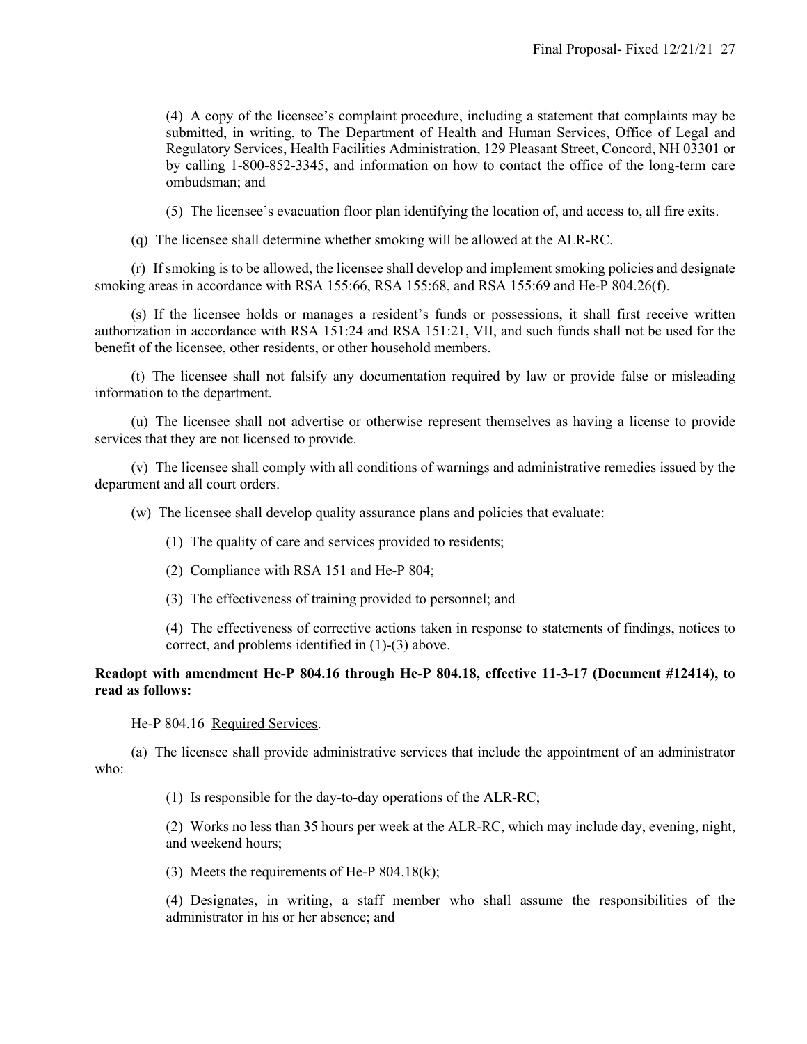(4) A copy of the licensee's complaint procedure, including a statement that complaints may be submitted, in writing, to The Department of Health and Human Services, Office of Legal and Regulatory Services, Health Facilities Administration, 129 Pleasant Street, Concord, NH 03301 or by calling 1-800-852-3345, and information on how to contact the office of the long-term care ombudsman; and

(5) The licensee's evacuation floor plan identifying the location of, and access to, all fire exits.

(q) The licensee shall determine whether smoking will be allowed at the ALR-RC.

(r) If smoking is to be allowed, the licensee shall develop and implement smoking policies and designate smoking areas in accordance with RSA 155:66, RSA 155:68, and RSA 155:69 and He-P 804.26(f).

(s) If the licensee holds or manages a resident's funds or possessions, it shall first receive written authorization in accordance with RSA 151:24 and RSA 151:21, VII, and such funds shall not be used for the benefit of the licensee, other residents, or other household members.

(t) The licensee shall not falsify any documentation required by law or provide false or misleading information to the department.

(u) The licensee shall not advertise or otherwise represent themselves as having a license to provide services that they are not licensed to provide.

(v) The licensee shall comply with all conditions of warnings and administrative remedies issued by the department and all court orders.

(w) The licensee shall develop quality assurance plans and policies that evaluate:

(1) The quality of care and services provided to residents;

(2) Compliance with RSA 151 and He-P 804;

(3) The effectiveness of training provided to personnel; and

(4) The effectiveness of corrective actions taken in response to statements of findings, notices to correct, and problems identified in (1)-(3) above.

**Readopt with amendment He-P 804.16 through He-P 804.18, effective 11-3-17 (Document #12414), to read as follows:**

He-P 804.16 Required Services.

(a) The licensee shall provide administrative services that include the appointment of an administrator who:

(1) Is responsible for the day-to-day operations of the ALR-RC;

(2) Works no less than 35 hours per week at the ALR-RC, which may include day, evening, night, and weekend hours;

(3) Meets the requirements of He-P 804.18(k);

(4) Designates, in writing, a staff member who shall assume the responsibilities of the administrator in his or her absence; and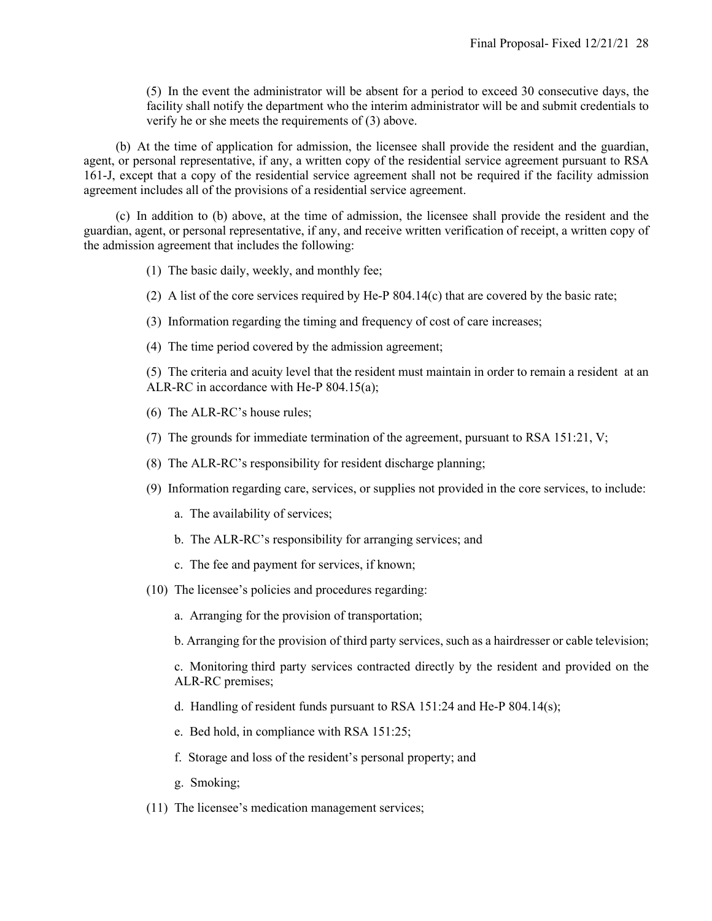(5) In the event the administrator will be absent for a period to exceed 30 consecutive days, the facility shall notify the department who the interim administrator will be and submit credentials to verify he or she meets the requirements of (3) above.

(b) At the time of application for admission, the licensee shall provide the resident and the guardian, agent, or personal representative, if any, a written copy of the residential service agreement pursuant to RSA 161-J, except that a copy of the residential service agreement shall not be required if the facility admission agreement includes all of the provisions of a residential service agreement.

(c) In addition to (b) above, at the time of admission, the licensee shall provide the resident and the guardian, agent, or personal representative, if any, and receive written verification of receipt, a written copy of the admission agreement that includes the following:

(1) The basic daily, weekly, and monthly fee;

(2) A list of the core services required by He-P 804.14(c) that are covered by the basic rate;

(3) Information regarding the timing and frequency of cost of care increases;

(4) The time period covered by the admission agreement;

(5) The criteria and acuity level that the resident must maintain in order to remain a resident at an ALR-RC in accordance with He-P 804.15(a);

(6) The ALR-RC's house rules;

(7) The grounds for immediate termination of the agreement, pursuant to RSA 151:21, V;

(8) The ALR-RC's responsibility for resident discharge planning;

(9) Information regarding care, services, or supplies not provided in the core services, to include:

a. The availability of services;

b. The ALR-RC's responsibility for arranging services; and

c. The fee and payment for services, if known;

(10) The licensee's policies and procedures regarding:

a. Arranging for the provision of transportation;

b. Arranging for the provision of third party services, such as a hairdresser or cable television;

c. Monitoring third party services contracted directly by the resident and provided on the ALR-RC premises;

d. Handling of resident funds pursuant to RSA 151:24 and He-P 804.14(s);

e. Bed hold, in compliance with RSA 151:25;

f. Storage and loss of the resident's personal property; and

g. Smoking;

(11) The licensee's medication management services;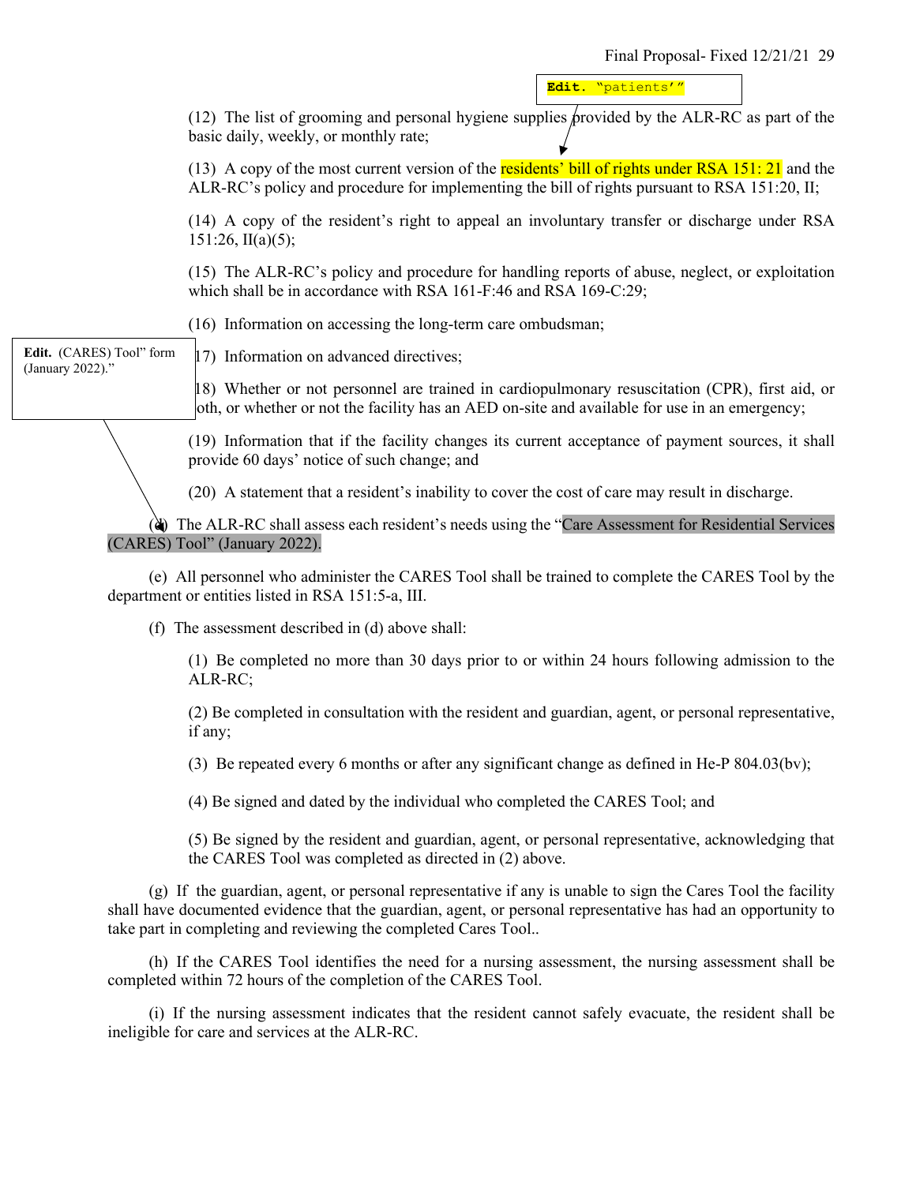Edit. "patients'"

(12) The list of grooming and personal hygiene supplies provided by the ALR-RC as part of the basic daily, weekly, or monthly rate;

(13) A copy of the most current version of the residents' bill of rights under RSA 151: 21 and the ALR-RC's policy and procedure for implementing the bill of rights pursuant to RSA 151:20, II;

(14) A copy of the resident's right to appeal an involuntary transfer or discharge under RSA 151:26, II(a)(5);

(15) The ALR-RC's policy and procedure for handling reports of abuse, neglect, or exploitation which shall be in accordance with RSA 161-F:46 and RSA 169-C:29;

(16) Information on accessing the long-term care ombudsman;

Edit. (CARES) Tool" form (January 2022)."

(17) Information on advanced directives;

(18) Whether or not personnel are trained in cardiopulmonary resuscitation (CPR), first aid, or both, or whether or not the facility has an AED on-site and available for use in an emergency;

(19) Information that if the facility changes its current acceptance of payment sources, it shall provide 60 days' notice of such change; and

(20) A statement that a resident's inability to cover the cost of care may result in discharge.

(d) The ALR-RC shall assess each resident's needs using the "Care Assessment for Residential Services (CARES) Tool" (January 2022).

(e) All personnel who administer the CARES Tool shall be trained to complete the CARES Tool by the department or entities listed in RSA 151:5-a, III.

(f) The assessment described in (d) above shall:

(1) Be completed no more than 30 days prior to or within 24 hours following admission to the ALR-RC;

(2) Be completed in consultation with the resident and guardian, agent, or personal representative, if any;

(3) Be repeated every 6 months or after any significant change as defined in He-P 804.03(bv);

(4) Be signed and dated by the individual who completed the CARES Tool; and

(5) Be signed by the resident and guardian, agent, or personal representative, acknowledging that the CARES Tool was completed as directed in (2) above.

(g) If the guardian, agent, or personal representative if any is unable to sign the Cares Tool the facility shall have documented evidence that the guardian, agent, or personal representative has had an opportunity to take part in completing and reviewing the completed Cares Tool..

(h) If the CARES Tool identifies the need for a nursing assessment, the nursing assessment shall be completed within 72 hours of the completion of the CARES Tool.

(i) If the nursing assessment indicates that the resident cannot safely evacuate, the resident shall be ineligible for care and services at the ALR-RC.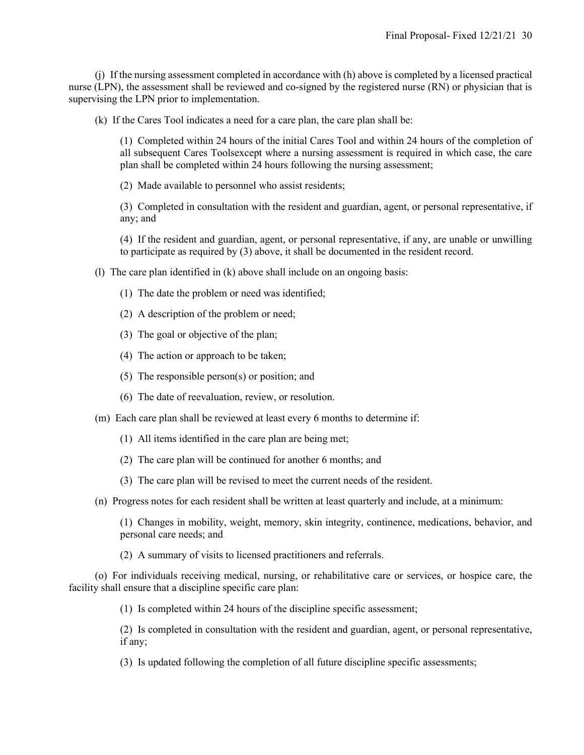(j) If the nursing assessment completed in accordance with (h) above is completed by a licensed practical nurse (LPN), the assessment shall be reviewed and co-signed by the registered nurse (RN) or physician that is supervising the LPN prior to implementation.

(k) If the Cares Tool indicates a need for a care plan, the care plan shall be:

(1) Completed within 24 hours of the initial Cares Tool and within 24 hours of the completion of all subsequent Cares Toolsexcept where a nursing assessment is required in which case, the care plan shall be completed within 24 hours following the nursing assessment;

(2) Made available to personnel who assist residents;

(3) Completed in consultation with the resident and guardian, agent, or personal representative, if any; and

(4) If the resident and guardian, agent, or personal representative, if any, are unable or unwilling to participate as required by (3) above, it shall be documented in the resident record.

(l) The care plan identified in (k) above shall include on an ongoing basis:

(1) The date the problem or need was identified;

(2) A description of the problem or need;

(3) The goal or objective of the plan;

(4) The action or approach to be taken;

(5) The responsible person(s) or position; and

(6) The date of reevaluation, review, or resolution.

(m) Each care plan shall be reviewed at least every 6 months to determine if:

(1) All items identified in the care plan are being met;

(2) The care plan will be continued for another 6 months; and

(3) The care plan will be revised to meet the current needs of the resident.

(n) Progress notes for each resident shall be written at least quarterly and include, at a minimum:

(1) Changes in mobility, weight, memory, skin integrity, continence, medications, behavior, and personal care needs; and

(2) A summary of visits to licensed practitioners and referrals.

(o) For individuals receiving medical, nursing, or rehabilitative care or services, or hospice care, the facility shall ensure that a discipline specific care plan:

(1) Is completed within 24 hours of the discipline specific assessment;

(2) Is completed in consultation with the resident and guardian, agent, or personal representative, if any;

(3) Is updated following the completion of all future discipline specific assessments;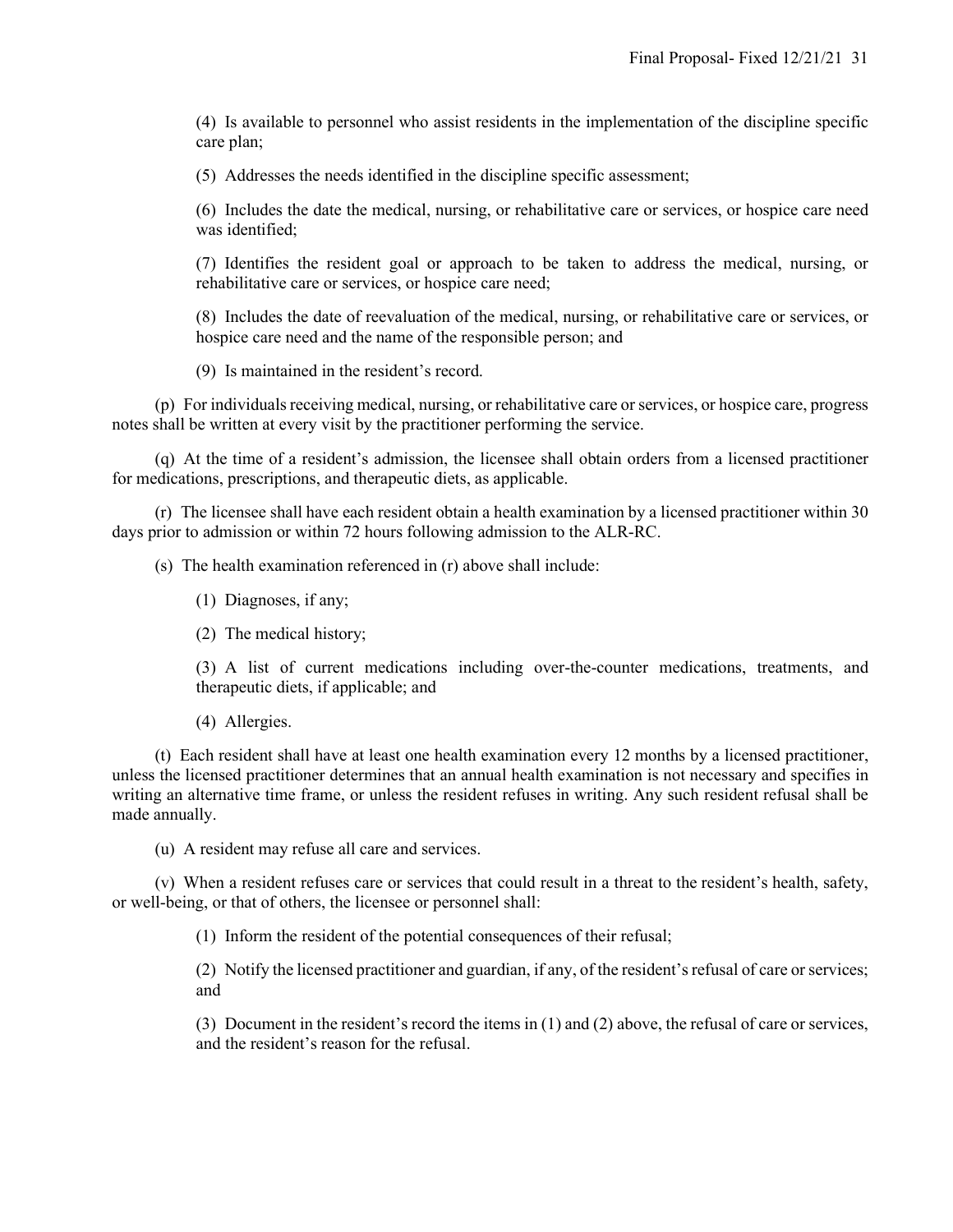(4) Is available to personnel who assist residents in the implementation of the discipline specific care plan;

(5) Addresses the needs identified in the discipline specific assessment;

(6) Includes the date the medical, nursing, or rehabilitative care or services, or hospice care need was identified;

(7) Identifies the resident goal or approach to be taken to address the medical, nursing, or rehabilitative care or services, or hospice care need;

(8) Includes the date of reevaluation of the medical, nursing, or rehabilitative care or services, or hospice care need and the name of the responsible person; and

(9) Is maintained in the resident's record.

(p) For individuals receiving medical, nursing, or rehabilitative care or services, or hospice care, progress notes shall be written at every visit by the practitioner performing the service.

(q) At the time of a resident's admission, the licensee shall obtain orders from a licensed practitioner for medications, prescriptions, and therapeutic diets, as applicable.

(r) The licensee shall have each resident obtain a health examination by a licensed practitioner within 30 days prior to admission or within 72 hours following admission to the ALR-RC.

(s) The health examination referenced in (r) above shall include:

(1) Diagnoses, if any;

(2) The medical history;

(3) A list of current medications including over-the-counter medications, treatments, and therapeutic diets, if applicable; and

(4) Allergies.

(t) Each resident shall have at least one health examination every 12 months by a licensed practitioner, unless the licensed practitioner determines that an annual health examination is not necessary and specifies in writing an alternative time frame, or unless the resident refuses in writing. Any such resident refusal shall be made annually.

(u) A resident may refuse all care and services.

(v) When a resident refuses care or services that could result in a threat to the resident's health, safety, or well-being, or that of others, the licensee or personnel shall:

(1) Inform the resident of the potential consequences of their refusal;

(2) Notify the licensed practitioner and guardian, if any, of the resident's refusal of care or services; and

(3) Document in the resident's record the items in (1) and (2) above, the refusal of care or services, and the resident's reason for the refusal.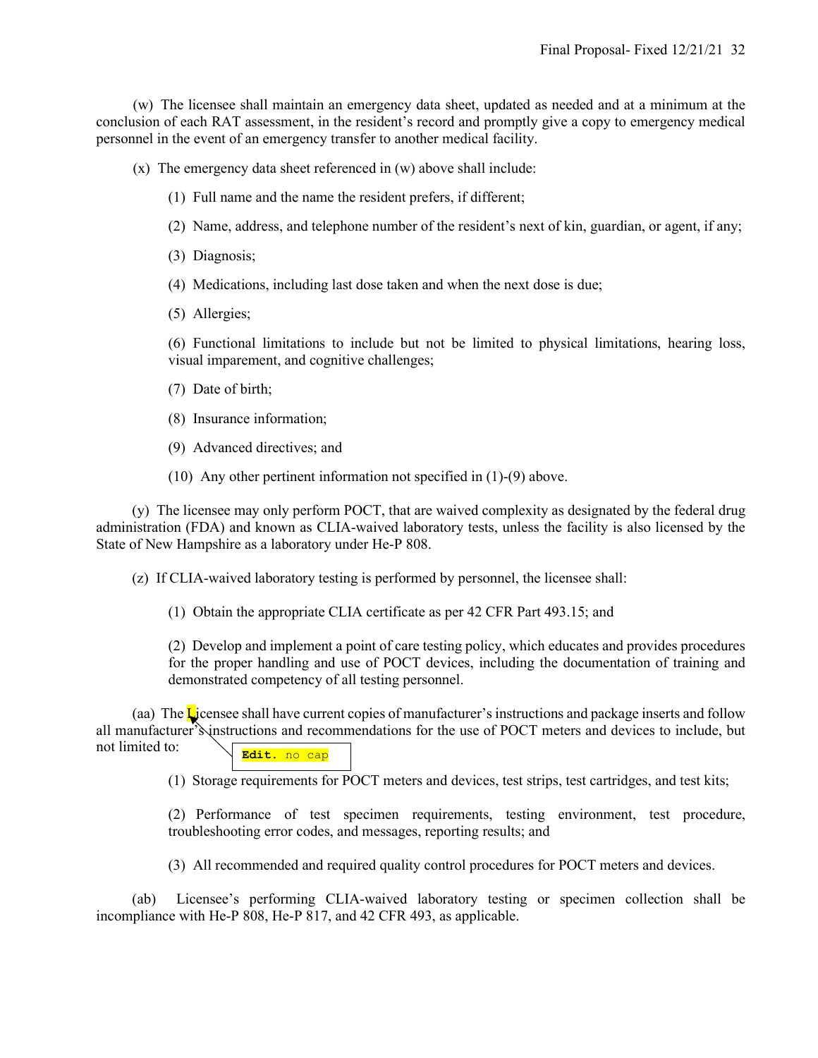(w) The licensee shall maintain an emergency data sheet, updated as needed and at a minimum at the conclusion of each RAT assessment, in the resident's record and promptly give a copy to emergency medical personnel in the event of an emergency transfer to another medical facility.

(x) The emergency data sheet referenced in (w) above shall include:

(1) Full name and the name the resident prefers, if different;

(2) Name, address, and telephone number of the resident's next of kin, guardian, or agent, if any;

(3) Diagnosis;

(4) Medications, including last dose taken and when the next dose is due;

(5) Allergies;

(6) Functional limitations to include but not be limited to physical limitations, hearing loss, visual imparement, and cognitive challenges;

(7) Date of birth;

(8) Insurance information;

(9) Advanced directives; and

(10) Any other pertinent information not specified in (1)-(9) above.

(y) The licensee may only perform POCT, that are waived complexity as designated by the federal drug administration (FDA) and known as CLIA-waived laboratory tests, unless the facility is also licensed by the State of New Hampshire as a laboratory under He-P 808.

(z) If CLIA-waived laboratory testing is performed by personnel, the licensee shall:

(1) Obtain the appropriate CLIA certificate as per 42 CFR Part 493.15; and

(2) Develop and implement a point of care testing policy, which educates and provides procedures for the proper handling and use of POCT devices, including the documentation of training and demonstrated competency of all testing personnel.

(aa) The Licensee shall have current copies of manufacturer's instructions and package inserts and follow all manufacturer's instructions and recommendations for the use of POCT meters and devices to include, but not limited to:

Edit. no cap

(1) Storage requirements for POCT meters and devices, test strips, test cartridges, and test kits;

(2) Performance of test specimen requirements, testing environment, test procedure, troubleshooting error codes, and messages, reporting results; and

(3) All recommended and required quality control procedures for POCT meters and devices.

(ab) Licensee's performing CLIA-waived laboratory testing or specimen collection shall be incompliance with He-P 808, He-P 817, and 42 CFR 493, as applicable.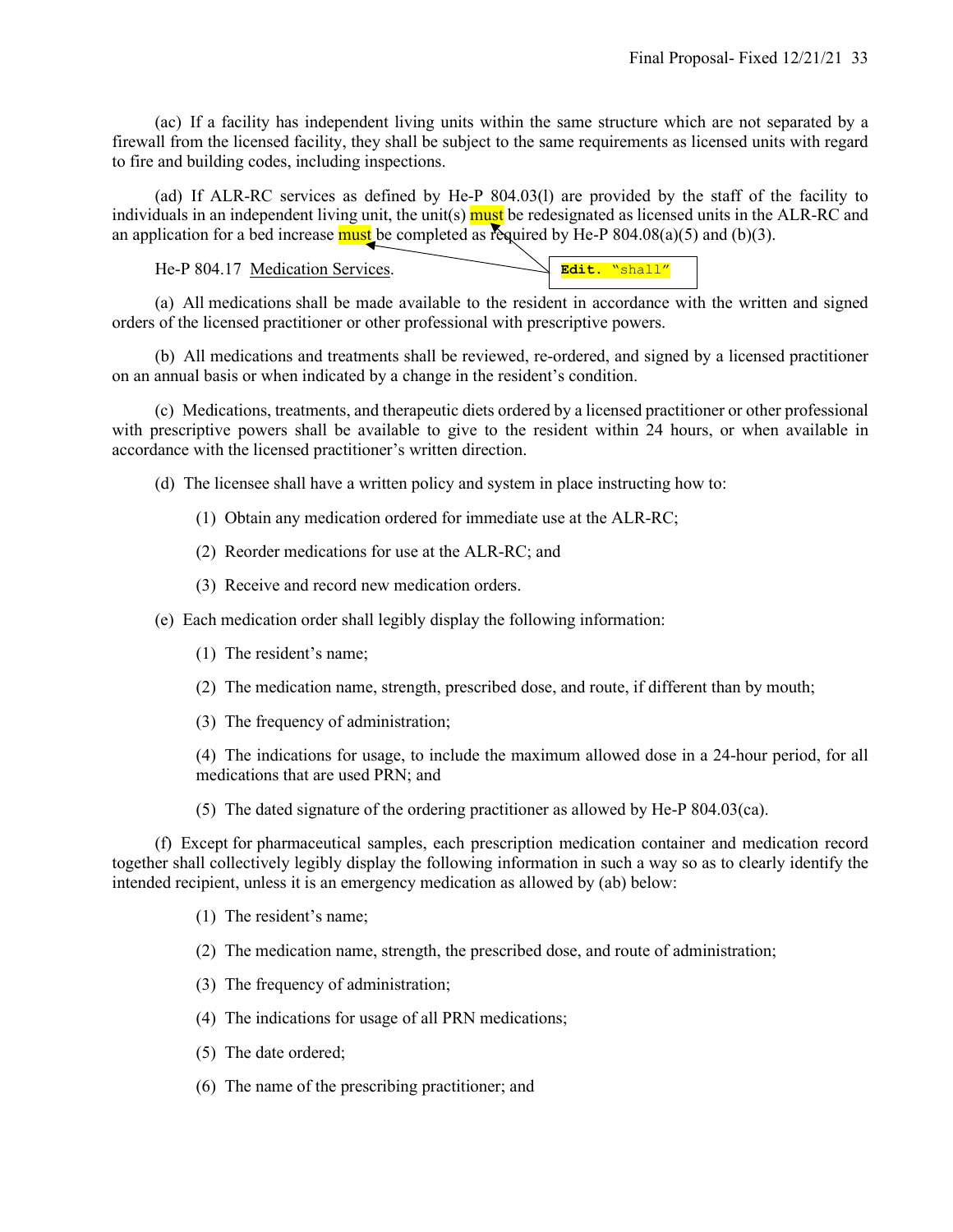(ac) If a facility has independent living units within the same structure which are not separated by a firewall from the licensed facility, they shall be subject to the same requirements as licensed units with regard to fire and building codes, including inspections.

(ad) If ALR-RC services as defined by He-P 804.03(l) are provided by the staff of the facility to individuals in an independent living unit, the unit(s) must be redesignated as licensed units in the ALR-RC and an application for a bed increase must be completed as required by He-P 804.08(a)(5) and (b)(3).

**Edit.** "shall"

He-P 804.17 Medication Services.

(a) All medications shall be made available to the resident in accordance with the written and signed orders of the licensed practitioner or other professional with prescriptive powers.

(b) All medications and treatments shall be reviewed, re-ordered, and signed by a licensed practitioner on an annual basis or when indicated by a change in the resident's condition.

(c) Medications, treatments, and therapeutic diets ordered by a licensed practitioner or other professional with prescriptive powers shall be available to give to the resident within 24 hours, or when available in accordance with the licensed practitioner's written direction.

(d) The licensee shall have a written policy and system in place instructing how to:

(1) Obtain any medication ordered for immediate use at the ALR-RC;

(2) Reorder medications for use at the ALR-RC; and

(3) Receive and record new medication orders.

(e) Each medication order shall legibly display the following information:

(1) The resident's name;

(2) The medication name, strength, prescribed dose, and route, if different than by mouth;

(3) The frequency of administration;

(4) The indications for usage, to include the maximum allowed dose in a 24-hour period, for all medications that are used PRN; and

(5) The dated signature of the ordering practitioner as allowed by He-P 804.03(ca).

(f) Except for pharmaceutical samples, each prescription medication container and medication record together shall collectively legibly display the following information in such a way so as to clearly identify the intended recipient, unless it is an emergency medication as allowed by (ab) below:

(1) The resident's name;

(2) The medication name, strength, the prescribed dose, and route of administration;

(3) The frequency of administration;

(4) The indications for usage of all PRN medications;

(5) The date ordered;

(6) The name of the prescribing practitioner; and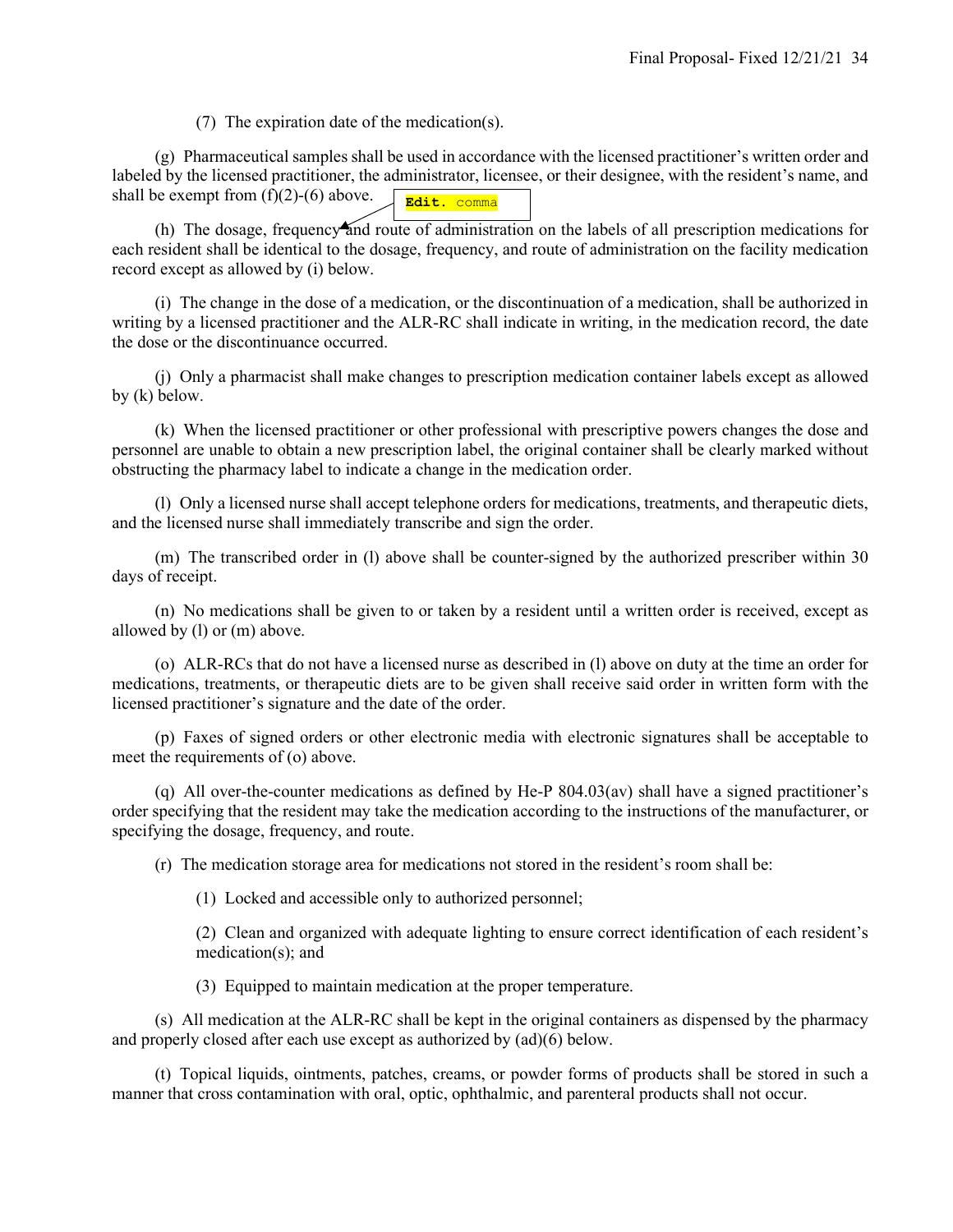(7) The expiration date of the medication(s).

(g) Pharmaceutical samples shall be used in accordance with the licensed practitioner's written order and labeled by the licensed practitioner, the administrator, licensee, or their designee, with the resident's name, and shall be exempt from (f)(2)-(6) above.

**Edit.** comma

(h) The dosage, frequency and route of administration on the labels of all prescription medications for each resident shall be identical to the dosage, frequency, and route of administration on the facility medication record except as allowed by (i) below.

(i) The change in the dose of a medication, or the discontinuation of a medication, shall be authorized in writing by a licensed practitioner and the ALR-RC shall indicate in writing, in the medication record, the date the dose or the discontinuance occurred.

(j) Only a pharmacist shall make changes to prescription medication container labels except as allowed by (k) below.

(k) When the licensed practitioner or other professional with prescriptive powers changes the dose and personnel are unable to obtain a new prescription label, the original container shall be clearly marked without obstructing the pharmacy label to indicate a change in the medication order.

(l) Only a licensed nurse shall accept telephone orders for medications, treatments, and therapeutic diets, and the licensed nurse shall immediately transcribe and sign the order.

(m) The transcribed order in (l) above shall be counter-signed by the authorized prescriber within 30 days of receipt.

(n) No medications shall be given to or taken by a resident until a written order is received, except as allowed by (l) or (m) above.

(o) ALR-RCs that do not have a licensed nurse as described in (l) above on duty at the time an order for medications, treatments, or therapeutic diets are to be given shall receive said order in written form with the licensed practitioner's signature and the date of the order.

(p) Faxes of signed orders or other electronic media with electronic signatures shall be acceptable to meet the requirements of (o) above.

(q) All over-the-counter medications as defined by He-P 804.03(av) shall have a signed practitioner's order specifying that the resident may take the medication according to the instructions of the manufacturer, or specifying the dosage, frequency, and route.

(r) The medication storage area for medications not stored in the resident's room shall be:

(1) Locked and accessible only to authorized personnel;

(2) Clean and organized with adequate lighting to ensure correct identification of each resident's medication(s); and

(3) Equipped to maintain medication at the proper temperature.

(s) All medication at the ALR-RC shall be kept in the original containers as dispensed by the pharmacy and properly closed after each use except as authorized by (ad)(6) below.

(t) Topical liquids, ointments, patches, creams, or powder forms of products shall be stored in such a manner that cross contamination with oral, optic, ophthalmic, and parenteral products shall not occur.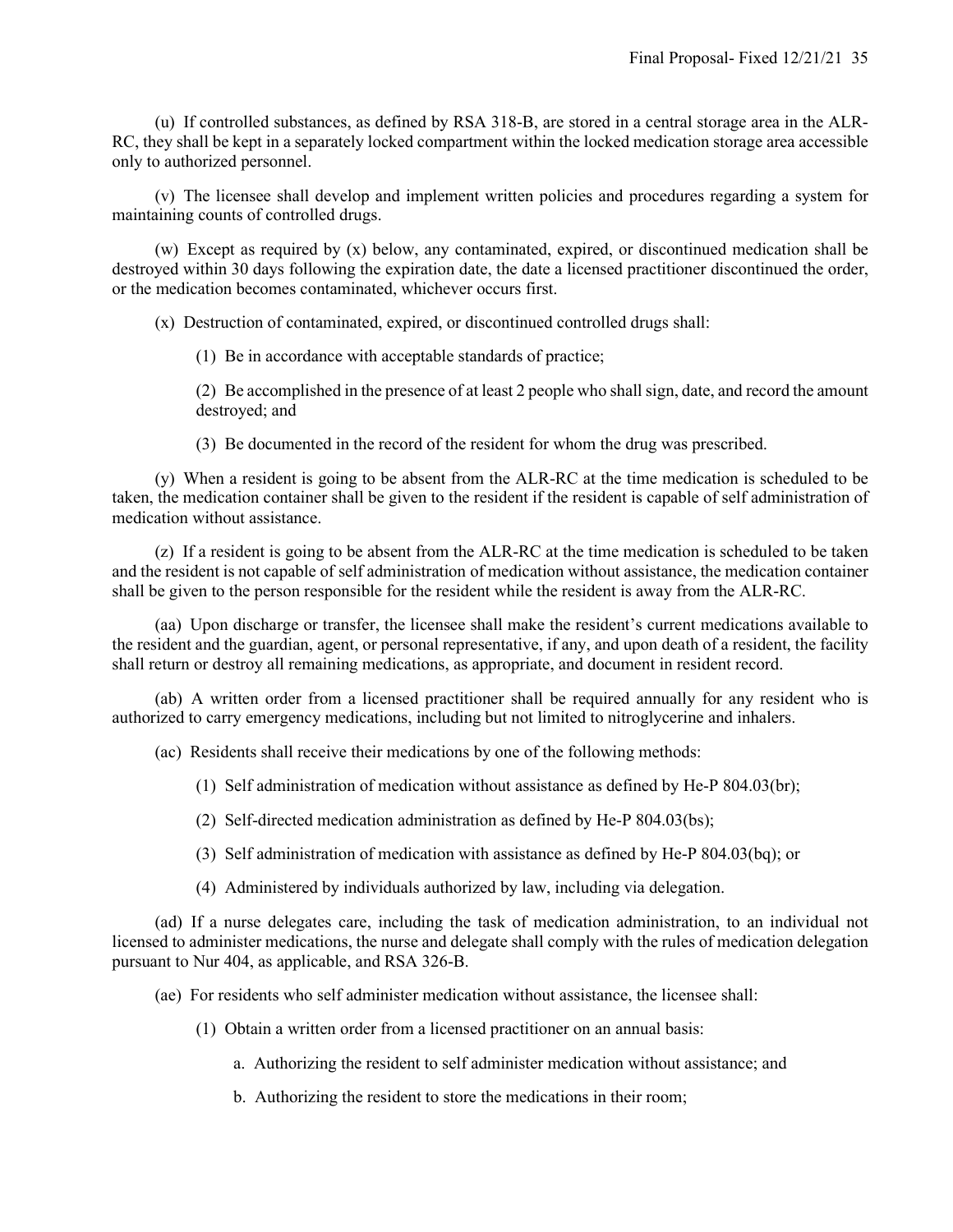(u) If controlled substances, as defined by RSA 318-B, are stored in a central storage area in the ALR-RC, they shall be kept in a separately locked compartment within the locked medication storage area accessible only to authorized personnel.

(v) The licensee shall develop and implement written policies and procedures regarding a system for maintaining counts of controlled drugs.

(w) Except as required by (x) below, any contaminated, expired, or discontinued medication shall be destroyed within 30 days following the expiration date, the date a licensed practitioner discontinued the order, or the medication becomes contaminated, whichever occurs first.

(x) Destruction of contaminated, expired, or discontinued controlled drugs shall:

(1) Be in accordance with acceptable standards of practice;

(2) Be accomplished in the presence of at least 2 people who shall sign, date, and record the amount destroyed; and

(3) Be documented in the record of the resident for whom the drug was prescribed.

(y) When a resident is going to be absent from the ALR-RC at the time medication is scheduled to be taken, the medication container shall be given to the resident if the resident is capable of self administration of medication without assistance.

(z) If a resident is going to be absent from the ALR-RC at the time medication is scheduled to be taken and the resident is not capable of self administration of medication without assistance, the medication container shall be given to the person responsible for the resident while the resident is away from the ALR-RC.

(aa) Upon discharge or transfer, the licensee shall make the resident's current medications available to the resident and the guardian, agent, or personal representative, if any, and upon death of a resident, the facility shall return or destroy all remaining medications, as appropriate, and document in resident record.

(ab) A written order from a licensed practitioner shall be required annually for any resident who is authorized to carry emergency medications, including but not limited to nitroglycerine and inhalers.

(ac) Residents shall receive their medications by one of the following methods:

(1) Self administration of medication without assistance as defined by He-P 804.03(br);

(2) Self-directed medication administration as defined by He-P 804.03(bs);

(3) Self administration of medication with assistance as defined by He-P 804.03(bq); or

(4) Administered by individuals authorized by law, including via delegation.

(ad) If a nurse delegates care, including the task of medication administration, to an individual not licensed to administer medications, the nurse and delegate shall comply with the rules of medication delegation pursuant to Nur 404, as applicable, and RSA 326-B.

(ae) For residents who self administer medication without assistance, the licensee shall:

(1) Obtain a written order from a licensed practitioner on an annual basis:

a. Authorizing the resident to self administer medication without assistance; and

b. Authorizing the resident to store the medications in their room;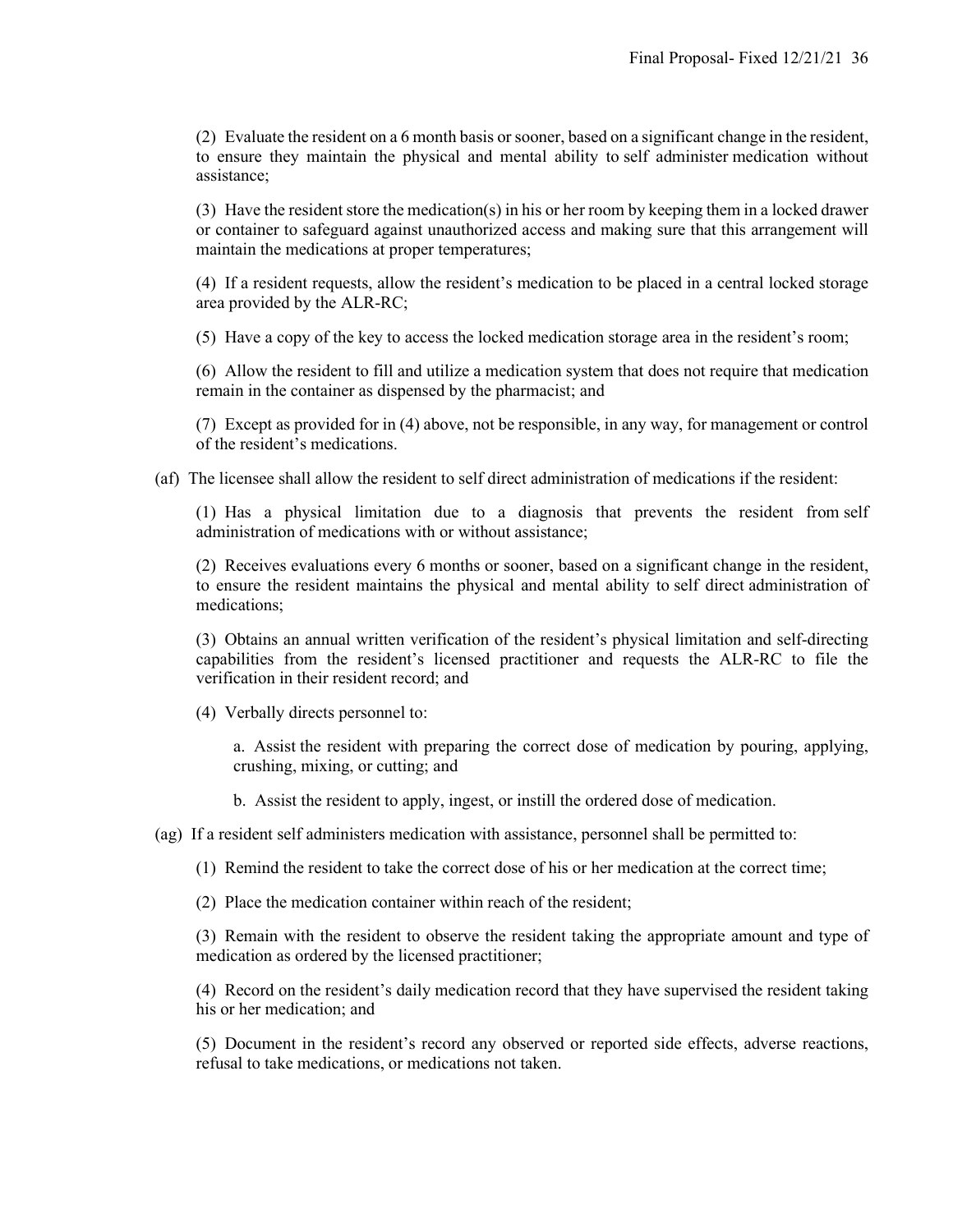(2) Evaluate the resident on a 6 month basis or sooner, based on a significant change in the resident, to ensure they maintain the physical and mental ability to self administer medication without assistance;

(3) Have the resident store the medication(s) in his or her room by keeping them in a locked drawer or container to safeguard against unauthorized access and making sure that this arrangement will maintain the medications at proper temperatures;

(4) If a resident requests, allow the resident's medication to be placed in a central locked storage area provided by the ALR-RC;

(5) Have a copy of the key to access the locked medication storage area in the resident's room;

(6) Allow the resident to fill and utilize a medication system that does not require that medication remain in the container as dispensed by the pharmacist; and

(7) Except as provided for in (4) above, not be responsible, in any way, for management or control of the resident's medications.

(af) The licensee shall allow the resident to self direct administration of medications if the resident:

(1) Has a physical limitation due to a diagnosis that prevents the resident from self administration of medications with or without assistance;

(2) Receives evaluations every 6 months or sooner, based on a significant change in the resident, to ensure the resident maintains the physical and mental ability to self direct administration of medications;

(3) Obtains an annual written verification of the resident's physical limitation and self-directing capabilities from the resident's licensed practitioner and requests the ALR-RC to file the verification in their resident record; and

(4) Verbally directs personnel to:

a. Assist the resident with preparing the correct dose of medication by pouring, applying, crushing, mixing, or cutting; and

b. Assist the resident to apply, ingest, or instill the ordered dose of medication.

(ag) If a resident self administers medication with assistance, personnel shall be permitted to:

(1) Remind the resident to take the correct dose of his or her medication at the correct time;

(2) Place the medication container within reach of the resident;

(3) Remain with the resident to observe the resident taking the appropriate amount and type of medication as ordered by the licensed practitioner;

(4) Record on the resident's daily medication record that they have supervised the resident taking his or her medication; and

(5) Document in the resident's record any observed or reported side effects, adverse reactions, refusal to take medications, or medications not taken.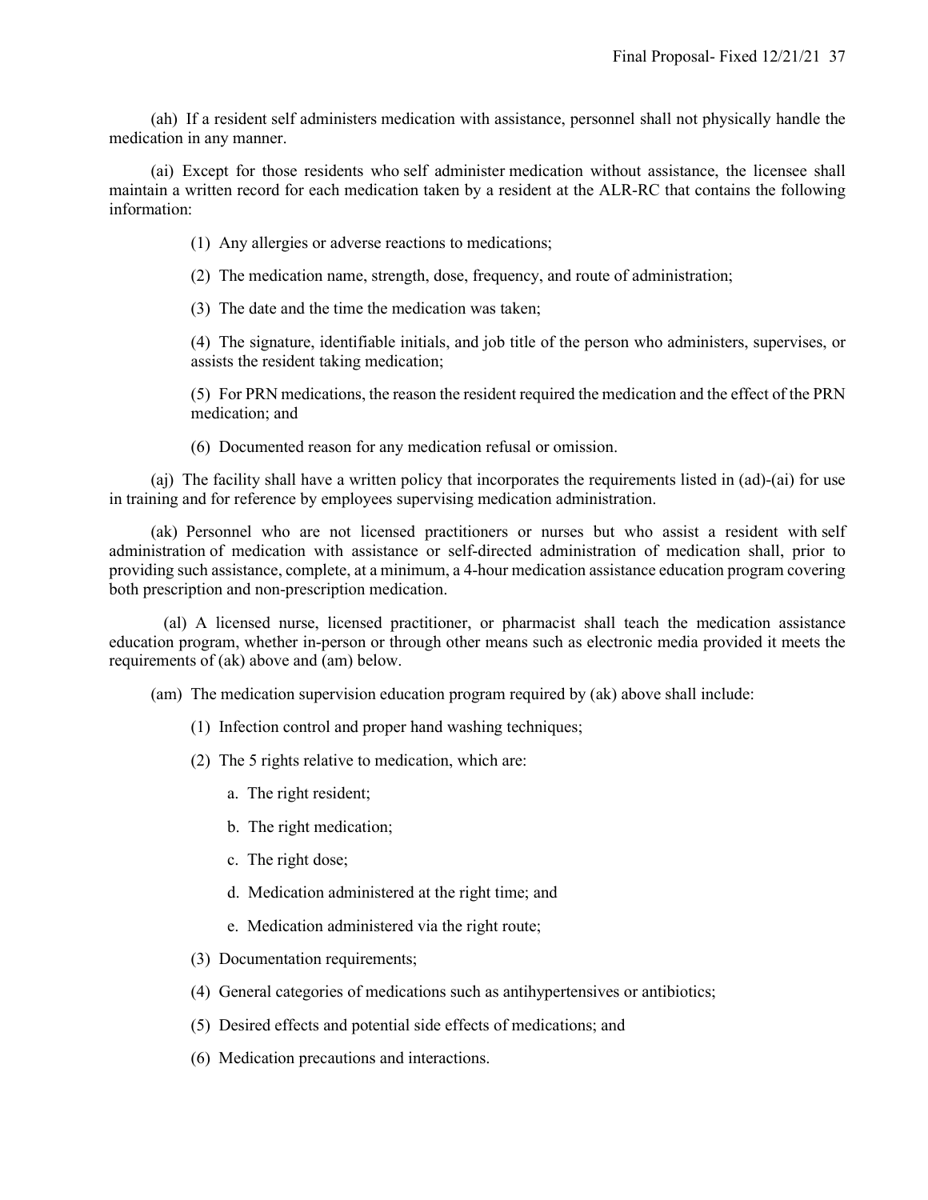(ah) If a resident self administers medication with assistance, personnel shall not physically handle the medication in any manner.

(ai) Except for those residents who self administer medication without assistance, the licensee shall maintain a written record for each medication taken by a resident at the ALR-RC that contains the following information:

(1) Any allergies or adverse reactions to medications;

(2) The medication name, strength, dose, frequency, and route of administration;

(3) The date and the time the medication was taken;

(4) The signature, identifiable initials, and job title of the person who administers, supervises, or assists the resident taking medication;

(5) For PRN medications, the reason the resident required the medication and the effect of the PRN medication; and

(6) Documented reason for any medication refusal or omission.

(aj) The facility shall have a written policy that incorporates the requirements listed in (ad)-(ai) for use in training and for reference by employees supervising medication administration.

(ak) Personnel who are not licensed practitioners or nurses but who assist a resident with self administration of medication with assistance or self-directed administration of medication shall, prior to providing such assistance, complete, at a minimum, a 4-hour medication assistance education program covering both prescription and non-prescription medication.

(al) A licensed nurse, licensed practitioner, or pharmacist shall teach the medication assistance education program, whether in-person or through other means such as electronic media provided it meets the requirements of (ak) above and (am) below.

(am) The medication supervision education program required by (ak) above shall include:

(1) Infection control and proper hand washing techniques;

(2) The 5 rights relative to medication, which are:

a. The right resident;

b. The right medication;

c. The right dose;

d. Medication administered at the right time; and

e. Medication administered via the right route;

(3) Documentation requirements;

(4) General categories of medications such as antihypertensives or antibiotics;

(5) Desired effects and potential side effects of medications; and

(6) Medication precautions and interactions.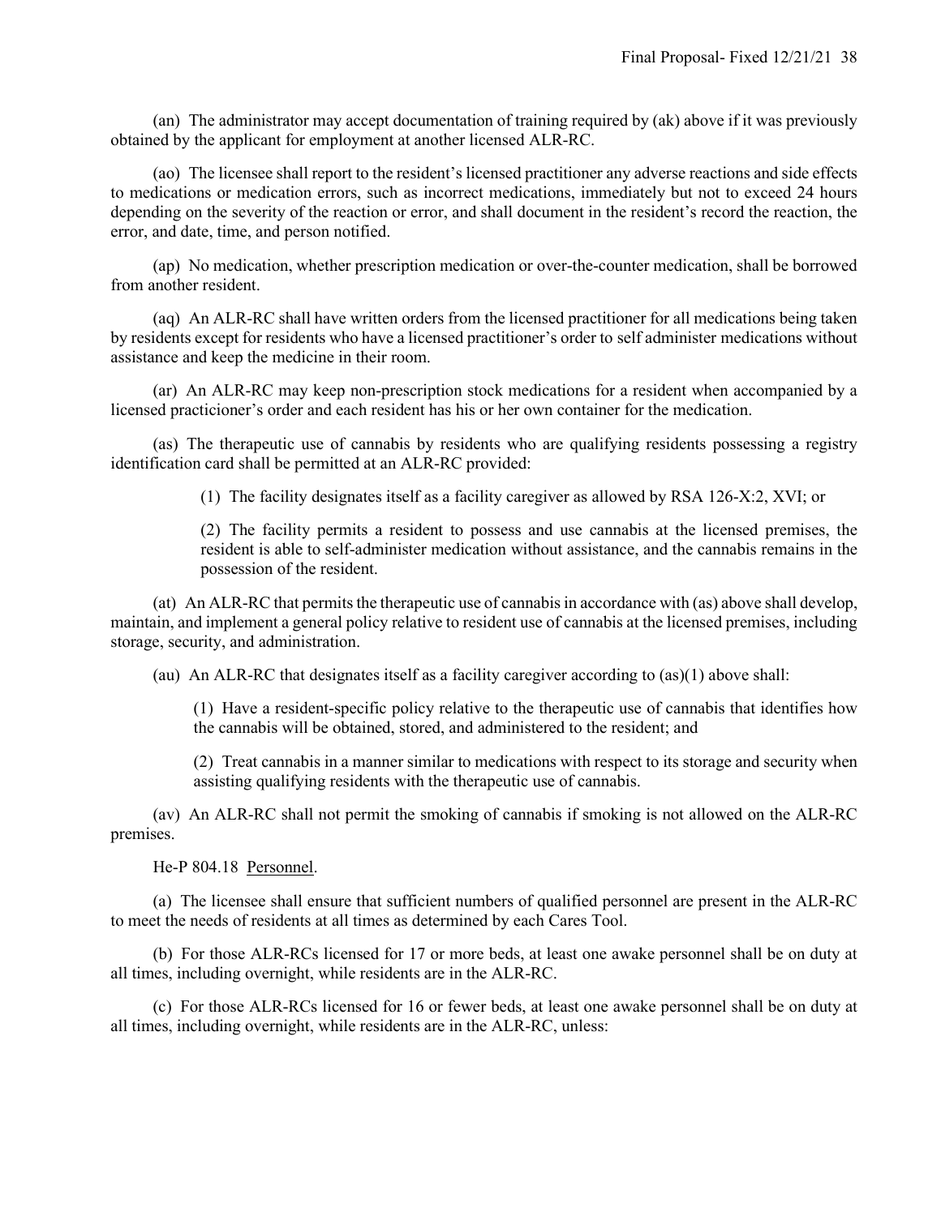(an) The administrator may accept documentation of training required by (ak) above if it was previously obtained by the applicant for employment at another licensed ALR-RC.

(ao) The licensee shall report to the resident's licensed practitioner any adverse reactions and side effects to medications or medication errors, such as incorrect medications, immediately but not to exceed 24 hours depending on the severity of the reaction or error, and shall document in the resident's record the reaction, the error, and date, time, and person notified.

(ap) No medication, whether prescription medication or over-the-counter medication, shall be borrowed from another resident.

(aq) An ALR-RC shall have written orders from the licensed practitioner for all medications being taken by residents except for residents who have a licensed practitioner's order to self administer medications without assistance and keep the medicine in their room.

(ar) An ALR-RC may keep non-prescription stock medications for a resident when accompanied by a licensed practicioner's order and each resident has his or her own container for the medication.

(as) The therapeutic use of cannabis by residents who are qualifying residents possessing a registry identification card shall be permitted at an ALR-RC provided:

> (1) The facility designates itself as a facility caregiver as allowed by RSA 126-X:2, XVI; or
>
> (2) The facility permits a resident to possess and use cannabis at the licensed premises, the resident is able to self-administer medication without assistance, and the cannabis remains in the possession of the resident.

(at) An ALR-RC that permits the therapeutic use of cannabis in accordance with (as) above shall develop, maintain, and implement a general policy relative to resident use of cannabis at the licensed premises, including storage, security, and administration.

(au) An ALR-RC that designates itself as a facility caregiver according to (as)(1) above shall:

> (1) Have a resident-specific policy relative to the therapeutic use of cannabis that identifies how the cannabis will be obtained, stored, and administered to the resident; and
>
> (2) Treat cannabis in a manner similar to medications with respect to its storage and security when assisting qualifying residents with the therapeutic use of cannabis.

(av) An ALR-RC shall not permit the smoking of cannabis if smoking is not allowed on the ALR-RC premises.

He-P 804.18 Personnel.

(a) The licensee shall ensure that sufficient numbers of qualified personnel are present in the ALR-RC to meet the needs of residents at all times as determined by each Cares Tool.

(b) For those ALR-RCs licensed for 17 or more beds, at least one awake personnel shall be on duty at all times, including overnight, while residents are in the ALR-RC.

(c) For those ALR-RCs licensed for 16 or fewer beds, at least one awake personnel shall be on duty at all times, including overnight, while residents are in the ALR-RC, unless: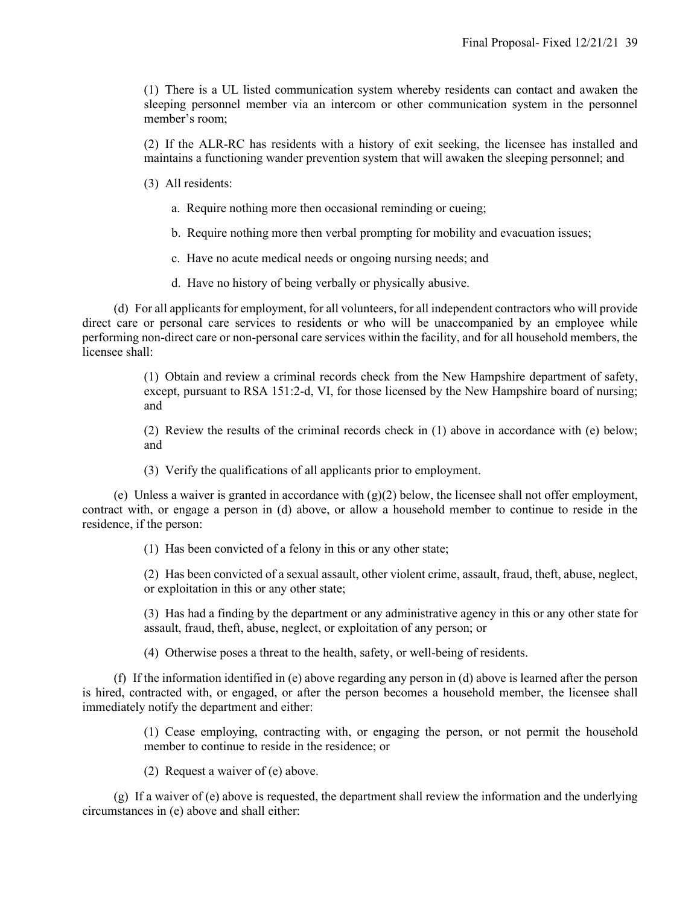(1) There is a UL listed communication system whereby residents can contact and awaken the sleeping personnel member via an intercom or other communication system in the personnel member's room;

(2) If the ALR-RC has residents with a history of exit seeking, the licensee has installed and maintains a functioning wander prevention system that will awaken the sleeping personnel; and

(3) All residents:

a. Require nothing more then occasional reminding or cueing;

b. Require nothing more then verbal prompting for mobility and evacuation issues;

c. Have no acute medical needs or ongoing nursing needs; and

d. Have no history of being verbally or physically abusive.

(d) For all applicants for employment, for all volunteers, for all independent contractors who will provide direct care or personal care services to residents or who will be unaccompanied by an employee while performing non-direct care or non-personal care services within the facility, and for all household members, the licensee shall:

(1) Obtain and review a criminal records check from the New Hampshire department of safety, except, pursuant to RSA 151:2-d, VI, for those licensed by the New Hampshire board of nursing; and

(2) Review the results of the criminal records check in (1) above in accordance with (e) below; and

(3) Verify the qualifications of all applicants prior to employment.

(e) Unless a waiver is granted in accordance with (g)(2) below, the licensee shall not offer employment, contract with, or engage a person in (d) above, or allow a household member to continue to reside in the residence, if the person:

(1) Has been convicted of a felony in this or any other state;

(2) Has been convicted of a sexual assault, other violent crime, assault, fraud, theft, abuse, neglect, or exploitation in this or any other state;

(3) Has had a finding by the department or any administrative agency in this or any other state for assault, fraud, theft, abuse, neglect, or exploitation of any person; or

(4) Otherwise poses a threat to the health, safety, or well-being of residents.

(f) If the information identified in (e) above regarding any person in (d) above is learned after the person is hired, contracted with, or engaged, or after the person becomes a household member, the licensee shall immediately notify the department and either:

(1) Cease employing, contracting with, or engaging the person, or not permit the household member to continue to reside in the residence; or

(2) Request a waiver of (e) above.

(g) If a waiver of (e) above is requested, the department shall review the information and the underlying circumstances in (e) above and shall either: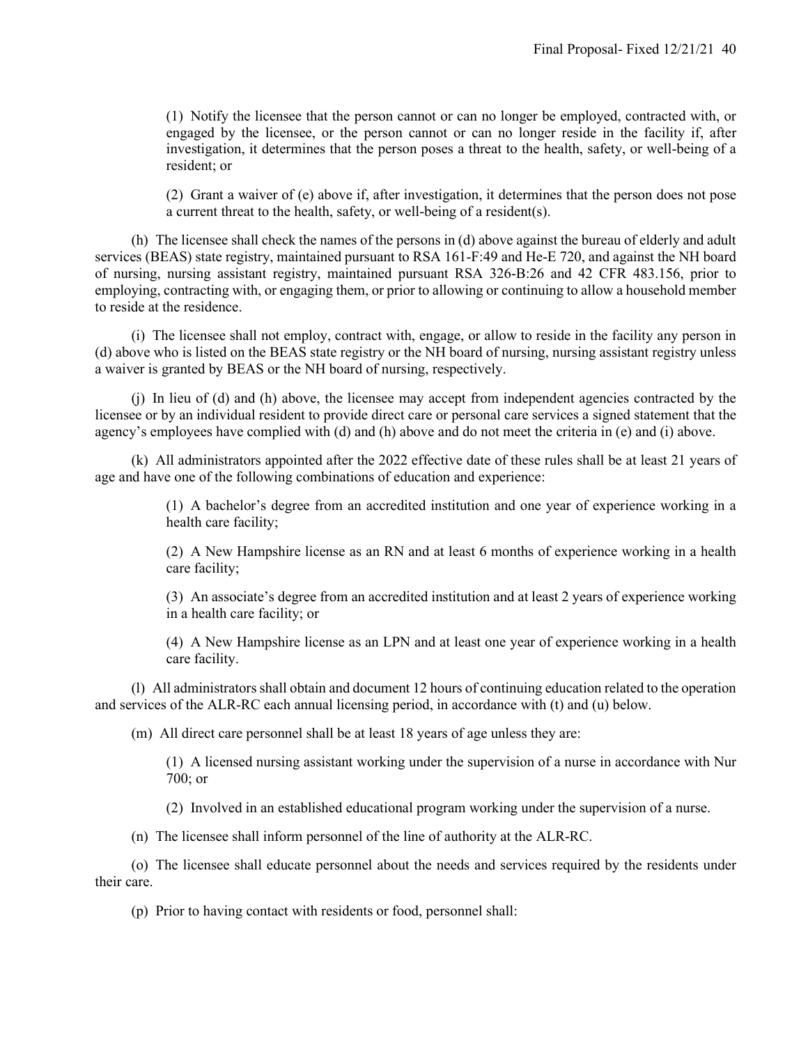(1) Notify the licensee that the person cannot or can no longer be employed, contracted with, or engaged by the licensee, or the person cannot or can no longer reside in the facility if, after investigation, it determines that the person poses a threat to the health, safety, or well-being of a resident; or

(2) Grant a waiver of (e) above if, after investigation, it determines that the person does not pose a current threat to the health, safety, or well-being of a resident(s).

(h) The licensee shall check the names of the persons in (d) above against the bureau of elderly and adult services (BEAS) state registry, maintained pursuant to RSA 161-F:49 and He-E 720, and against the NH board of nursing, nursing assistant registry, maintained pursuant RSA 326-B:26 and 42 CFR 483.156, prior to employing, contracting with, or engaging them, or prior to allowing or continuing to allow a household member to reside at the residence.

(i) The licensee shall not employ, contract with, engage, or allow to reside in the facility any person in (d) above who is listed on the BEAS state registry or the NH board of nursing, nursing assistant registry unless a waiver is granted by BEAS or the NH board of nursing, respectively.

(j) In lieu of (d) and (h) above, the licensee may accept from independent agencies contracted by the licensee or by an individual resident to provide direct care or personal care services a signed statement that the agency's employees have complied with (d) and (h) above and do not meet the criteria in (e) and (i) above.

(k) All administrators appointed after the 2022 effective date of these rules shall be at least 21 years of age and have one of the following combinations of education and experience:

(1) A bachelor's degree from an accredited institution and one year of experience working in a health care facility;

(2) A New Hampshire license as an RN and at least 6 months of experience working in a health care facility;

(3) An associate's degree from an accredited institution and at least 2 years of experience working in a health care facility; or

(4) A New Hampshire license as an LPN and at least one year of experience working in a health care facility.

(l) All administrators shall obtain and document 12 hours of continuing education related to the operation and services of the ALR-RC each annual licensing period, in accordance with (t) and (u) below.

(m) All direct care personnel shall be at least 18 years of age unless they are:

(1) A licensed nursing assistant working under the supervision of a nurse in accordance with Nur 700; or

(2) Involved in an established educational program working under the supervision of a nurse.

(n) The licensee shall inform personnel of the line of authority at the ALR-RC.

(o) The licensee shall educate personnel about the needs and services required by the residents under their care.

(p) Prior to having contact with residents or food, personnel shall: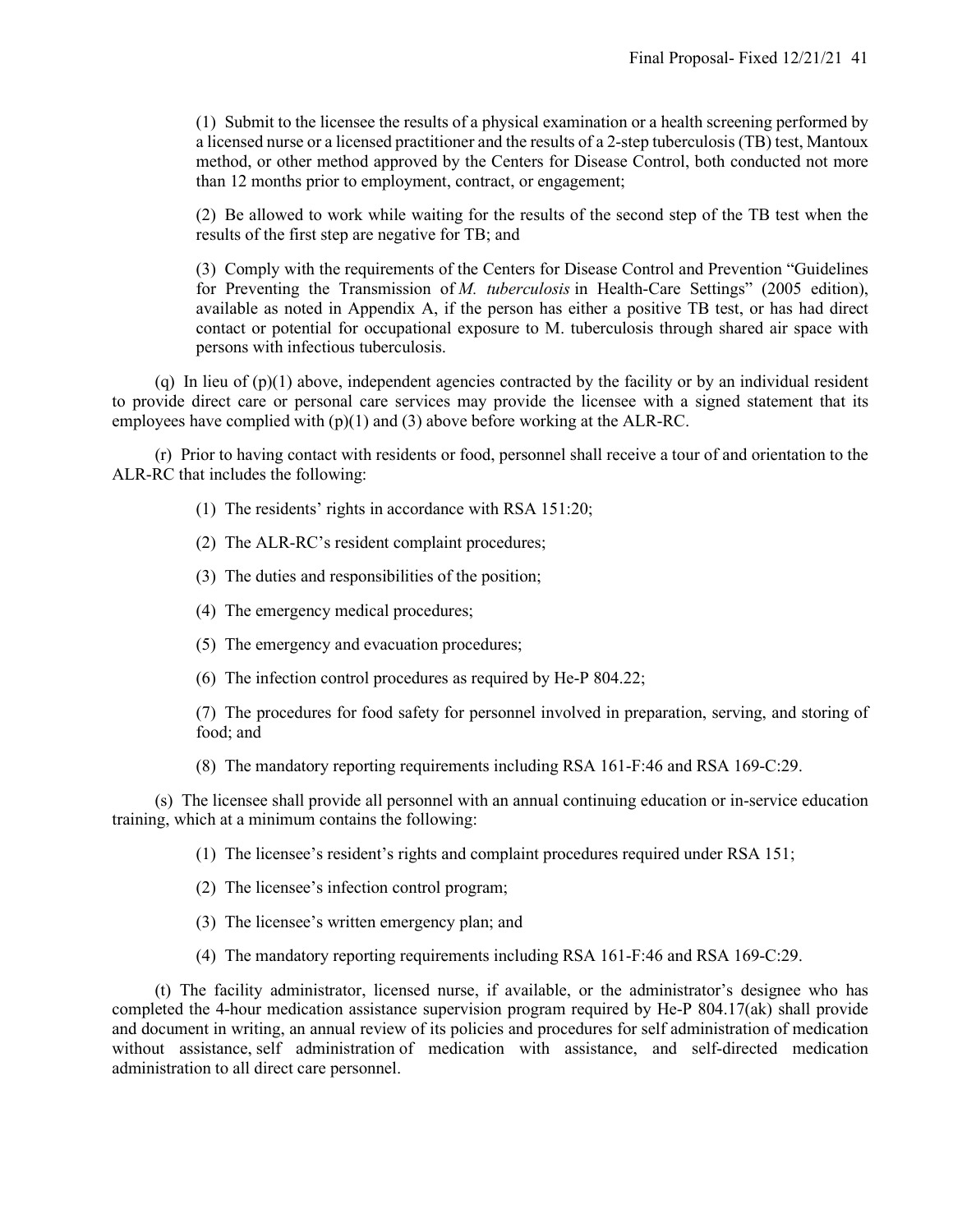(1) Submit to the licensee the results of a physical examination or a health screening performed by a licensed nurse or a licensed practitioner and the results of a 2-step tuberculosis (TB) test, Mantoux method, or other method approved by the Centers for Disease Control, both conducted not more than 12 months prior to employment, contract, or engagement;

(2) Be allowed to work while waiting for the results of the second step of the TB test when the results of the first step are negative for TB; and

(3) Comply with the requirements of the Centers for Disease Control and Prevention "Guidelines for Preventing the Transmission of *M. tuberculosis* in Health-Care Settings" (2005 edition), available as noted in Appendix A, if the person has either a positive TB test, or has had direct contact or potential for occupational exposure to M. tuberculosis through shared air space with persons with infectious tuberculosis.

(q) In lieu of (p)(1) above, independent agencies contracted by the facility or by an individual resident to provide direct care or personal care services may provide the licensee with a signed statement that its employees have complied with (p)(1) and (3) above before working at the ALR-RC.

(r) Prior to having contact with residents or food, personnel shall receive a tour of and orientation to the ALR-RC that includes the following:

(1) The residents' rights in accordance with RSA 151:20;

(2) The ALR-RC's resident complaint procedures;

(3) The duties and responsibilities of the position;

(4) The emergency medical procedures;

(5) The emergency and evacuation procedures;

(6) The infection control procedures as required by He-P 804.22;

(7) The procedures for food safety for personnel involved in preparation, serving, and storing of food; and

(8) The mandatory reporting requirements including RSA 161-F:46 and RSA 169-C:29.

(s) The licensee shall provide all personnel with an annual continuing education or in-service education training, which at a minimum contains the following:

(1) The licensee's resident's rights and complaint procedures required under RSA 151;

(2) The licensee's infection control program;

(3) The licensee's written emergency plan; and

(4) The mandatory reporting requirements including RSA 161-F:46 and RSA 169-C:29.

(t) The facility administrator, licensed nurse, if available, or the administrator's designee who has completed the 4-hour medication assistance supervision program required by He-P 804.17(ak) shall provide and document in writing, an annual review of its policies and procedures for self administration of medication without assistance, self administration of medication with assistance, and self-directed medication administration to all direct care personnel.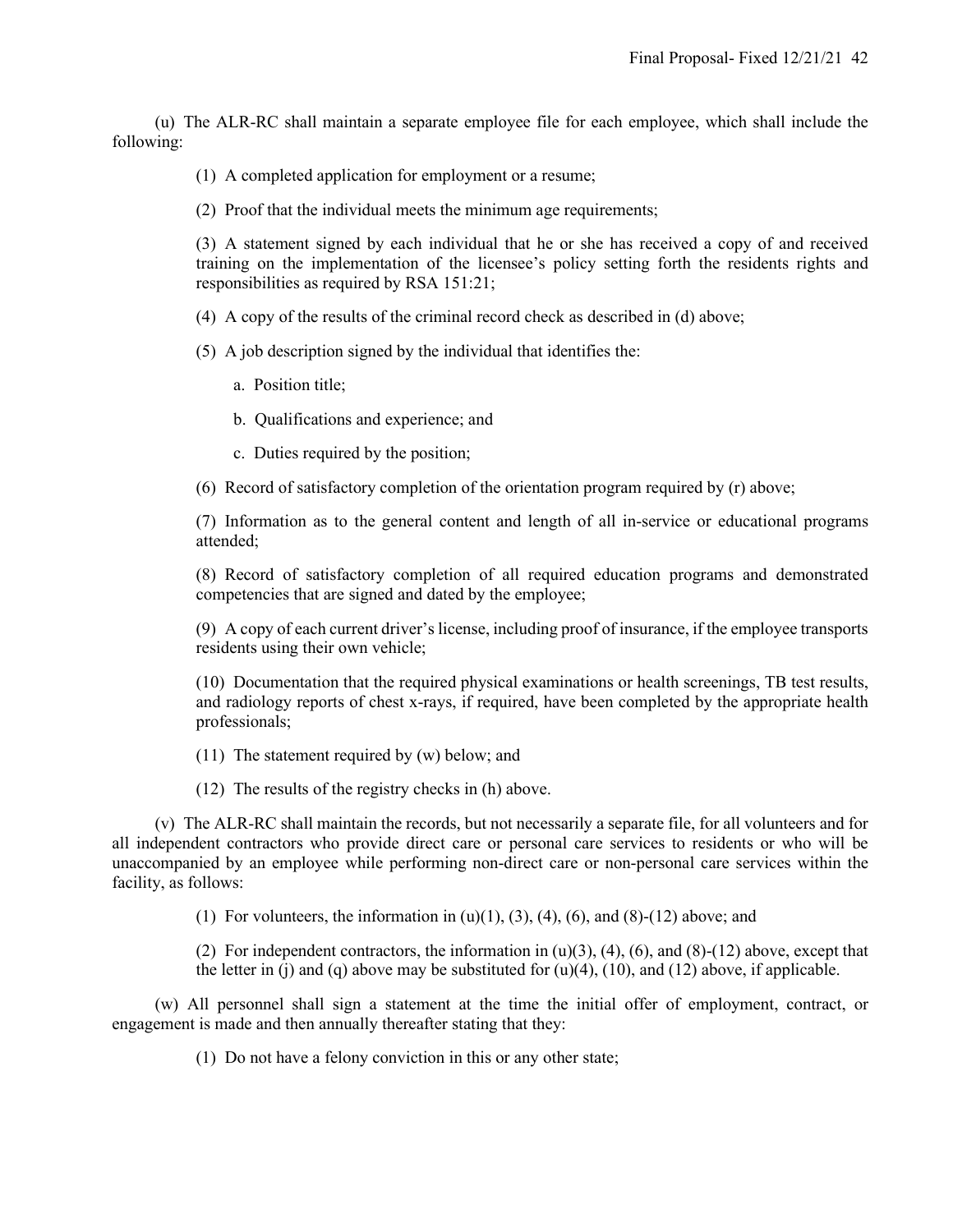(u) The ALR-RC shall maintain a separate employee file for each employee, which shall include the following:

(1) A completed application for employment or a resume;

(2) Proof that the individual meets the minimum age requirements;

(3) A statement signed by each individual that he or she has received a copy of and received training on the implementation of the licensee's policy setting forth the residents rights and responsibilities as required by RSA 151:21;

(4) A copy of the results of the criminal record check as described in (d) above;

(5) A job description signed by the individual that identifies the:

a. Position title;

b. Qualifications and experience; and

c. Duties required by the position;

(6) Record of satisfactory completion of the orientation program required by (r) above;

(7) Information as to the general content and length of all in-service or educational programs attended;

(8) Record of satisfactory completion of all required education programs and demonstrated competencies that are signed and dated by the employee;

(9) A copy of each current driver's license, including proof of insurance, if the employee transports residents using their own vehicle;

(10) Documentation that the required physical examinations or health screenings, TB test results, and radiology reports of chest x-rays, if required, have been completed by the appropriate health professionals;

(11) The statement required by (w) below; and

(12) The results of the registry checks in (h) above.

(v) The ALR-RC shall maintain the records, but not necessarily a separate file, for all volunteers and for all independent contractors who provide direct care or personal care services to residents or who will be unaccompanied by an employee while performing non-direct care or non-personal care services within the facility, as follows:

(1) For volunteers, the information in (u)(1), (3), (4), (6), and (8)-(12) above; and

(2) For independent contractors, the information in (u)(3), (4), (6), and (8)-(12) above, except that the letter in (j) and (q) above may be substituted for (u)(4), (10), and (12) above, if applicable.

(w) All personnel shall sign a statement at the time the initial offer of employment, contract, or engagement is made and then annually thereafter stating that they:

(1) Do not have a felony conviction in this or any other state;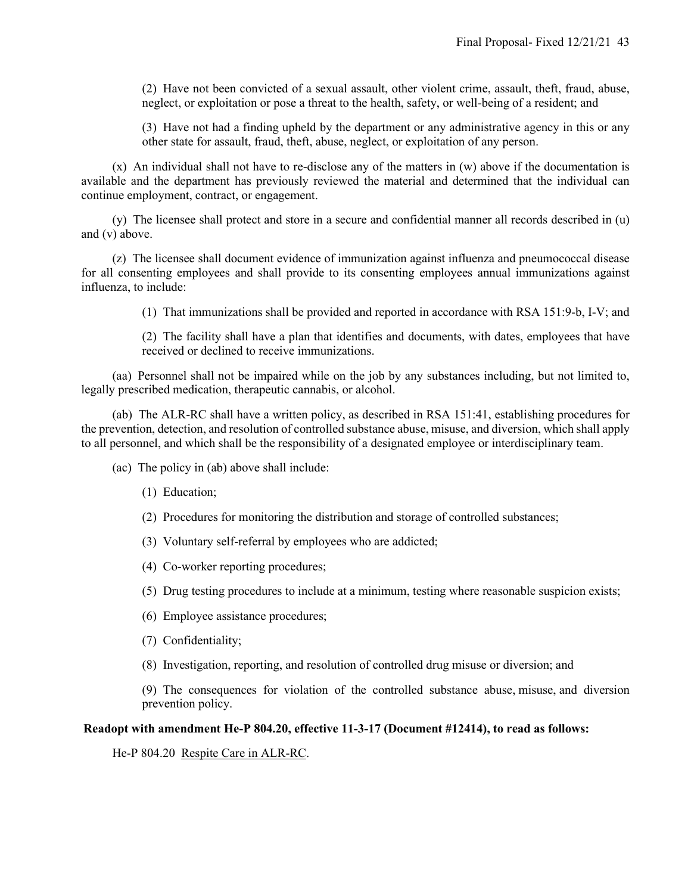(2) Have not been convicted of a sexual assault, other violent crime, assault, theft, fraud, abuse, neglect, or exploitation or pose a threat to the health, safety, or well-being of a resident; and

(3) Have not had a finding upheld by the department or any administrative agency in this or any other state for assault, fraud, theft, abuse, neglect, or exploitation of any person.

(x) An individual shall not have to re-disclose any of the matters in (w) above if the documentation is available and the department has previously reviewed the material and determined that the individual can continue employment, contract, or engagement.

(y) The licensee shall protect and store in a secure and confidential manner all records described in (u) and (v) above.

(z) The licensee shall document evidence of immunization against influenza and pneumococcal disease for all consenting employees and shall provide to its consenting employees annual immunizations against influenza, to include:

(1) That immunizations shall be provided and reported in accordance with RSA 151:9-b, I-V; and

(2) The facility shall have a plan that identifies and documents, with dates, employees that have received or declined to receive immunizations.

(aa) Personnel shall not be impaired while on the job by any substances including, but not limited to, legally prescribed medication, therapeutic cannabis, or alcohol.

(ab) The ALR-RC shall have a written policy, as described in RSA 151:41, establishing procedures for the prevention, detection, and resolution of controlled substance abuse, misuse, and diversion, which shall apply to all personnel, and which shall be the responsibility of a designated employee or interdisciplinary team.

(ac) The policy in (ab) above shall include:

(1) Education;

(2) Procedures for monitoring the distribution and storage of controlled substances;

(3) Voluntary self-referral by employees who are addicted;

(4) Co-worker reporting procedures;

(5) Drug testing procedures to include at a minimum, testing where reasonable suspicion exists;

(6) Employee assistance procedures;

(7) Confidentiality;

(8) Investigation, reporting, and resolution of controlled drug misuse or diversion; and

(9) The consequences for violation of the controlled substance abuse, misuse, and diversion prevention policy.

**Readopt with amendment He-P 804.20, effective 11-3-17 (Document #12414), to read as follows:**

He-P 804.20 Respite Care in ALR-RC.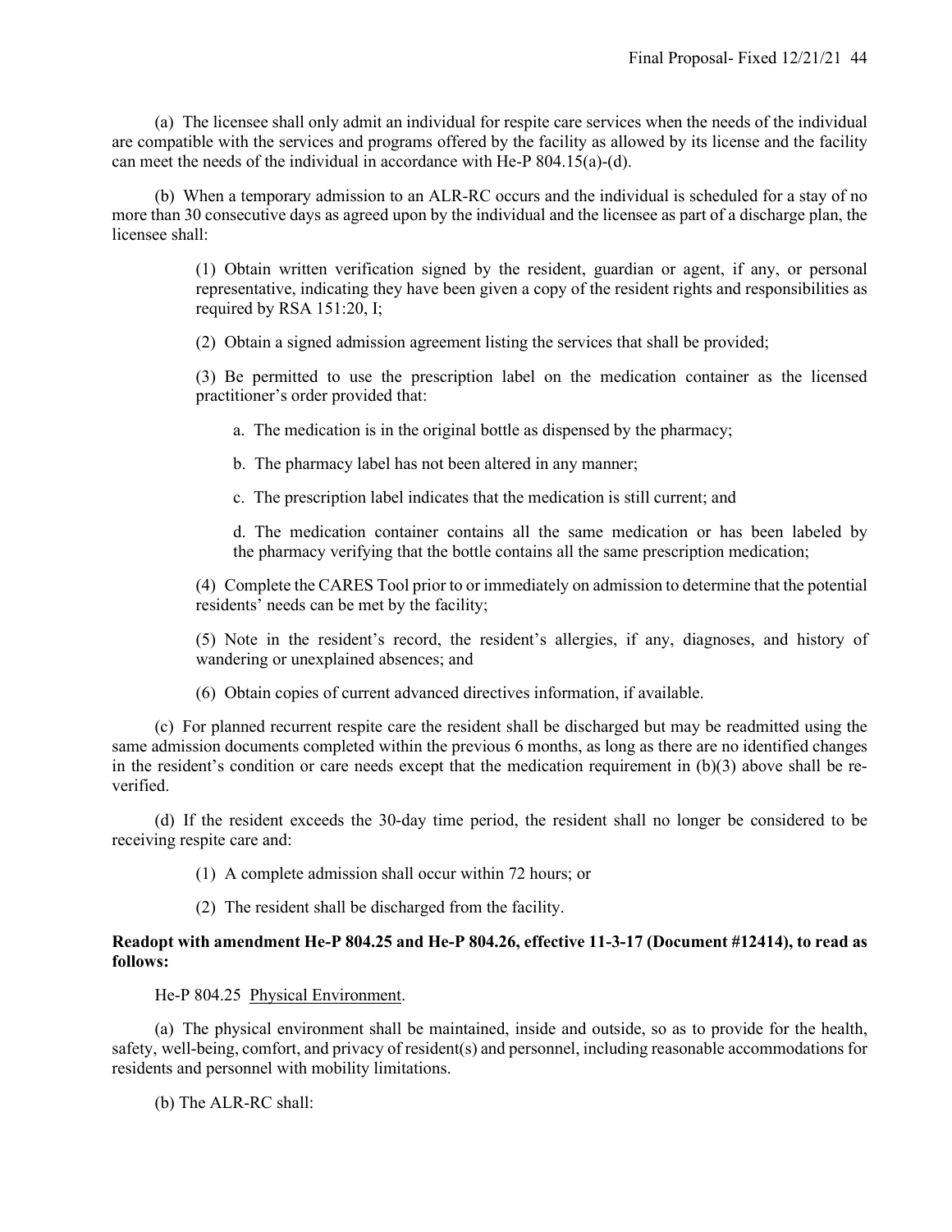(a) The licensee shall only admit an individual for respite care services when the needs of the individual are compatible with the services and programs offered by the facility as allowed by its license and the facility can meet the needs of the individual in accordance with He-P 804.15(a)-(d).

(b) When a temporary admission to an ALR-RC occurs and the individual is scheduled for a stay of no more than 30 consecutive days as agreed upon by the individual and the licensee as part of a discharge plan, the licensee shall:

> (1) Obtain written verification signed by the resident, guardian or agent, if any, or personal representative, indicating they have been given a copy of the resident rights and responsibilities as required by RSA 151:20, I;
>
> (2) Obtain a signed admission agreement listing the services that shall be provided;
>
> (3) Be permitted to use the prescription label on the medication container as the licensed practitioner's order provided that:
>
> > a. The medication is in the original bottle as dispensed by the pharmacy;
> >
> > b. The pharmacy label has not been altered in any manner;
> >
> > c. The prescription label indicates that the medication is still current; and
> >
> > d. The medication container contains all the same medication or has been labeled by the pharmacy verifying that the bottle contains all the same prescription medication;
>
> (4) Complete the CARES Tool prior to or immediately on admission to determine that the potential residents' needs can be met by the facility;
>
> (5) Note in the resident's record, the resident's allergies, if any, diagnoses, and history of wandering or unexplained absences; and
>
> (6) Obtain copies of current advanced directives information, if available.

(c) For planned recurrent respite care the resident shall be discharged but may be readmitted using the same admission documents completed within the previous 6 months, as long as there are no identified changes in the resident's condition or care needs except that the medication requirement in (b)(3) above shall be re-verified.

(d) If the resident exceeds the 30-day time period, the resident shall no longer be considered to be receiving respite care and:

> (1) A complete admission shall occur within 72 hours; or
>
> (2) The resident shall be discharged from the facility.

**Readopt with amendment He-P 804.25 and He-P 804.26, effective 11-3-17 (Document #12414), to read as follows:**

He-P 804.25 Physical Environment.

(a) The physical environment shall be maintained, inside and outside, so as to provide for the health, safety, well-being, comfort, and privacy of resident(s) and personnel, including reasonable accommodations for residents and personnel with mobility limitations.

(b) The ALR-RC shall: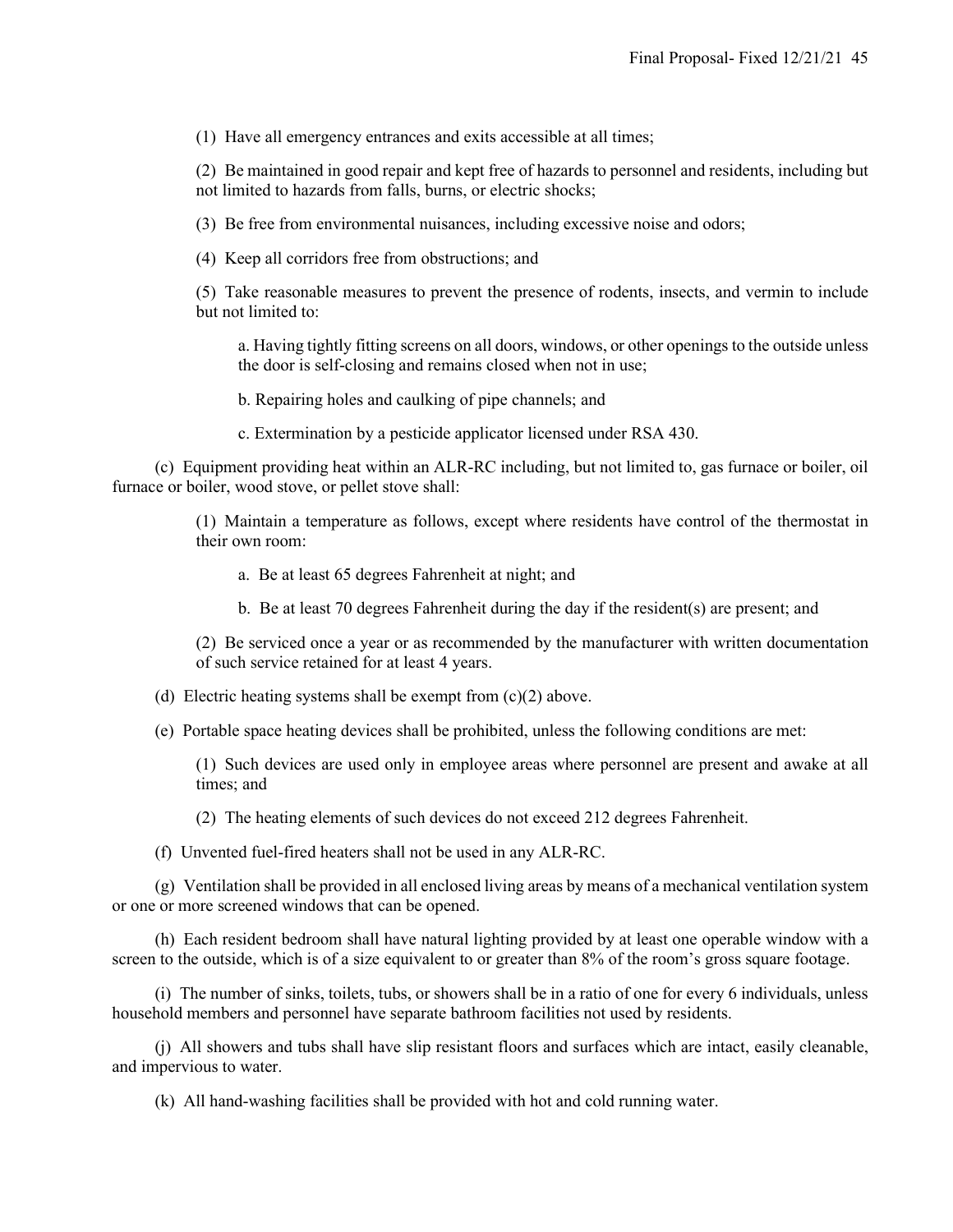(1) Have all emergency entrances and exits accessible at all times;

(2) Be maintained in good repair and kept free of hazards to personnel and residents, including but not limited to hazards from falls, burns, or electric shocks;

(3) Be free from environmental nuisances, including excessive noise and odors;

(4) Keep all corridors free from obstructions; and

(5) Take reasonable measures to prevent the presence of rodents, insects, and vermin to include but not limited to:

a. Having tightly fitting screens on all doors, windows, or other openings to the outside unless the door is self-closing and remains closed when not in use;

b. Repairing holes and caulking of pipe channels; and

c. Extermination by a pesticide applicator licensed under RSA 430.

(c) Equipment providing heat within an ALR-RC including, but not limited to, gas furnace or boiler, oil furnace or boiler, wood stove, or pellet stove shall:

(1) Maintain a temperature as follows, except where residents have control of the thermostat in their own room:

a. Be at least 65 degrees Fahrenheit at night; and

b. Be at least 70 degrees Fahrenheit during the day if the resident(s) are present; and

(2) Be serviced once a year or as recommended by the manufacturer with written documentation of such service retained for at least 4 years.

(d) Electric heating systems shall be exempt from (c)(2) above.

(e) Portable space heating devices shall be prohibited, unless the following conditions are met:

(1) Such devices are used only in employee areas where personnel are present and awake at all times; and

(2) The heating elements of such devices do not exceed 212 degrees Fahrenheit.

(f) Unvented fuel-fired heaters shall not be used in any ALR-RC.

(g) Ventilation shall be provided in all enclosed living areas by means of a mechanical ventilation system or one or more screened windows that can be opened.

(h) Each resident bedroom shall have natural lighting provided by at least one operable window with a screen to the outside, which is of a size equivalent to or greater than 8% of the room's gross square footage.

(i) The number of sinks, toilets, tubs, or showers shall be in a ratio of one for every 6 individuals, unless household members and personnel have separate bathroom facilities not used by residents.

(j) All showers and tubs shall have slip resistant floors and surfaces which are intact, easily cleanable, and impervious to water.

(k) All hand-washing facilities shall be provided with hot and cold running water.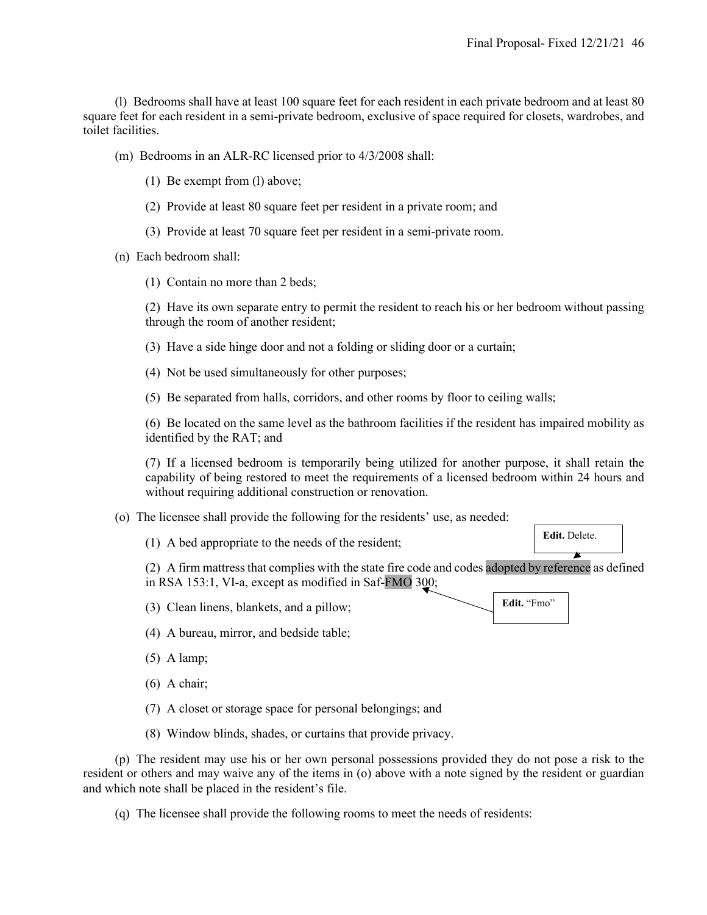(l) Bedrooms shall have at least 100 square feet for each resident in each private bedroom and at least 80 square feet for each resident in a semi-private bedroom, exclusive of space required for closets, wardrobes, and toilet facilities.

(m) Bedrooms in an ALR-RC licensed prior to 4/3/2008 shall:

(1) Be exempt from (l) above;

(2) Provide at least 80 square feet per resident in a private room; and

(3) Provide at least 70 square feet per resident in a semi-private room.

(n) Each bedroom shall:

(1) Contain no more than 2 beds;

(2) Have its own separate entry to permit the resident to reach his or her bedroom without passing through the room of another resident;

(3) Have a side hinge door and not a folding or sliding door or a curtain;

(4) Not be used simultaneously for other purposes;

(5) Be separated from halls, corridors, and other rooms by floor to ceiling walls;

(6) Be located on the same level as the bathroom facilities if the resident has impaired mobility as identified by the RAT; and

(7) If a licensed bedroom is temporarily being utilized for another purpose, it shall retain the capability of being restored to meet the requirements of a licensed bedroom within 24 hours and without requiring additional construction or renovation.

(o) The licensee shall provide the following for the residents' use, as needed:

(1) A bed appropriate to the needs of the resident;

**Edit.** Delete.

(2) A firm mattress that complies with the state fire code and codes adopted by reference as defined in RSA 153:1, VI-a, except as modified in Saf-FMO 300;

**Edit.** "Fmo"

(3) Clean linens, blankets, and a pillow;

(4) A bureau, mirror, and bedside table;

(5) A lamp;

(6) A chair;

(7) A closet or storage space for personal belongings; and

(8) Window blinds, shades, or curtains that provide privacy.

(p) The resident may use his or her own personal possessions provided they do not pose a risk to the resident or others and may waive any of the items in (o) above with a note signed by the resident or guardian and which note shall be placed in the resident's file.

(q) The licensee shall provide the following rooms to meet the needs of residents: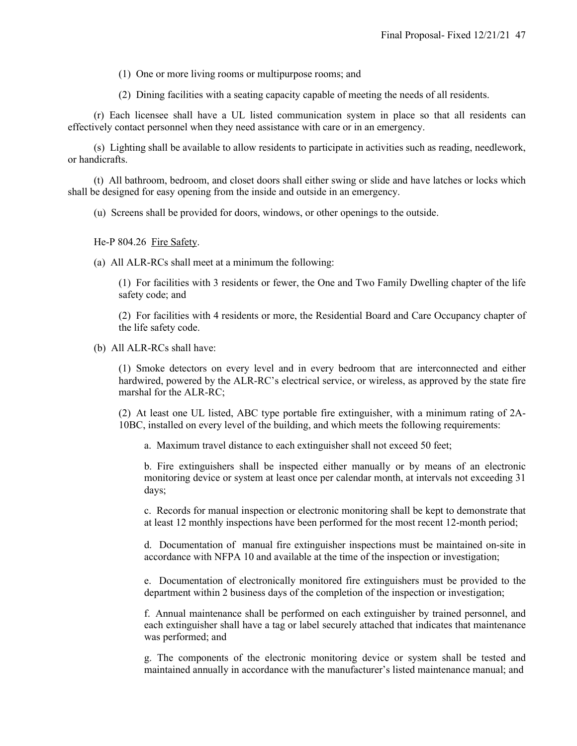(1) One or more living rooms or multipurpose rooms; and

(2) Dining facilities with a seating capacity capable of meeting the needs of all residents.

(r) Each licensee shall have a UL listed communication system in place so that all residents can effectively contact personnel when they need assistance with care or in an emergency.

(s) Lighting shall be available to allow residents to participate in activities such as reading, needlework, or handicrafts.

(t) All bathroom, bedroom, and closet doors shall either swing or slide and have latches or locks which shall be designed for easy opening from the inside and outside in an emergency.

(u) Screens shall be provided for doors, windows, or other openings to the outside.

He-P 804.26 Fire Safety.

(a) All ALR-RCs shall meet at a minimum the following:

(1) For facilities with 3 residents or fewer, the One and Two Family Dwelling chapter of the life safety code; and

(2) For facilities with 4 residents or more, the Residential Board and Care Occupancy chapter of the life safety code.

(b) All ALR-RCs shall have:

(1) Smoke detectors on every level and in every bedroom that are interconnected and either hardwired, powered by the ALR-RC's electrical service, or wireless, as approved by the state fire marshal for the ALR-RC;

(2) At least one UL listed, ABC type portable fire extinguisher, with a minimum rating of 2A-10BC, installed on every level of the building, and which meets the following requirements:

a. Maximum travel distance to each extinguisher shall not exceed 50 feet;

b. Fire extinguishers shall be inspected either manually or by means of an electronic monitoring device or system at least once per calendar month, at intervals not exceeding 31 days;

c. Records for manual inspection or electronic monitoring shall be kept to demonstrate that at least 12 monthly inspections have been performed for the most recent 12-month period;

d. Documentation of manual fire extinguisher inspections must be maintained on-site in accordance with NFPA 10 and available at the time of the inspection or investigation;

e. Documentation of electronically monitored fire extinguishers must be provided to the department within 2 business days of the completion of the inspection or investigation;

f. Annual maintenance shall be performed on each extinguisher by trained personnel, and each extinguisher shall have a tag or label securely attached that indicates that maintenance was performed; and

g. The components of the electronic monitoring device or system shall be tested and maintained annually in accordance with the manufacturer's listed maintenance manual; and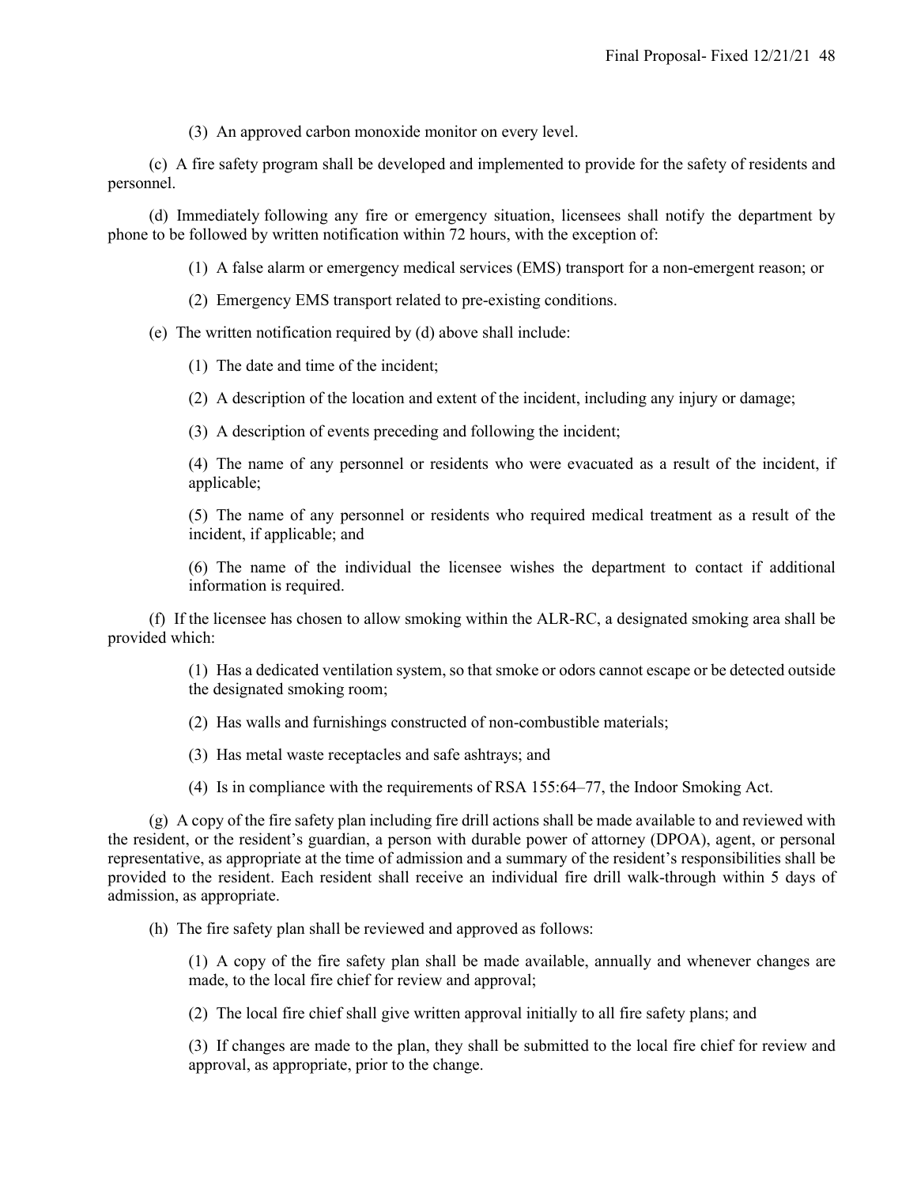(3) An approved carbon monoxide monitor on every level.

(c) A fire safety program shall be developed and implemented to provide for the safety of residents and personnel.

(d) Immediately following any fire or emergency situation, licensees shall notify the department by phone to be followed by written notification within 72 hours, with the exception of:

(1) A false alarm or emergency medical services (EMS) transport for a non-emergent reason; or

(2) Emergency EMS transport related to pre-existing conditions.

(e) The written notification required by (d) above shall include:

(1) The date and time of the incident;

(2) A description of the location and extent of the incident, including any injury or damage;

(3) A description of events preceding and following the incident;

(4) The name of any personnel or residents who were evacuated as a result of the incident, if applicable;

(5) The name of any personnel or residents who required medical treatment as a result of the incident, if applicable; and

(6) The name of the individual the licensee wishes the department to contact if additional information is required.

(f) If the licensee has chosen to allow smoking within the ALR-RC, a designated smoking area shall be provided which:

(1) Has a dedicated ventilation system, so that smoke or odors cannot escape or be detected outside the designated smoking room;

(2) Has walls and furnishings constructed of non-combustible materials;

(3) Has metal waste receptacles and safe ashtrays; and

(4) Is in compliance with the requirements of RSA 155:64–77, the Indoor Smoking Act.

(g) A copy of the fire safety plan including fire drill actions shall be made available to and reviewed with the resident, or the resident's guardian, a person with durable power of attorney (DPOA), agent, or personal representative, as appropriate at the time of admission and a summary of the resident's responsibilities shall be provided to the resident. Each resident shall receive an individual fire drill walk-through within 5 days of admission, as appropriate.

(h) The fire safety plan shall be reviewed and approved as follows:

(1) A copy of the fire safety plan shall be made available, annually and whenever changes are made, to the local fire chief for review and approval;

(2) The local fire chief shall give written approval initially to all fire safety plans; and

(3) If changes are made to the plan, they shall be submitted to the local fire chief for review and approval, as appropriate, prior to the change.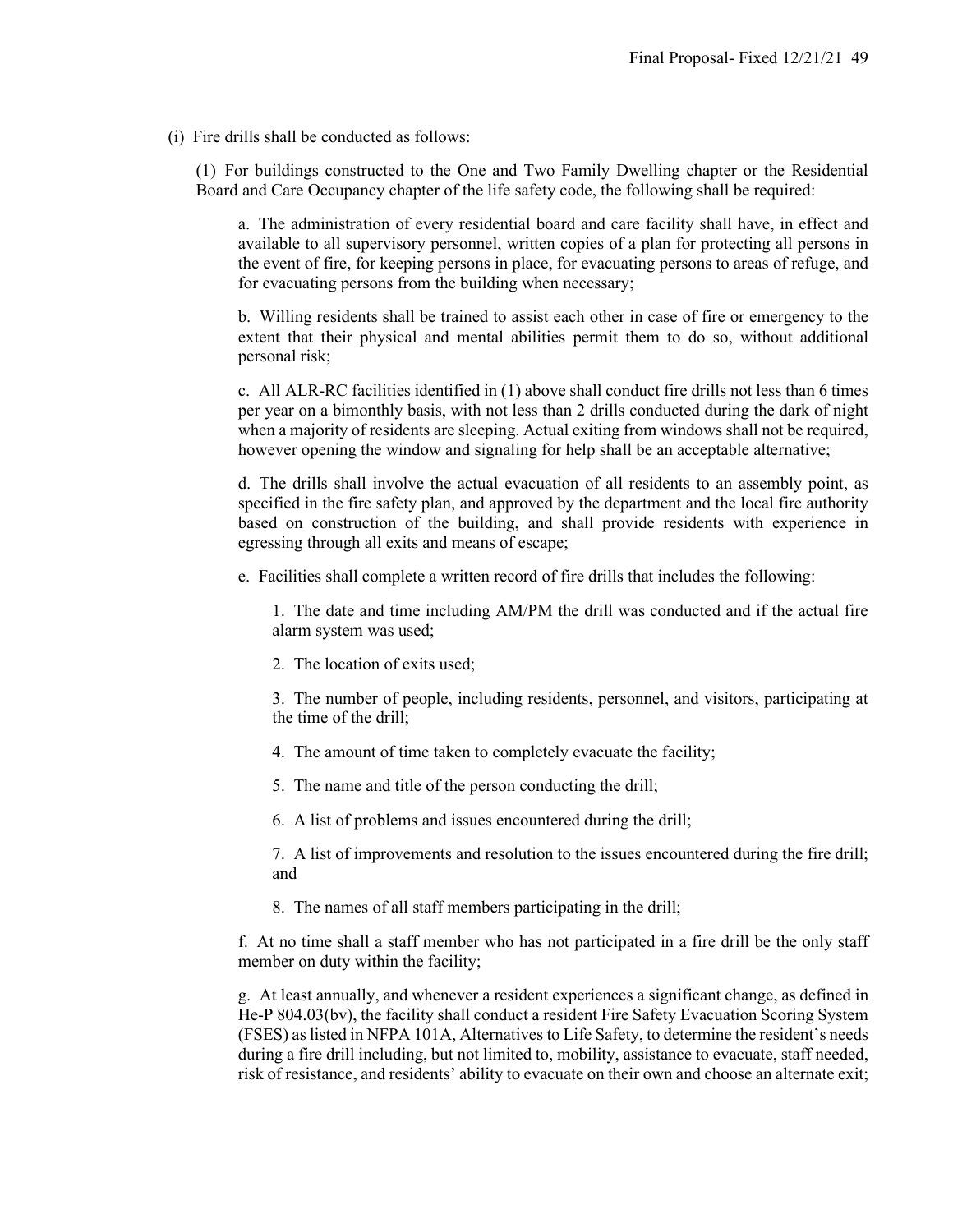(i) Fire drills shall be conducted as follows:

(1) For buildings constructed to the One and Two Family Dwelling chapter or the Residential Board and Care Occupancy chapter of the life safety code, the following shall be required:

a. The administration of every residential board and care facility shall have, in effect and available to all supervisory personnel, written copies of a plan for protecting all persons in the event of fire, for keeping persons in place, for evacuating persons to areas of refuge, and for evacuating persons from the building when necessary;

b. Willing residents shall be trained to assist each other in case of fire or emergency to the extent that their physical and mental abilities permit them to do so, without additional personal risk;

c. All ALR-RC facilities identified in (1) above shall conduct fire drills not less than 6 times per year on a bimonthly basis, with not less than 2 drills conducted during the dark of night when a majority of residents are sleeping. Actual exiting from windows shall not be required, however opening the window and signaling for help shall be an acceptable alternative;

d. The drills shall involve the actual evacuation of all residents to an assembly point, as specified in the fire safety plan, and approved by the department and the local fire authority based on construction of the building, and shall provide residents with experience in egressing through all exits and means of escape;

e. Facilities shall complete a written record of fire drills that includes the following:

1. The date and time including AM/PM the drill was conducted and if the actual fire alarm system was used;

2. The location of exits used;

3. The number of people, including residents, personnel, and visitors, participating at the time of the drill;

4. The amount of time taken to completely evacuate the facility;

5. The name and title of the person conducting the drill;

6. A list of problems and issues encountered during the drill;

7. A list of improvements and resolution to the issues encountered during the fire drill; and

8. The names of all staff members participating in the drill;

f. At no time shall a staff member who has not participated in a fire drill be the only staff member on duty within the facility;

g. At least annually, and whenever a resident experiences a significant change, as defined in He-P 804.03(bv), the facility shall conduct a resident Fire Safety Evacuation Scoring System (FSES) as listed in NFPA 101A, Alternatives to Life Safety, to determine the resident's needs during a fire drill including, but not limited to, mobility, assistance to evacuate, staff needed, risk of resistance, and residents' ability to evacuate on their own and choose an alternate exit;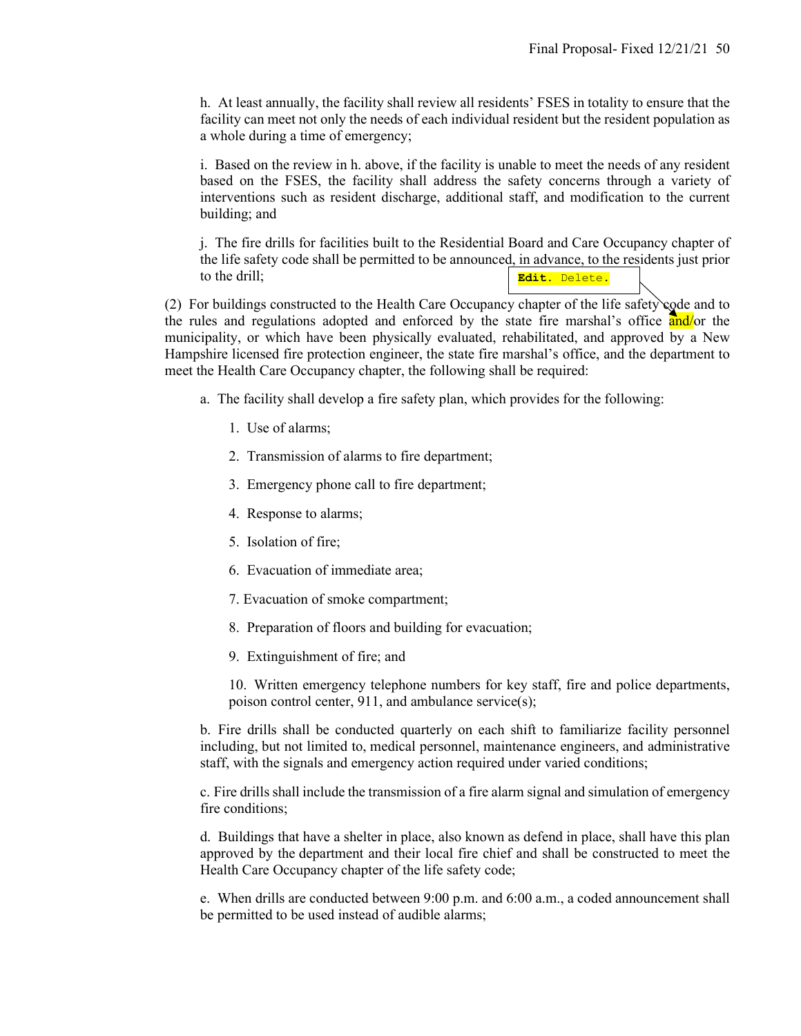h. At least annually, the facility shall review all residents' FSES in totality to ensure that the facility can meet not only the needs of each individual resident but the resident population as a whole during a time of emergency;

i. Based on the review in h. above, if the facility is unable to meet the needs of any resident based on the FSES, the facility shall address the safety concerns through a variety of interventions such as resident discharge, additional staff, and modification to the current building; and

j. The fire drills for facilities built to the Residential Board and Care Occupancy chapter of the life safety code shall be permitted to be announced, in advance, to the residents just prior to the drill;

**Edit.** Delete.

(2) For buildings constructed to the Health Care Occupancy chapter of the life safety code and to the rules and regulations adopted and enforced by the state fire marshal's office and/or the municipality, or which have been physically evaluated, rehabilitated, and approved by a New Hampshire licensed fire protection engineer, the state fire marshal's office, and the department to meet the Health Care Occupancy chapter, the following shall be required:

a. The facility shall develop a fire safety plan, which provides for the following:

1. Use of alarms;
2. Transmission of alarms to fire department;
3. Emergency phone call to fire department;
4. Response to alarms;
5. Isolation of fire;
6. Evacuation of immediate area;
7. Evacuation of smoke compartment;
8. Preparation of floors and building for evacuation;
9. Extinguishment of fire; and
10. Written emergency telephone numbers for key staff, fire and police departments, poison control center, 911, and ambulance service(s);

b. Fire drills shall be conducted quarterly on each shift to familiarize facility personnel including, but not limited to, medical personnel, maintenance engineers, and administrative staff, with the signals and emergency action required under varied conditions;

c. Fire drills shall include the transmission of a fire alarm signal and simulation of emergency fire conditions;

d. Buildings that have a shelter in place, also known as defend in place, shall have this plan approved by the department and their local fire chief and shall be constructed to meet the Health Care Occupancy chapter of the life safety code;

e. When drills are conducted between 9:00 p.m. and 6:00 a.m., a coded announcement shall be permitted to be used instead of audible alarms;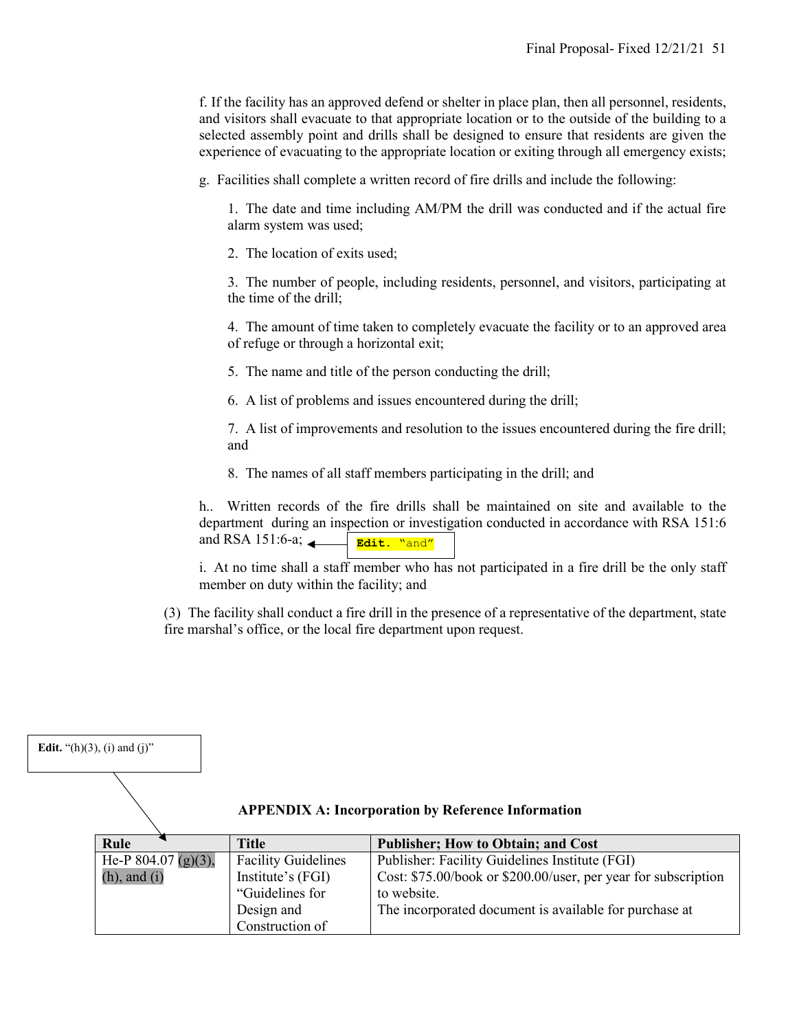f. If the facility has an approved defend or shelter in place plan, then all personnel, residents, and visitors shall evacuate to that appropriate location or to the outside of the building to a selected assembly point and drills shall be designed to ensure that residents are given the experience of evacuating to the appropriate location or exiting through all emergency exists;

g. Facilities shall complete a written record of fire drills and include the following:

1. The date and time including AM/PM the drill was conducted and if the actual fire alarm system was used;

2. The location of exits used;

3. The number of people, including residents, personnel, and visitors, participating at the time of the drill;

4. The amount of time taken to completely evacuate the facility or to an approved area of refuge or through a horizontal exit;

5. The name and title of the person conducting the drill;

6. A list of problems and issues encountered during the drill;

7. A list of improvements and resolution to the issues encountered during the fire drill; and

8. The names of all staff members participating in the drill; and

h.. Written records of the fire drills shall be maintained on site and available to the department during an inspection or investigation conducted in accordance with RSA 151:6 and RSA 151:6-a; **Edit.** "and"

i. At no time shall a staff member who has not participated in a fire drill be the only staff member on duty within the facility; and

(3) The facility shall conduct a fire drill in the presence of a representative of the department, state fire marshal's office, or the local fire department upon request.

**Edit.** "(h)(3), (i) and (j)"

**APPENDIX A: Incorporation by Reference Information**

| Rule | Title | Publisher; How to Obtain; and Cost |
| --- | --- | --- |
| He-P 804.07 (g)(3), (h), and (i) | Facility Guidelines Institute's (FGI) "Guidelines for Design and Construction of | Publisher: Facility Guidelines Institute (FGI)<br>Cost: $75.00/book or $200.00/user, per year for subscription to website.<br>The incorporated document is available for purchase at |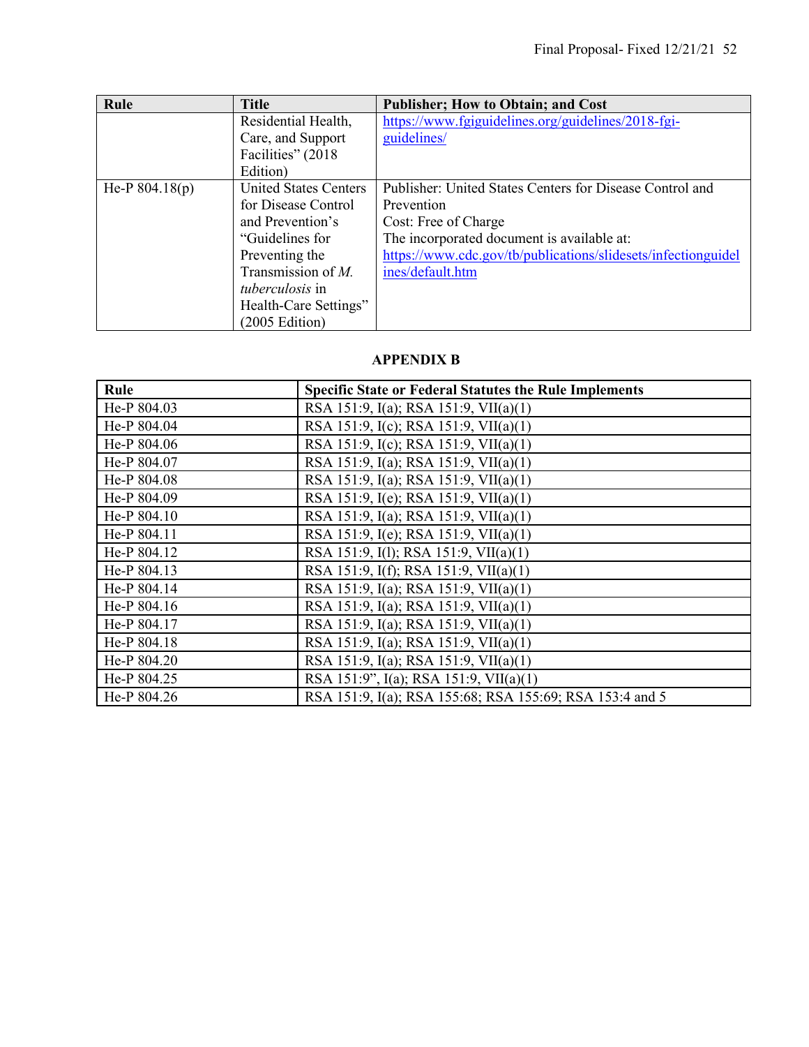| Rule | Title | Publisher; How to Obtain; and Cost |
|---|---|---|
| | Residential Health, Care, and Support Facilities" (2018 Edition) | https://www.fgiguidelines.org/guidelines/2018-fgi-guidelines/ |
| He-P 804.18(p) | United States Centers for Disease Control and Prevention's "Guidelines for Preventing the Transmission of *M. tuberculosis* in Health-Care Settings" (2005 Edition) | Publisher: United States Centers for Disease Control and Prevention<br>Cost: Free of Charge<br>The incorporated document is available at:<br>https://www.cdc.gov/tb/publications/slidesets/infectionguidelines/default.htm |

## APPENDIX B

| Rule | Specific State or Federal Statutes the Rule Implements |
|---|---|
| He-P 804.03 | RSA 151:9, I(a); RSA 151:9, VII(a)(1) |
| He-P 804.04 | RSA 151:9, I(c); RSA 151:9, VII(a)(1) |
| He-P 804.06 | RSA 151:9, I(c); RSA 151:9, VII(a)(1) |
| He-P 804.07 | RSA 151:9, I(a); RSA 151:9, VII(a)(1) |
| He-P 804.08 | RSA 151:9, I(a); RSA 151:9, VII(a)(1) |
| He-P 804.09 | RSA 151:9, I(e); RSA 151:9, VII(a)(1) |
| He-P 804.10 | RSA 151:9, I(a); RSA 151:9, VII(a)(1) |
| He-P 804.11 | RSA 151:9, I(e); RSA 151:9, VII(a)(1) |
| He-P 804.12 | RSA 151:9, I(l); RSA 151:9, VII(a)(1) |
| He-P 804.13 | RSA 151:9, I(f); RSA 151:9, VII(a)(1) |
| He-P 804.14 | RSA 151:9, I(a); RSA 151:9, VII(a)(1) |
| He-P 804.16 | RSA 151:9, I(a); RSA 151:9, VII(a)(1) |
| He-P 804.17 | RSA 151:9, I(a); RSA 151:9, VII(a)(1) |
| He-P 804.18 | RSA 151:9, I(a); RSA 151:9, VII(a)(1) |
| He-P 804.20 | RSA 151:9, I(a); RSA 151:9, VII(a)(1) |
| He-P 804.25 | RSA 151:9", I(a); RSA 151:9, VII(a)(1) |
| He-P 804.26 | RSA 151:9, I(a); RSA 155:68; RSA 155:69; RSA 153:4 and 5 |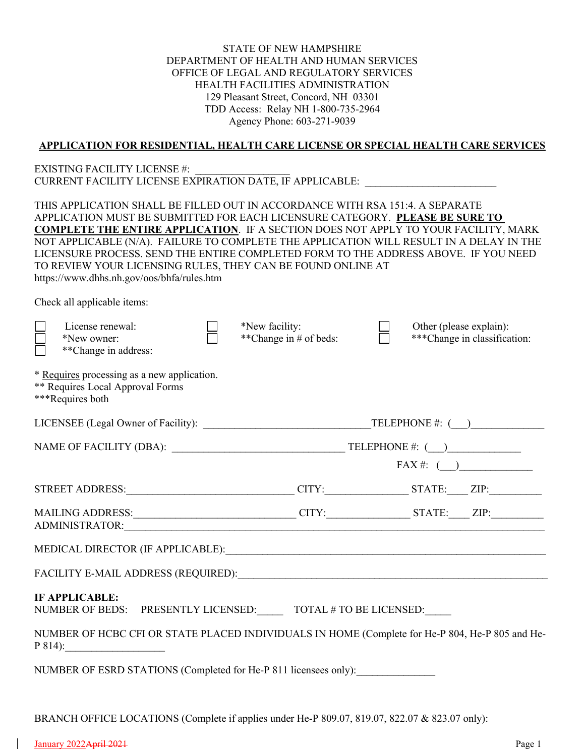STATE OF NEW HAMPSHIRE
DEPARTMENT OF HEALTH AND HUMAN SERVICES
OFFICE OF LEGAL AND REGULATORY SERVICES
HEALTH FACILITIES ADMINISTRATION
129 Pleasant Street, Concord, NH 03301
TDD Access: Relay NH 1-800-735-2964
Agency Phone: 603-271-9039

## APPLICATION FOR RESIDENTIAL, HEALTH CARE LICENSE OR SPECIAL HEALTH CARE SERVICES

EXISTING FACILITY LICENSE #: _________________
CURRENT FACILITY LICENSE EXPIRATION DATE, IF APPLICABLE: ________________________

THIS APPLICATION SHALL BE FILLED OUT IN ACCORDANCE WITH RSA 151:4. A SEPARATE APPLICATION MUST BE SUBMITTED FOR EACH LICENSURE CATEGORY. **PLEASE BE SURE TO COMPLETE THE ENTIRE APPLICATION**. IF A SECTION DOES NOT APPLY TO YOUR FACILITY, MARK NOT APPLICABLE (N/A). FAILURE TO COMPLETE THE APPLICATION WILL RESULT IN A DELAY IN THE LICENSURE PROCESS. SEND THE ENTIRE COMPLETED FORM TO THE ADDRESS ABOVE. IF YOU NEED TO REVIEW YOUR LICENSING RULES, THEY CAN BE FOUND ONLINE AT https://www.dhhs.nh.gov/oos/bhfa/rules.htm

Check all applicable items:

- ☐ License renewal:
- ☐ *New owner:
- ☐ **Change in address:
- ☐ *New facility:
- ☐ **Change in # of beds:
- ☐ Other (please explain):
- ☐ ***Change in classification:

* Requires processing as a new application.
** Requires Local Approval Forms
***Requires both

LICENSEE (Legal Owner of Facility): ______________________________ TELEPHONE #: (___)_____________

NAME OF FACILITY (DBA): _______________________________ TELEPHONE #: (___)_____________

FAX #: (___)_____________

STREET ADDRESS:______________________________ CITY:______________ STATE:____ ZIP:_________

MAILING ADDRESS:_____________________________ CITY:______________ STATE:____ ZIP:_________

ADMINISTRATOR:_______________________________________________________________________

MEDICAL DIRECTOR (IF APPLICABLE):_____________________________________________________

FACILITY E-MAIL ADDRESS (REQUIRED):____________________________________________________

**IF APPLICABLE:**
NUMBER OF BEDS: PRESENTLY LICENSED:_____ TOTAL # TO BE LICENSED:_____

NUMBER OF HCBC CFI OR STATE PLACED INDIVIDUALS IN HOME (Complete for He-P 804, He-P 805 and He-P 814):__________________

NUMBER OF ESRD STATIONS (Completed for He-P 811 licensees only):______________

BRANCH OFFICE LOCATIONS (Complete if applies under He-P 809.07, 819.07, 822.07 & 823.07 only):

January 2022 ~~April 2021~~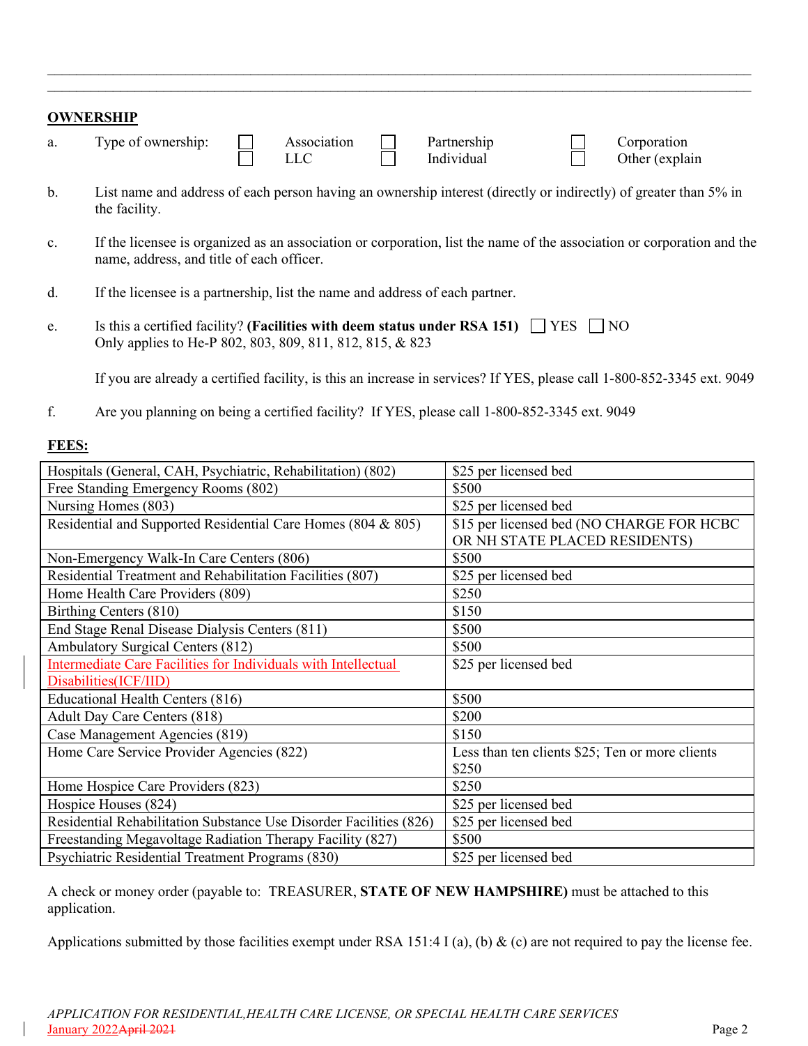## OWNERSHIP

a. Type of ownership: ☐ Association ☐ Partnership ☐ Corporation ☐ LLC ☐ Individual ☐ Other (explain

b. List name and address of each person having an ownership interest (directly or indirectly) of greater than 5% in the facility.

c. If the licensee is organized as an association or corporation, list the name of the association or corporation and the name, address, and title of each officer.

d. If the licensee is a partnership, list the name and address of each partner.

e. Is this a certified facility? **(Facilities with deem status under RSA 151)** ☐ YES ☐ NO
Only applies to He-P 802, 803, 809, 811, 812, 815, & 823

If you are already a certified facility, is this an increase in services? If YES, please call 1-800-852-3345 ext. 9049

f. Are you planning on being a certified facility? If YES, please call 1-800-852-3345 ext. 9049

## FEES:

| Facility Type | Fee |
|---|---|
| Hospitals (General, CAH, Psychiatric, Rehabilitation) (802) | $25 per licensed bed |
| Free Standing Emergency Rooms (802) | $500 |
| Nursing Homes (803) | $25 per licensed bed |
| Residential and Supported Residential Care Homes (804 & 805) | $15 per licensed bed (NO CHARGE FOR HCBC OR NH STATE PLACED RESIDENTS) |
| Non-Emergency Walk-In Care Centers (806) | $500 |
| Residential Treatment and Rehabilitation Facilities (807) | $25 per licensed bed |
| Home Health Care Providers (809) | $250 |
| Birthing Centers (810) | $150 |
| End Stage Renal Disease Dialysis Centers (811) | $500 |
| Ambulatory Surgical Centers (812) | $500 |
| Intermediate Care Facilities for Individuals with Intellectual Disabilities(ICF/IID) | $25 per licensed bed |
| Educational Health Centers (816) | $500 |
| Adult Day Care Centers (818) | $200 |
| Case Management Agencies (819) | $150 |
| Home Care Service Provider Agencies (822) | Less than ten clients $25; Ten or more clients $250 |
| Home Hospice Care Providers (823) | $250 |
| Hospice Houses (824) | $25 per licensed bed |
| Residential Rehabilitation Substance Use Disorder Facilities (826) | $25 per licensed bed |
| Freestanding Megavoltage Radiation Therapy Facility (827) | $500 |
| Psychiatric Residential Treatment Programs (830) | $25 per licensed bed |

A check or money order (payable to: TREASURER, **STATE OF NEW HAMPSHIRE)** must be attached to this application.

Applications submitted by those facilities exempt under RSA 151:4 I (a), (b) & (c) are not required to pay the license fee.

*APPLICATION FOR RESIDENTIAL,HEALTH CARE LICENSE, OR SPECIAL HEALTH CARE SERVICES*
January 2022~~April 2021~~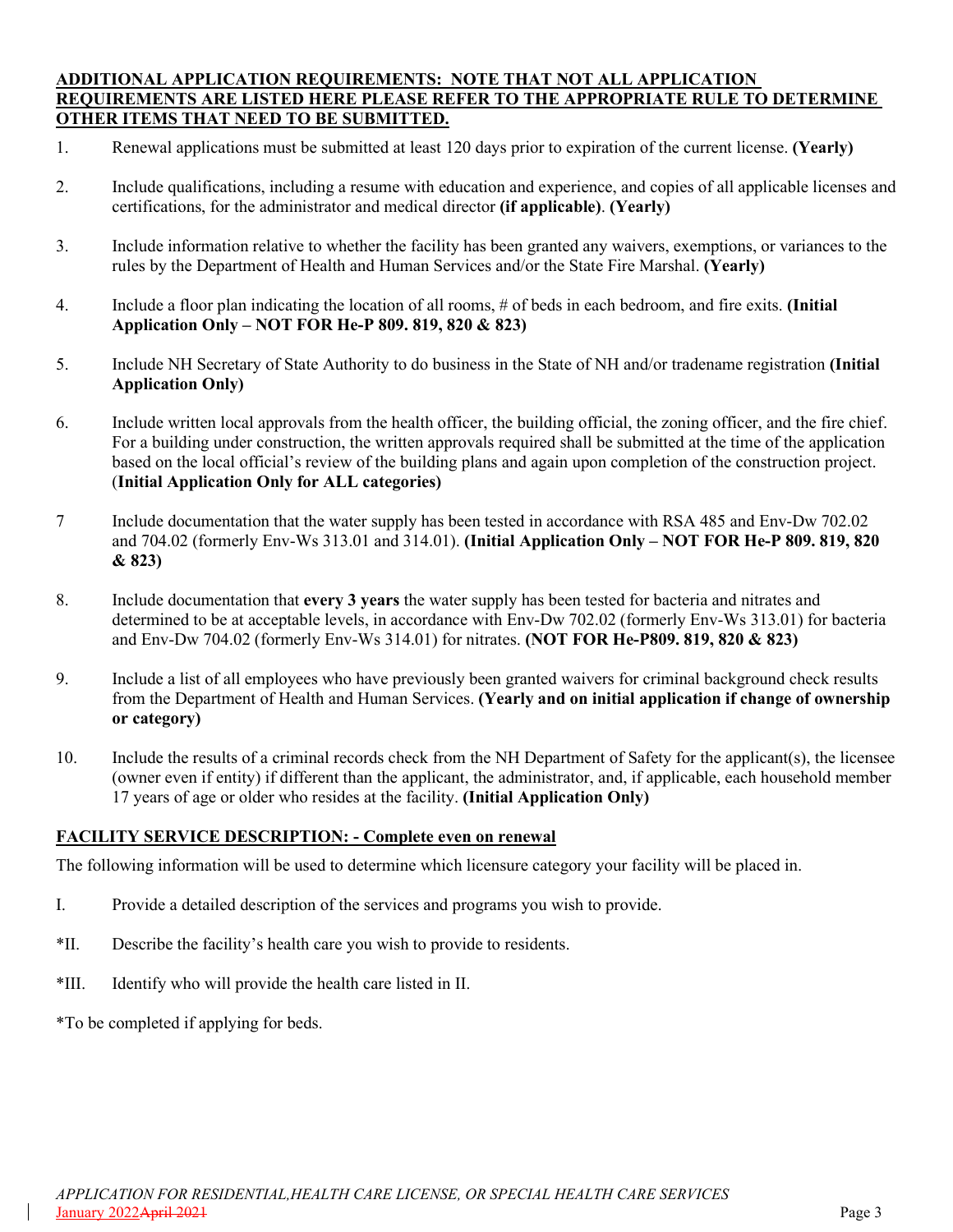**ADDITIONAL APPLICATION REQUIREMENTS: NOTE THAT NOT ALL APPLICATION REQUIREMENTS ARE LISTED HERE PLEASE REFER TO THE APPROPRIATE RULE TO DETERMINE OTHER ITEMS THAT NEED TO BE SUBMITTED.**

1. Renewal applications must be submitted at least 120 days prior to expiration of the current license. **(Yearly)**

2. Include qualifications, including a resume with education and experience, and copies of all applicable licenses and certifications, for the administrator and medical director **(if applicable)**. **(Yearly)**

3. Include information relative to whether the facility has been granted any waivers, exemptions, or variances to the rules by the Department of Health and Human Services and/or the State Fire Marshal. **(Yearly)**

4. Include a floor plan indicating the location of all rooms, # of beds in each bedroom, and fire exits. **(Initial Application Only – NOT FOR He-P 809. 819, 820 & 823)**

5. Include NH Secretary of State Authority to do business in the State of NH and/or tradename registration **(Initial Application Only)**

6. Include written local approvals from the health officer, the building official, the zoning officer, and the fire chief. For a building under construction, the written approvals required shall be submitted at the time of the application based on the local official's review of the building plans and again upon completion of the construction project. (**Initial Application Only for ALL categories)**

7. Include documentation that the water supply has been tested in accordance with RSA 485 and Env-Dw 702.02 and 704.02 (formerly Env-Ws 313.01 and 314.01). **(Initial Application Only – NOT FOR He-P 809. 819, 820 & 823)**

8. Include documentation that **every 3 years** the water supply has been tested for bacteria and nitrates and determined to be at acceptable levels, in accordance with Env-Dw 702.02 (formerly Env-Ws 313.01) for bacteria and Env-Dw 704.02 (formerly Env-Ws 314.01) for nitrates. **(NOT FOR He-P809. 819, 820 & 823)**

9. Include a list of all employees who have previously been granted waivers for criminal background check results from the Department of Health and Human Services. **(Yearly and on initial application if change of ownership or category)**

10. Include the results of a criminal records check from the NH Department of Safety for the applicant(s), the licensee (owner even if entity) if different than the applicant, the administrator, and, if applicable, each household member 17 years of age or older who resides at the facility. **(Initial Application Only)**

**FACILITY SERVICE DESCRIPTION: - Complete even on renewal**

The following information will be used to determine which licensure category your facility will be placed in.

I. Provide a detailed description of the services and programs you wish to provide.

*II. Describe the facility's health care you wish to provide to residents.

*III. Identify who will provide the health care listed in II.

*To be completed if applying for beds.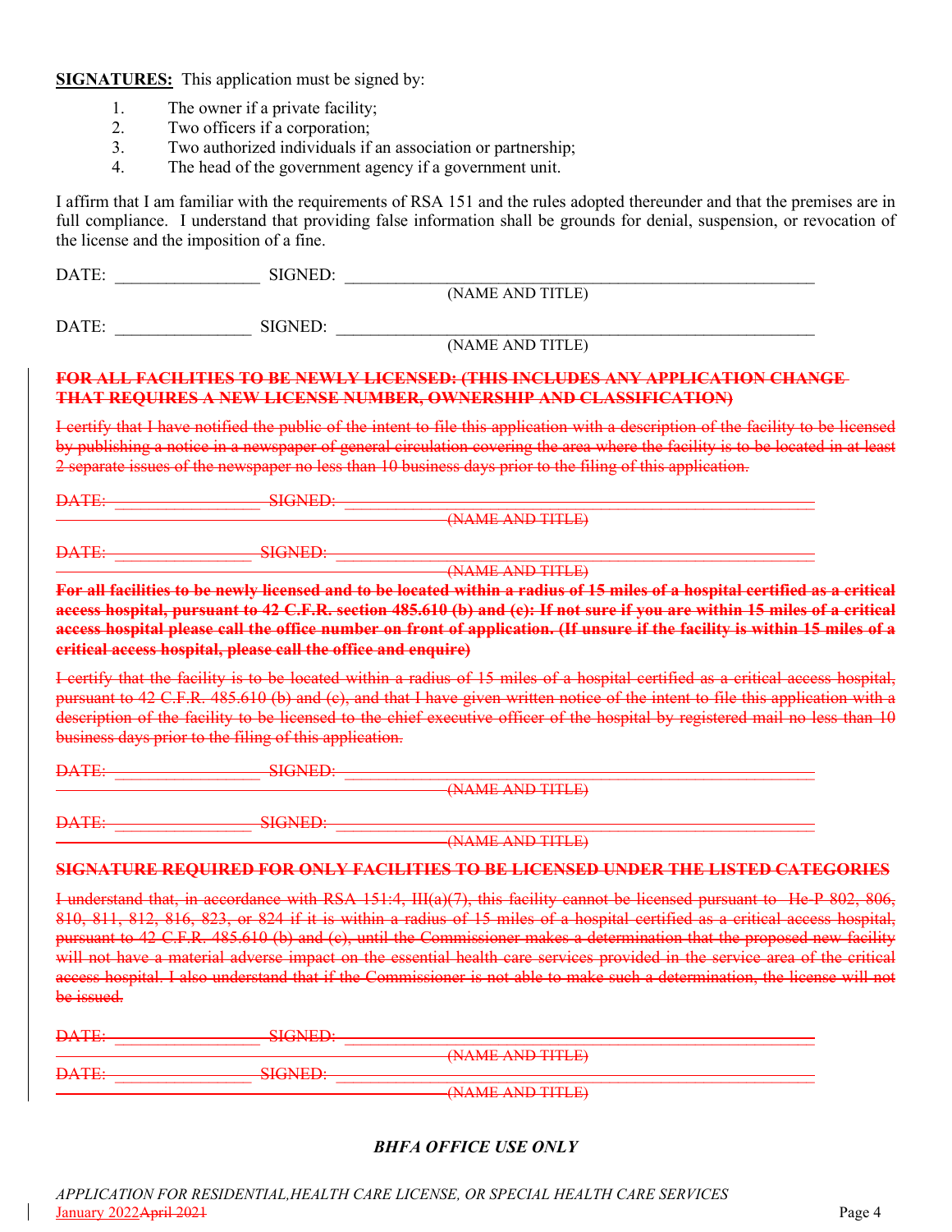**SIGNATURES:** This application must be signed by:

1. The owner if a private facility;
2. Two officers if a corporation;
3. Two authorized individuals if an association or partnership;
4. The head of the government agency if a government unit.

I affirm that I am familiar with the requirements of RSA 151 and the rules adopted thereunder and that the premises are in full compliance. I understand that providing false information shall be grounds for denial, suspension, or revocation of the license and the imposition of a fine.

DATE: ________________ SIGNED: ______________________________________________________
(NAME AND TITLE)

DATE: ________________ SIGNED: ______________________________________________________
(NAME AND TITLE)

~~**FOR ALL FACILITIES TO BE NEWLY LICENSED: (THIS INCLUDES ANY APPLICATION CHANGE THAT REQUIRES A NEW LICENSE NUMBER, OWNERSHIP AND CLASSIFICATION)**~~

~~I certify that I have notified the public of the intent to file this application with a description of the facility to be licensed by publishing a notice in a newspaper of general circulation covering the area where the facility is to be located in at least 2 separate issues of the newspaper no less than 10 business days prior to the filing of this application.~~

~~DATE: ________________ SIGNED: ______________________________________________________ (NAME AND TITLE)~~

~~DATE: ________________ SIGNED: ______________________________________________________ (NAME AND TITLE)~~

~~**For all facilities to be newly licensed and to be located within a radius of 15 miles of a hospital certified as a critical access hospital, pursuant to 42 C.F.R. section 485.610 (b) and (c): If not sure if you are within 15 miles of a critical access hospital please call the office number on front of application. (If unsure if the facility is within 15 miles of a critical access hospital, please call the office and enquire)**~~

~~I certify that the facility is to be located within a radius of 15 miles of a hospital certified as a critical access hospital, pursuant to 42 C.F.R. 485.610 (b) and (c), and that I have given written notice of the intent to file this application with a description of the facility to be licensed to the chief executive officer of the hospital by registered mail no less than 10 business days prior to the filing of this application.~~

~~DATE: ________________ SIGNED: ______________________________________________________ (NAME AND TITLE)~~

~~DATE: ________________ SIGNED: ______________________________________________________ (NAME AND TITLE)~~

~~**SIGNATURE REQUIRED FOR ONLY FACILITIES TO BE LICENSED UNDER THE LISTED CATEGORIES**~~

~~I understand that, in accordance with RSA 151:4, III(a)(7), this facility cannot be licensed pursuant to He-P 802, 806, 810, 811, 812, 816, 823, or 824 if it is within a radius of 15 miles of a hospital certified as a critical access hospital, pursuant to 42 C.F.R. 485.610 (b) and (c), until the Commissioner makes a determination that the proposed new facility will not have a material adverse impact on the essential health care services provided in the service area of the critical access hospital. I also understand that if the Commissioner is not able to make such a determination, the license will not be issued.~~

~~DATE: ________________ SIGNED: ______________________________________________________ (NAME AND TITLE)~~

~~DATE: ________________ SIGNED: ______________________________________________________ (NAME AND TITLE)~~

***BHFA OFFICE USE ONLY***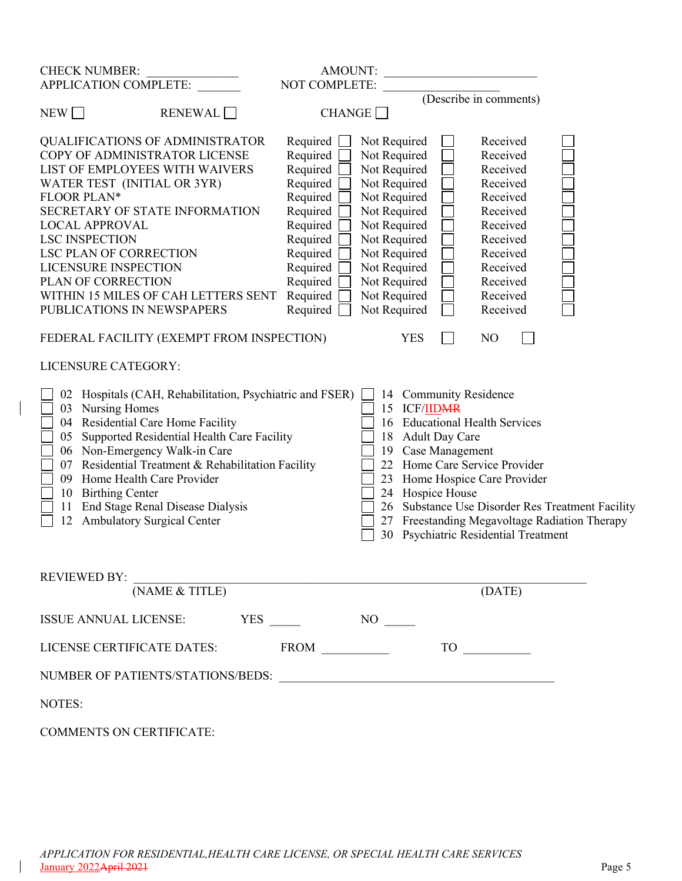CHECK NUMBER: _______________ AMOUNT: _________________________

APPLICATION COMPLETE: _______ NOT COMPLETE: ___________________ (Describe in comments)

NEW ☐ RENEWAL ☐ CHANGE ☐

| | | | |
|---|---|---|---|
| QUALIFICATIONS OF ADMINISTRATOR | Required ☐ | Not Required ☐ | Received ☐ |
| COPY OF ADMINISTRATOR LICENSE | Required ☐ | Not Required ☐ | Received ☐ |
| LIST OF EMPLOYEES WITH WAIVERS | Required ☐ | Not Required ☐ | Received ☐ |
| WATER TEST (INITIAL OR 3YR) | Required ☐ | Not Required ☐ | Received ☐ |
| FLOOR PLAN* | Required ☐ | Not Required ☐ | Received ☐ |
| SECRETARY OF STATE INFORMATION | Required ☐ | Not Required ☐ | Received ☐ |
| LOCAL APPROVAL | Required ☐ | Not Required ☐ | Received ☐ |
| LSC INSPECTION | Required ☐ | Not Required ☐ | Received ☐ |
| LSC PLAN OF CORRECTION | Required ☐ | Not Required ☐ | Received ☐ |
| LICENSURE INSPECTION | Required ☐ | Not Required ☐ | Received ☐ |
| PLAN OF CORRECTION | Required ☐ | Not Required ☐ | Received ☐ |
| WITHIN 15 MILES OF CAH LETTERS SENT | Required ☐ | Not Required ☐ | Received ☐ |
| PUBLICATIONS IN NEWSPAPERS | Required ☐ | Not Required ☐ | Received ☐ |

FEDERAL FACILITY (EXEMPT FROM INSPECTION) YES ☐ NO ☐

LICENSURE CATEGORY:

- ☐ 02 Hospitals (CAH, Rehabilitation, Psychiatric and FSER)
- ☐ 03 Nursing Homes
- ☐ 04 Residential Care Home Facility
- ☐ 05 Supported Residential Health Care Facility
- ☐ 06 Non-Emergency Walk-in Care
- ☐ 07 Residential Treatment & Rehabilitation Facility
- ☐ 09 Home Health Care Provider
- ☐ 10 Birthing Center
- ☐ 11 End Stage Renal Disease Dialysis
- ☐ 12 Ambulatory Surgical Center
- ☐ 14 Community Residence
- ☐ 15 ICF/IIDMR
- ☐ 16 Educational Health Services
- ☐ 18 Adult Day Care
- ☐ 19 Case Management
- ☐ 22 Home Care Service Provider
- ☐ 23 Home Hospice Care Provider
- ☐ 24 Hospice House
- ☐ 26 Substance Use Disorder Res Treatment Facility
- ☐ 27 Freestanding Megavoltage Radiation Therapy
- ☐ 30 Psychiatric Residential Treatment

REVIEWED BY: _______________________________________________________________
(NAME & TITLE) (DATE)

ISSUE ANNUAL LICENSE: YES _____ NO _____

LICENSE CERTIFICATE DATES: FROM __________ TO __________

NUMBER OF PATIENTS/STATIONS/BEDS: _____________________________________________

NOTES:

COMMENTS ON CERTIFICATE:

*APPLICATION FOR RESIDENTIAL,HEALTH CARE LICENSE, OR SPECIAL HEALTH CARE SERVICES*
January 2022April 2021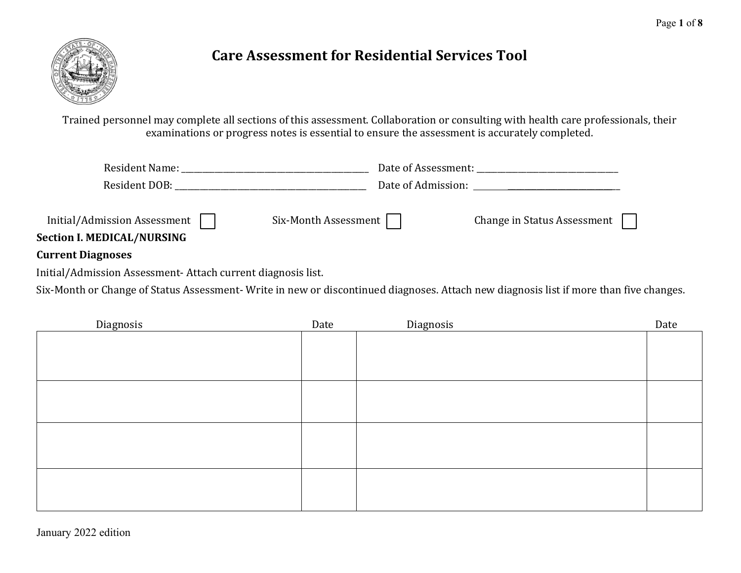# Care Assessment for Residential Services Tool

Trained personnel may complete all sections of this assessment. Collaboration or consulting with health care professionals, their examinations or progress notes is essential to ensure the assessment is accurately completed.

Resident Name: ____________________________________________ Date of Assessment: _________________________________

Resident DOB: ______________________________________________ Date of Admission: _________________________________

Initial/Admission Assessment ☐ Six-Month Assessment ☐ Change in Status Assessment ☐

**Section I. MEDICAL/NURSING**

**Current Diagnoses**

Initial/Admission Assessment- Attach current diagnosis list.

Six-Month or Change of Status Assessment- Write in new or discontinued diagnoses. Attach new diagnosis list if more than five changes.

| Diagnosis | Date | Diagnosis | Date |
|---|---|---|---|
| | | | |
| | | | |
| | | | |
| | | | |

January 2022 edition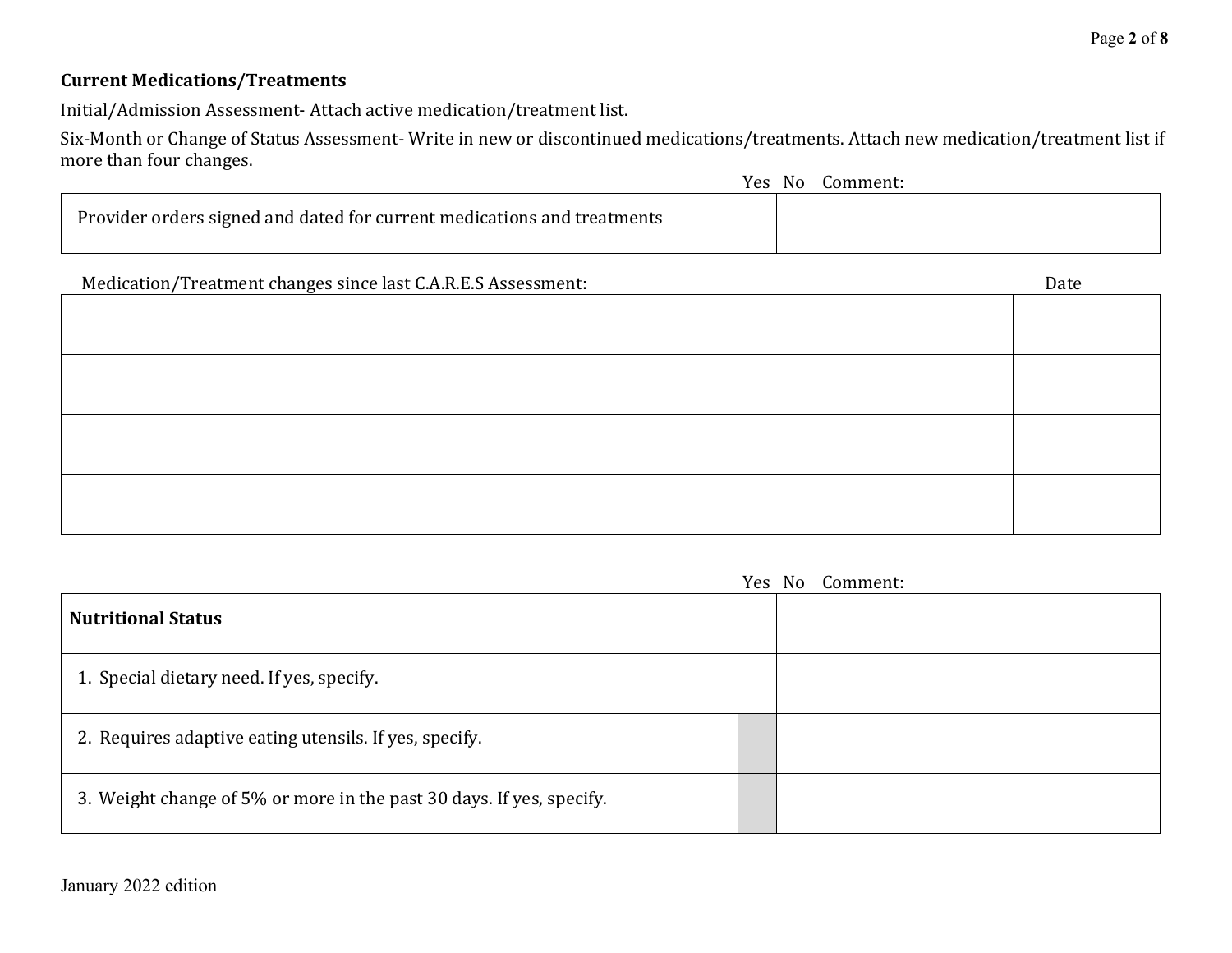**Current Medications/Treatments**

Initial/Admission Assessment- Attach active medication/treatment list.

Six-Month or Change of Status Assessment- Write in new or discontinued medications/treatments. Attach new medication/treatment list if more than four changes.

| | Yes | No | Comment: |
|---|---|---|---|
| Provider orders signed and dated for current medications and treatments | | | |

| Medication/Treatment changes since last C.A.R.E.S Assessment: | Date |
|---|---|
| | |
| | |
| | |
| | |

| | Yes | No | Comment: |
|---|---|---|---|
| **Nutritional Status** | | | |
| 1. Special dietary need. If yes, specify. | | | |
| 2. Requires adaptive eating utensils. If yes, specify. | | | |
| 3. Weight change of 5% or more in the past 30 days. If yes, specify. | | | |

January 2022 edition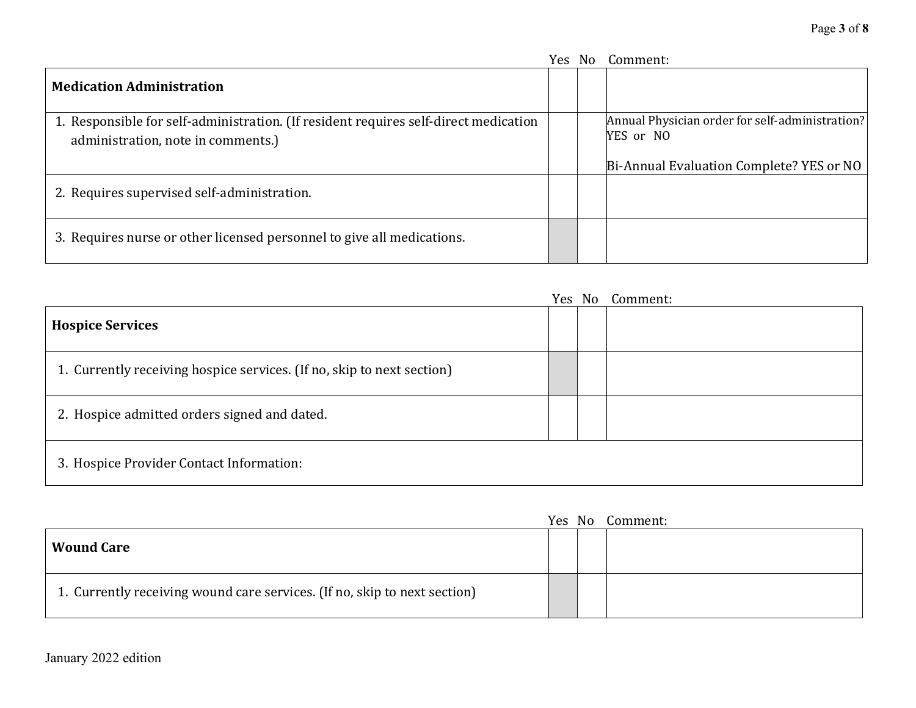| Medication Administration | Yes | No | Comment: |
|---|---|---|---|
| 1. Responsible for self-administration. (If resident requires self-direct medication administration, note in comments.) | | | Annual Physician order for self-administration? YES or NO<br><br>Bi-Annual Evaluation Complete? YES or NO |
| 2. Requires supervised self-administration. | | | |
| 3. Requires nurse or other licensed personnel to give all medications. | | | |

| Hospice Services | Yes | No | Comment: |
|---|---|---|---|
| 1. Currently receiving hospice services. (If no, skip to next section) | | | |
| 2. Hospice admitted orders signed and dated. | | | |
| 3. Hospice Provider Contact Information: | | | |

| Wound Care | Yes | No | Comment: |
|---|---|---|---|
| 1. Currently receiving wound care services. (If no, skip to next section) | | | |

January 2022 edition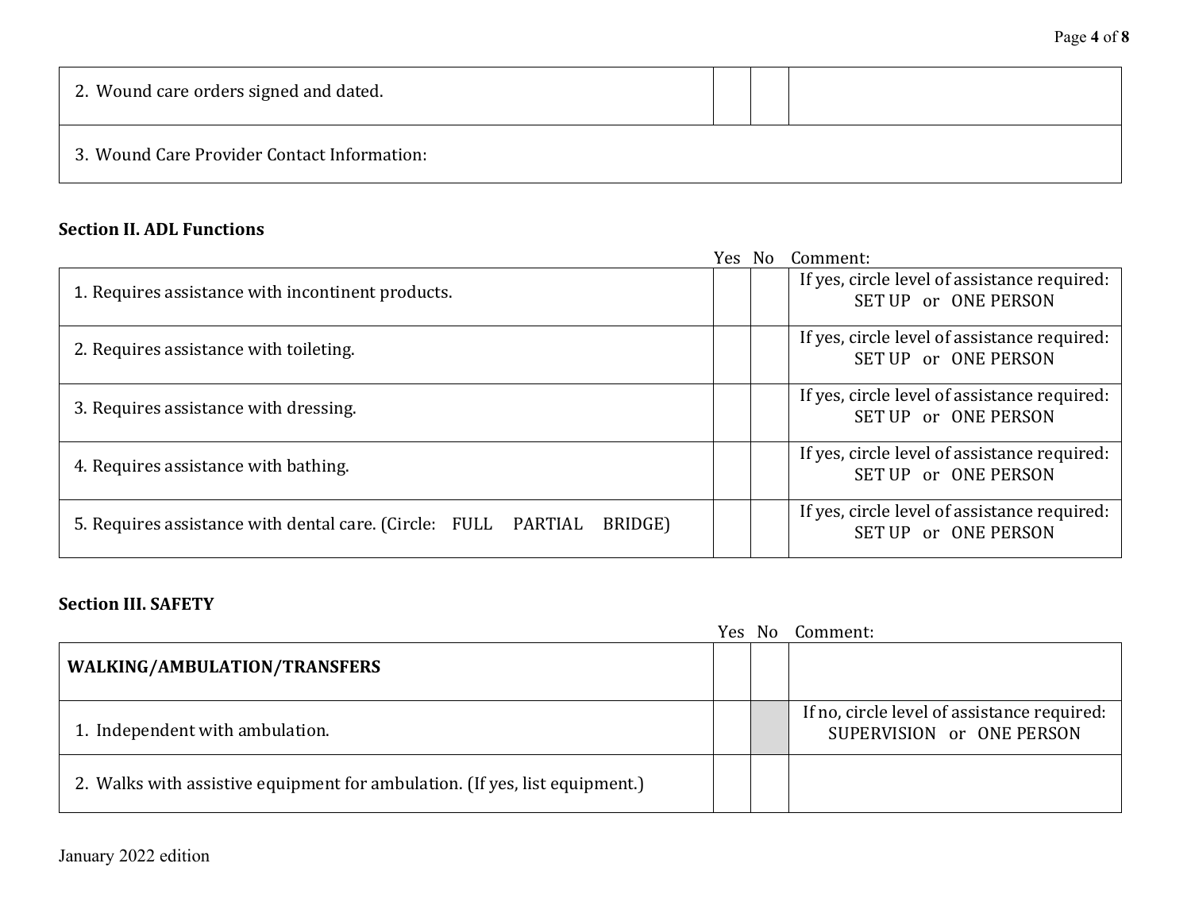| | | | |
|---|---|---|---|
| 2. Wound care orders signed and dated. | | | |
| 3. Wound Care Provider Contact Information: | | | |

**Section II. ADL Functions**

| | Yes | No | Comment: |
|---|---|---|---|
| 1. Requires assistance with incontinent products. | | | If yes, circle level of assistance required: SET UP or ONE PERSON |
| 2. Requires assistance with toileting. | | | If yes, circle level of assistance required: SET UP or ONE PERSON |
| 3. Requires assistance with dressing. | | | If yes, circle level of assistance required: SET UP or ONE PERSON |
| 4. Requires assistance with bathing. | | | If yes, circle level of assistance required: SET UP or ONE PERSON |
| 5. Requires assistance with dental care. (Circle: FULL PARTIAL BRIDGE) | | | If yes, circle level of assistance required: SET UP or ONE PERSON |

**Section III. SAFETY**

| | Yes | No | Comment: |
|---|---|---|---|
| **WALKING/AMBULATION/TRANSFERS** | | | |
| 1. Independent with ambulation. | | | If no, circle level of assistance required: SUPERVISION or ONE PERSON |
| 2. Walks with assistive equipment for ambulation. (If yes, list equipment.) | | | |

January 2022 edition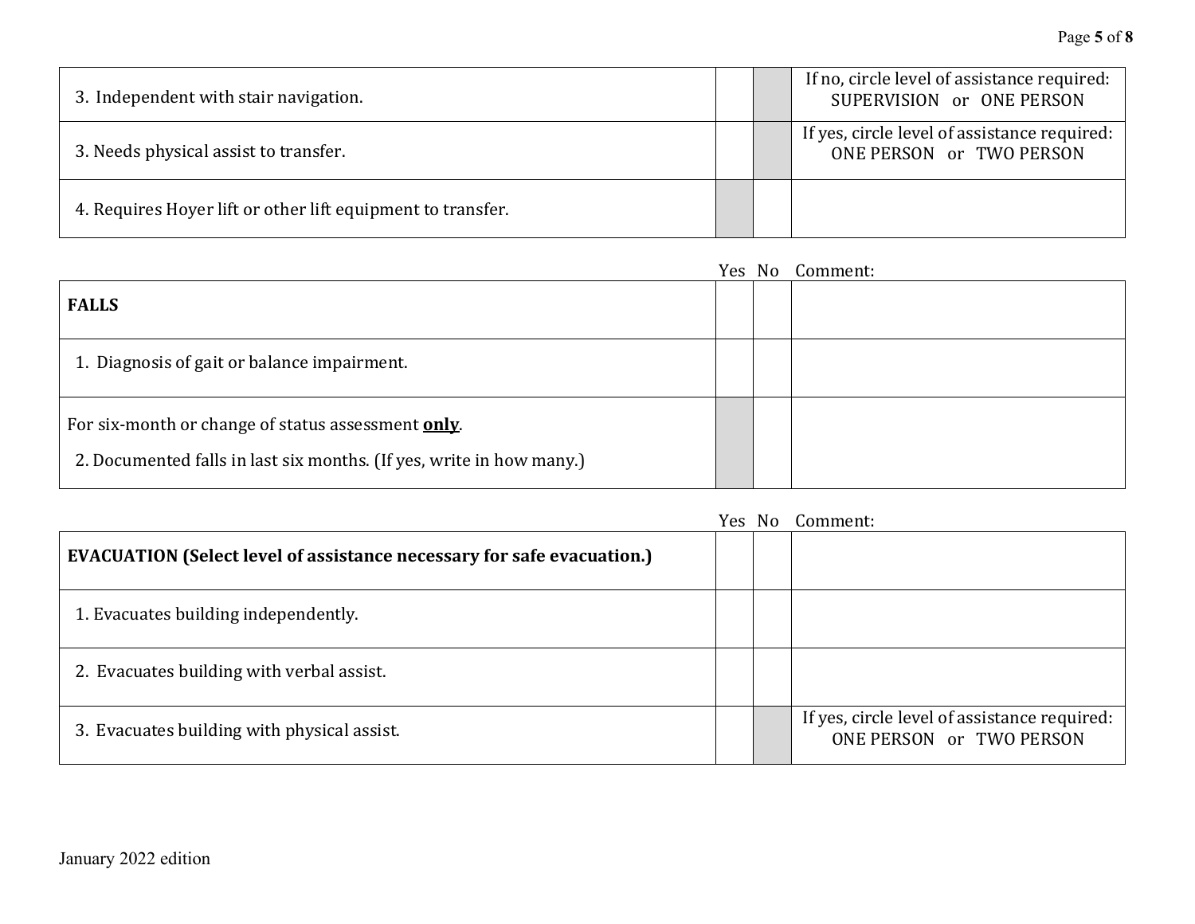| | | | |
|---|---|---|---|
| 3. Independent with stair navigation. | | | If no, circle level of assistance required: SUPERVISION or ONE PERSON |
| 3. Needs physical assist to transfer. | | | If yes, circle level of assistance required: ONE PERSON or TWO PERSON |
| 4. Requires Hoyer lift or other lift equipment to transfer. | | | |

| | Yes | No | Comment: |
|---|---|---|---|
| **FALLS** | | | |
| 1. Diagnosis of gait or balance impairment. | | | |
| For six-month or change of status assessment **only**.<br><br>2. Documented falls in last six months. (If yes, write in how many.) | | | |

| | Yes | No | Comment: |
|---|---|---|---|
| **EVACUATION (Select level of assistance necessary for safe evacuation.)** | | | |
| 1. Evacuates building independently. | | | |
| 2. Evacuates building with verbal assist. | | | |
| 3. Evacuates building with physical assist. | | | If yes, circle level of assistance required: ONE PERSON or TWO PERSON |

January 2022 edition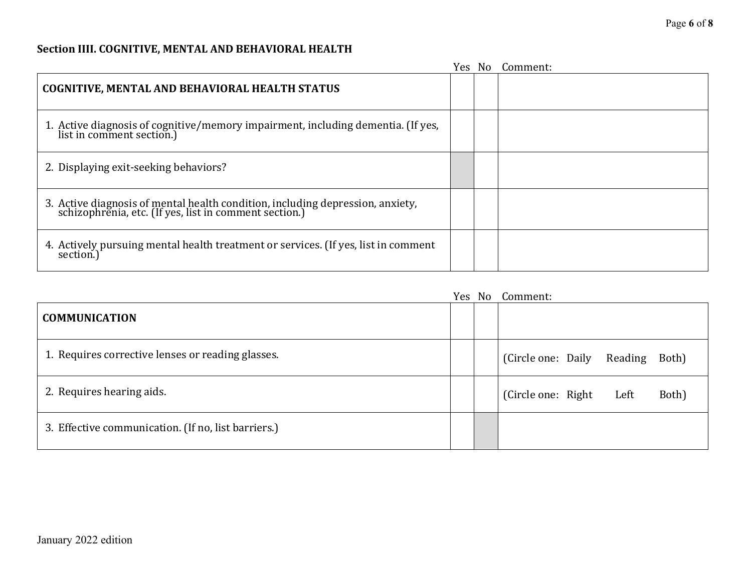**Section IIII. COGNITIVE, MENTAL AND BEHAVIORAL HEALTH**

| COGNITIVE, MENTAL AND BEHAVIORAL HEALTH STATUS | Yes | No | Comment: |
|---|---|---|---|
| 1. Active diagnosis of cognitive/memory impairment, including dementia. (If yes, list in comment section.) | | | |
| 2. Displaying exit-seeking behaviors? | | | |
| 3. Active diagnosis of mental health condition, including depression, anxiety, schizophrenia, etc. (If yes, list in comment section.) | | | |
| 4. Actively pursuing mental health treatment or services. (If yes, list in comment section.) | | | |

| COMMUNICATION | Yes | No | Comment: |
|---|---|---|---|
| 1. Requires corrective lenses or reading glasses. | | | (Circle one: Daily Reading Both) |
| 2. Requires hearing aids. | | | (Circle one: Right Left Both) |
| 3. Effective communication. (If no, list barriers.) | | | |

January 2022 edition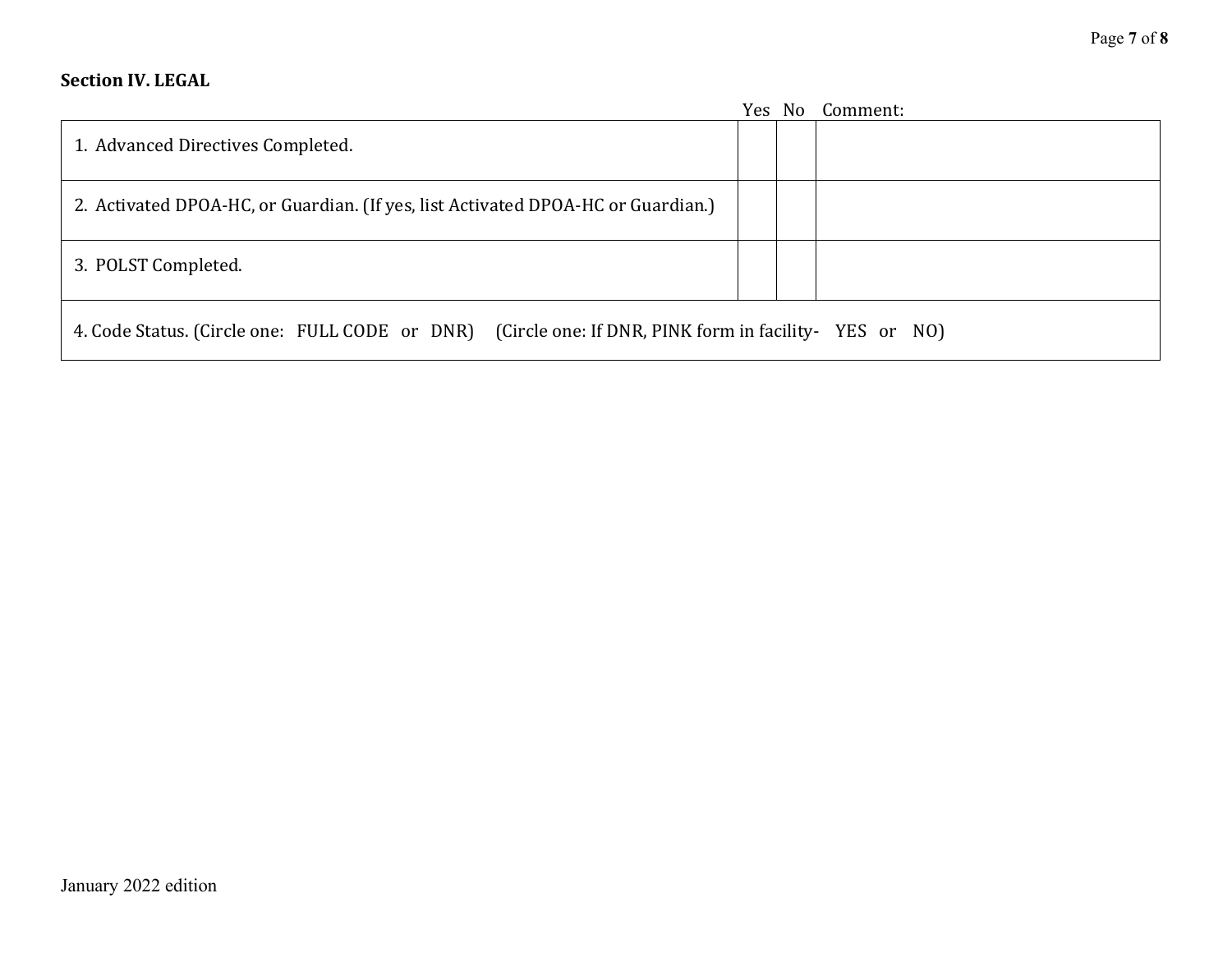**Section IV. LEGAL**

| | Yes | No | Comment: |
|---|---|---|---|
| 1. Advanced Directives Completed. | | | |
| 2. Activated DPOA-HC, or Guardian. (If yes, list Activated DPOA-HC or Guardian.) | | | |
| 3. POLST Completed. | | | |
| 4. Code Status. (Circle one: FULL CODE or DNR) (Circle one: If DNR, PINK form in facility- YES or NO) | | | |

January 2022 edition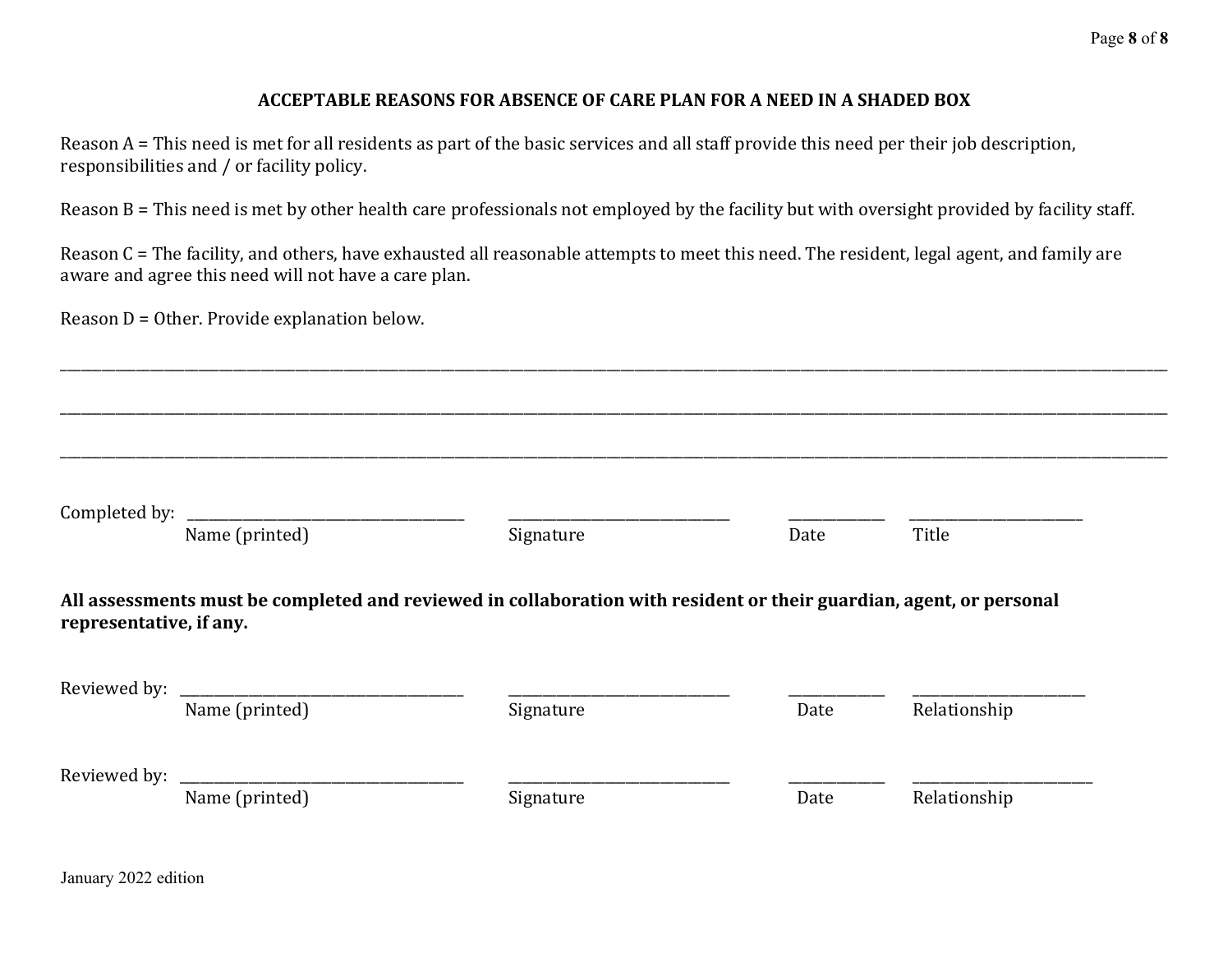## ACCEPTABLE REASONS FOR ABSENCE OF CARE PLAN FOR A NEED IN A SHADED BOX

Reason A = This need is met for all residents as part of the basic services and all staff provide this need per their job description, responsibilities and / or facility policy.

Reason B = This need is met by other health care professionals not employed by the facility but with oversight provided by facility staff.

Reason C = The facility, and others, have exhausted all reasonable attempts to meet this need. The resident, legal agent, and family are aware and agree this need will not have a care plan.

Reason D = Other. Provide explanation below.

\_\_\_\_\_\_\_\_\_\_\_\_\_\_\_\_\_\_\_\_\_\_\_\_\_\_\_\_\_\_\_\_\_\_\_\_\_\_\_\_\_\_\_\_\_\_\_\_\_\_\_\_\_\_\_\_\_\_\_\_\_\_\_\_\_\_\_\_\_\_\_\_\_\_\_\_\_\_

\_\_\_\_\_\_\_\_\_\_\_\_\_\_\_\_\_\_\_\_\_\_\_\_\_\_\_\_\_\_\_\_\_\_\_\_\_\_\_\_\_\_\_\_\_\_\_\_\_\_\_\_\_\_\_\_\_\_\_\_\_\_\_\_\_\_\_\_\_\_\_\_\_\_\_\_\_\_

\_\_\_\_\_\_\_\_\_\_\_\_\_\_\_\_\_\_\_\_\_\_\_\_\_\_\_\_\_\_\_\_\_\_\_\_\_\_\_\_\_\_\_\_\_\_\_\_\_\_\_\_\_\_\_\_\_\_\_\_\_\_\_\_\_\_\_\_\_\_\_\_\_\_\_\_\_\_

Completed by: \_\_\_\_\_\_\_\_\_\_\_\_\_\_\_\_\_\_\_\_ \_\_\_\_\_\_\_\_\_\_\_\_\_\_\_\_\_\_\_\_ \_\_\_\_\_\_\_\_ \_\_\_\_\_\_\_\_\_\_\_\_\_\_\_\_
Name (printed) Signature Date Title

**All assessments must be completed and reviewed in collaboration with resident or their guardian, agent, or personal representative, if any.**

Reviewed by: \_\_\_\_\_\_\_\_\_\_\_\_\_\_\_\_\_\_\_\_ \_\_\_\_\_\_\_\_\_\_\_\_\_\_\_\_\_\_\_\_ \_\_\_\_\_\_\_\_ \_\_\_\_\_\_\_\_\_\_\_\_\_\_\_\_
Name (printed) Signature Date Relationship

Reviewed by: \_\_\_\_\_\_\_\_\_\_\_\_\_\_\_\_\_\_\_\_ \_\_\_\_\_\_\_\_\_\_\_\_\_\_\_\_\_\_\_\_ \_\_\_\_\_\_\_\_ \_\_\_\_\_\_\_\_\_\_\_\_\_\_\_\_
Name (printed) Signature Date Relationship

January 2022 edition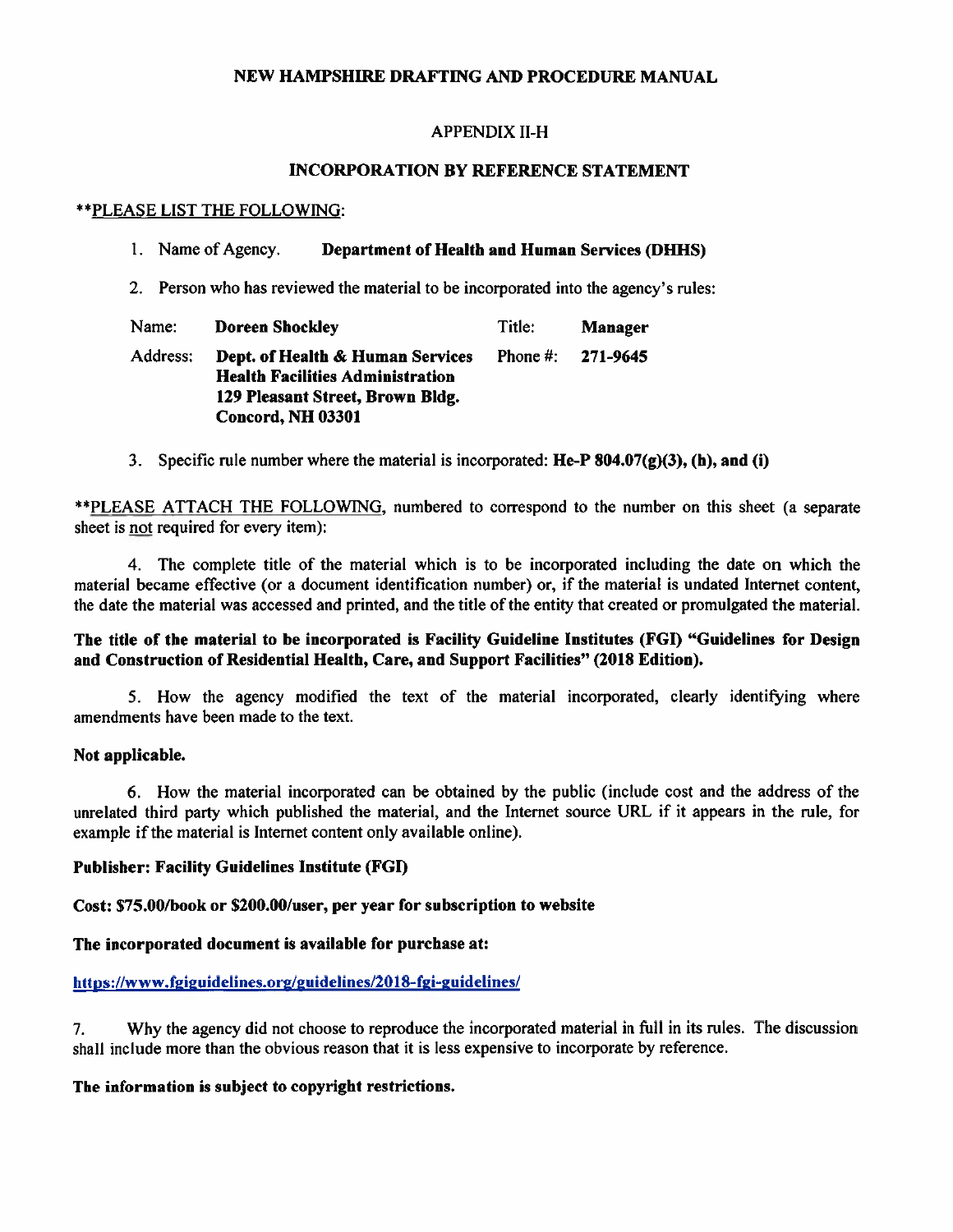# NEW HAMPSHIRE DRAFTING AND PROCEDURE MANUAL

## APPENDIX II-H

## INCORPORATION BY REFERENCE STATEMENT

**PLEASE LIST THE FOLLOWING:

1. Name of Agency. **Department of Health and Human Services (DHHS)**

2. Person who has reviewed the material to be incorporated into the agency's rules:

| | | | |
|---|---|---|---|
| Name: | **Doreen Shockley** | Title: | **Manager** |
| Address: | **Dept. of Health & Human Services**<br>**Health Facilities Administration**<br>**129 Pleasant Street, Brown Bldg.**<br>**Concord, NH 03301** | Phone #: | **271-9645** |

3. Specific rule number where the material is incorporated: **He-P 804.07(g)(3), (h), and (i)**

**PLEASE ATTACH THE FOLLOWING, numbered to correspond to the number on this sheet (a separate sheet is not required for every item):

4. The complete title of the material which is to be incorporated including the date on which the material became effective (or a document identification number) or, if the material is undated Internet content, the date the material was accessed and printed, and the title of the entity that created or promulgated the material.

**The title of the material to be incorporated is Facility Guideline Institutes (FGI) "Guidelines for Design and Construction of Residential Health, Care, and Support Facilities" (2018 Edition).**

5. How the agency modified the text of the material incorporated, clearly identifying where amendments have been made to the text.

**Not applicable.**

6. How the material incorporated can be obtained by the public (include cost and the address of the unrelated third party which published the material, and the Internet source URL if it appears in the rule, for example if the material is Internet content only available online).

**Publisher: Facility Guidelines Institute (FGI)**

**Cost: $75.00/book or $200.00/user, per year for subscription to website**

**The incorporated document is available for purchase at:**

https://www.fgiguidelines.org/guidelines/2018-fgi-guidelines/

7. Why the agency did not choose to reproduce the incorporated material in full in its rules. The discussion shall include more than the obvious reason that it is less expensive to incorporate by reference.

**The information is subject to copyright restrictions.**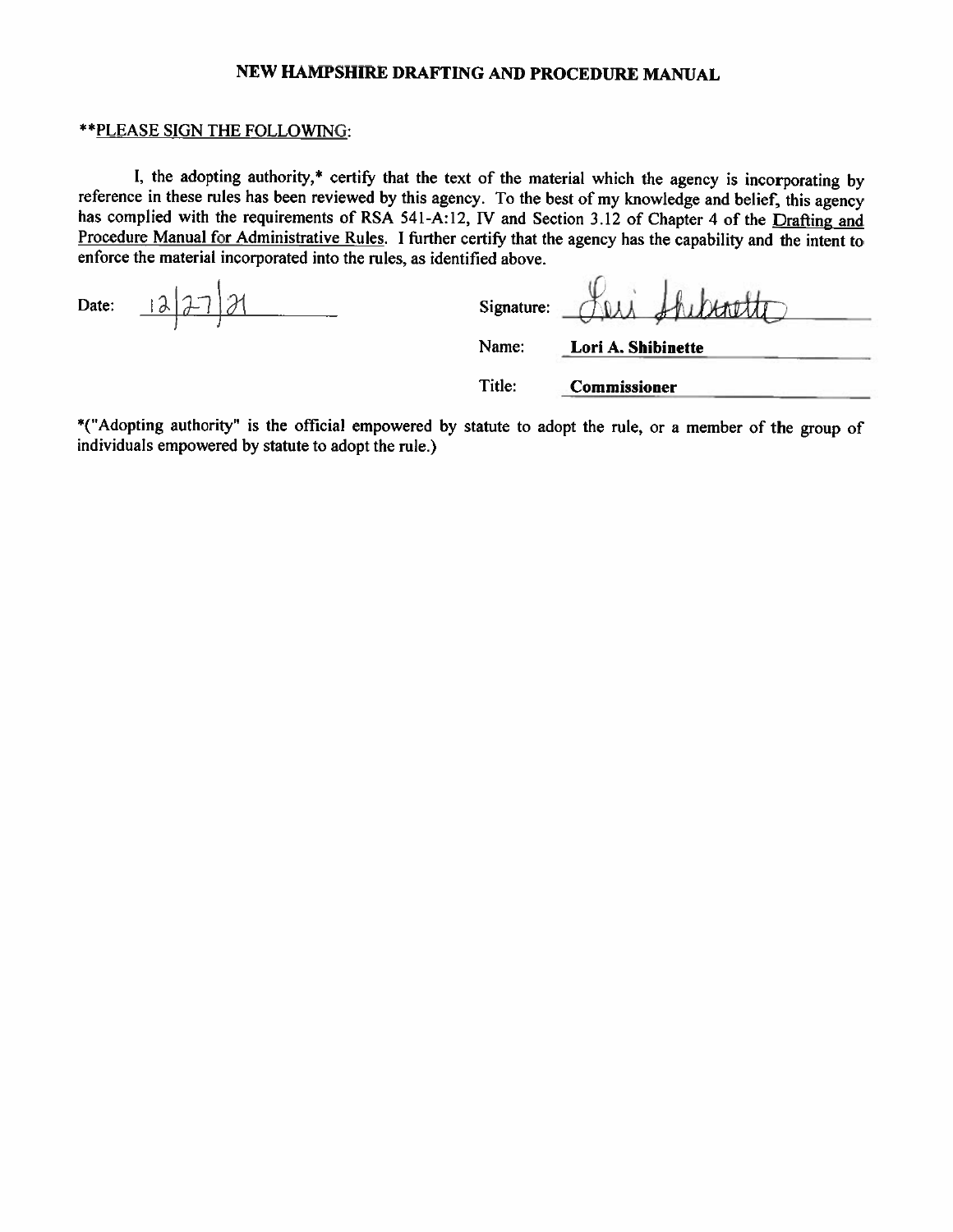# NEW HAMPSHIRE DRAFTING AND PROCEDURE MANUAL

**PLEASE SIGN THE FOLLOWING:

I, the adopting authority,* certify that the text of the material which the agency is incorporating by reference in these rules has been reviewed by this agency. To the best of my knowledge and belief, this agency has complied with the requirements of RSA 541-A:12, IV and Section 3.12 of Chapter 4 of the Drafting and Procedure Manual for Administrative Rules. I further certify that the agency has the capability and the intent to enforce the material incorporated into the rules, as identified above.

Date: 12/27/21

Signature: Lori Shibinette

Name: **Lori A. Shibinette**

Title: **Commissioner**

*("Adopting authority" is the official empowered by statute to adopt the rule, or a member of the group of individuals empowered by statute to adopt the rule.)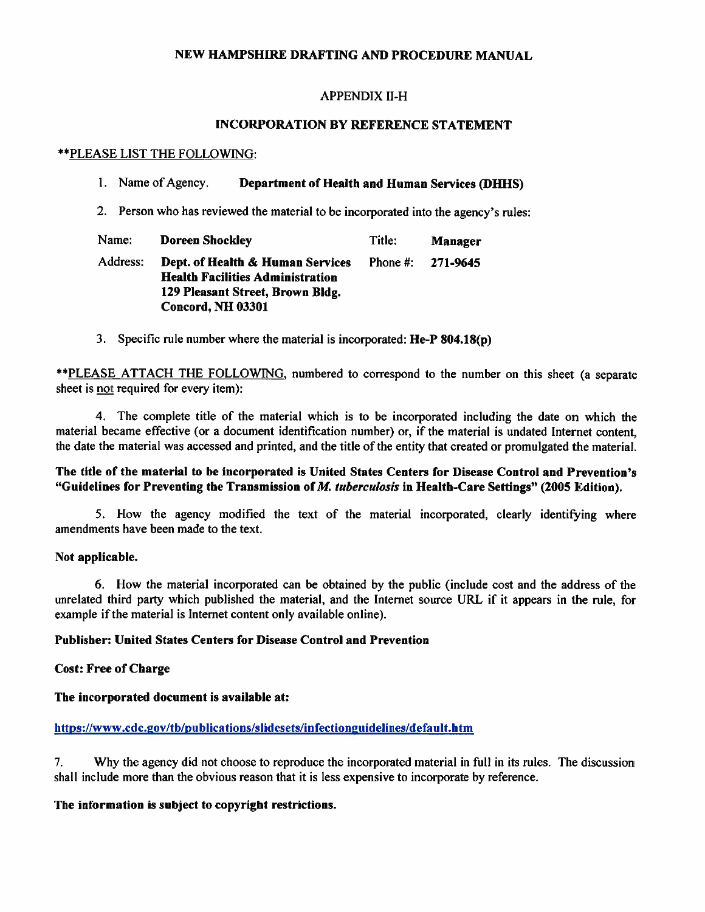# NEW HAMPSHIRE DRAFTING AND PROCEDURE MANUAL

## APPENDIX II-H

## INCORPORATION BY REFERENCE STATEMENT

\*\*PLEASE LIST THE FOLLOWING:

1. Name of Agency. **Department of Health and Human Services (DHHS)**

2. Person who has reviewed the material to be incorporated into the agency's rules:

| | | | |
|---|---|---|---|
| Name: | **Doreen Shockley** | Title: | **Manager** |
| Address: | **Dept. of Health & Human Services**<br>**Health Facilities Administration**<br>**129 Pleasant Street, Brown Bldg.**<br>**Concord, NH 03301** | Phone #: | **271-9645** |

3. Specific rule number where the material is incorporated: **He-P 804.18(p)**

\*\*PLEASE ATTACH THE FOLLOWING, numbered to correspond to the number on this sheet (a separate sheet is not required for every item):

4. The complete title of the material which is to be incorporated including the date on which the material became effective (or a document identification number) or, if the material is undated Internet content, the date the material was accessed and printed, and the title of the entity that created or promulgated the material.

**The title of the material to be incorporated is United States Centers for Disease Control and Prevention's "Guidelines for Preventing the Transmission of *M. tuberculosis* in Health-Care Settings" (2005 Edition).**

5. How the agency modified the text of the material incorporated, clearly identifying where amendments have been made to the text.

**Not applicable.**

6. How the material incorporated can be obtained by the public (include cost and the address of the unrelated third party which published the material, and the Internet source URL if it appears in the rule, for example if the material is Internet content only available online).

**Publisher: United States Centers for Disease Control and Prevention**

**Cost: Free of Charge**

**The incorporated document is available at:**

https://www.cdc.gov/tb/publications/slidesets/infectionguidelines/default.htm

7. Why the agency did not choose to reproduce the incorporated material in full in its rules. The discussion shall include more than the obvious reason that it is less expensive to incorporate by reference.

**The information is subject to copyright restrictions.**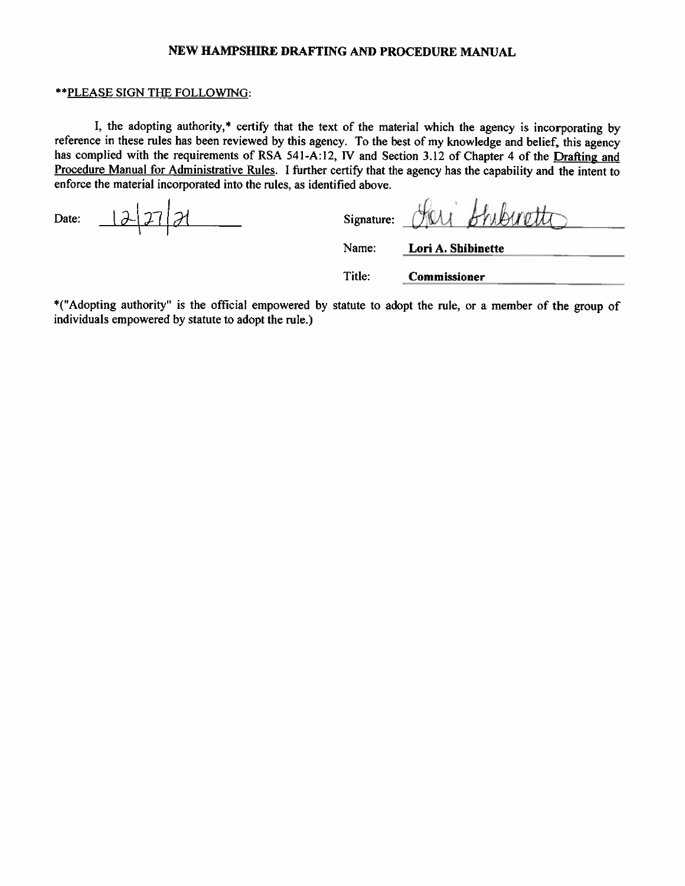**NEW HAMPSHIRE DRAFTING AND PROCEDURE MANUAL**

**PLEASE SIGN THE FOLLOWING:

I, the adopting authority,* certify that the text of the material which the agency is incorporating by reference in these rules has been reviewed by this agency. To the best of my knowledge and belief, this agency has complied with the requirements of RSA 541-A:12, IV and Section 3.12 of Chapter 4 of the Drafting and Procedure Manual for Administrative Rules. I further certify that the agency has the capability and the intent to enforce the material incorporated into the rules, as identified above.

Date: 12/27/21

Signature: Lori Shibinette

Name: **Lori A. Shibinette**

Title: **Commissioner**

*("Adopting authority" is the official empowered by statute to adopt the rule, or a member of the group of individuals empowered by statute to adopt the rule.)